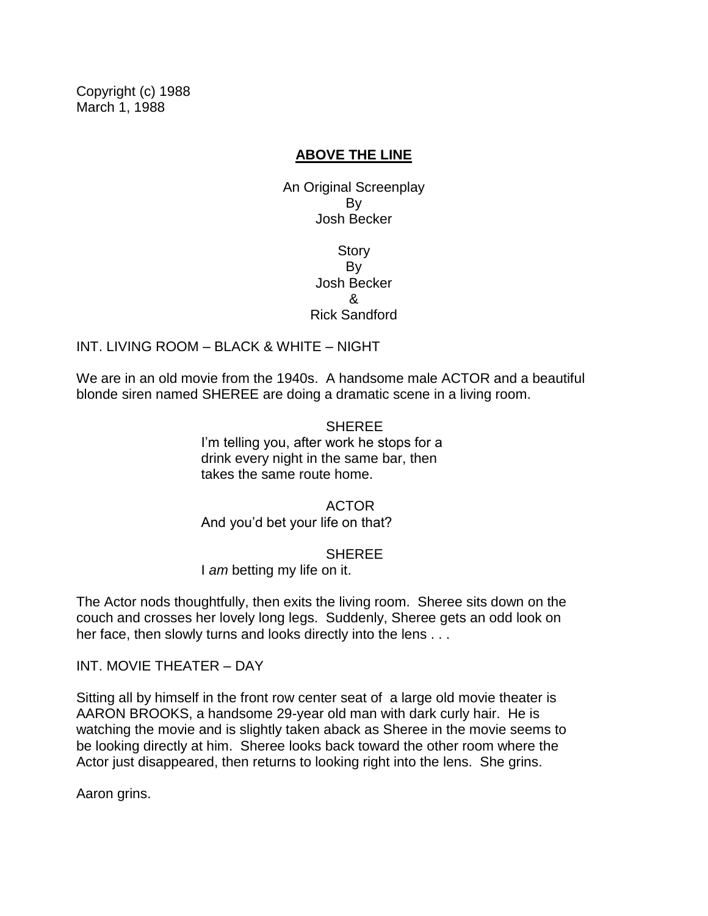Copyright (c) 1988
March 1, 1988

# ABOVE THE LINE

An Original Screenplay
By
Josh Becker

Story
By
Josh Becker
&
Rick Sandford

INT. LIVING ROOM – BLACK & WHITE – NIGHT

We are in an old movie from the 1940s. A handsome male ACTOR and a beautiful blonde siren named SHEREE are doing a dramatic scene in a living room.

SHEREE
I'm telling you, after work he stops for a drink every night in the same bar, then takes the same route home.

ACTOR
And you'd bet your life on that?

SHEREE
I *am* betting my life on it.

The Actor nods thoughtfully, then exits the living room. Sheree sits down on the couch and crosses her lovely long legs. Suddenly, Sheree gets an odd look on her face, then slowly turns and looks directly into the lens . . .

INT. MOVIE THEATER – DAY

Sitting all by himself in the front row center seat of a large old movie theater is AARON BROOKS, a handsome 29-year old man with dark curly hair. He is watching the movie and is slightly taken aback as Sheree in the movie seems to be looking directly at him. Sheree looks back toward the other room where the Actor just disappeared, then returns to looking right into the lens. She grins.

Aaron grins.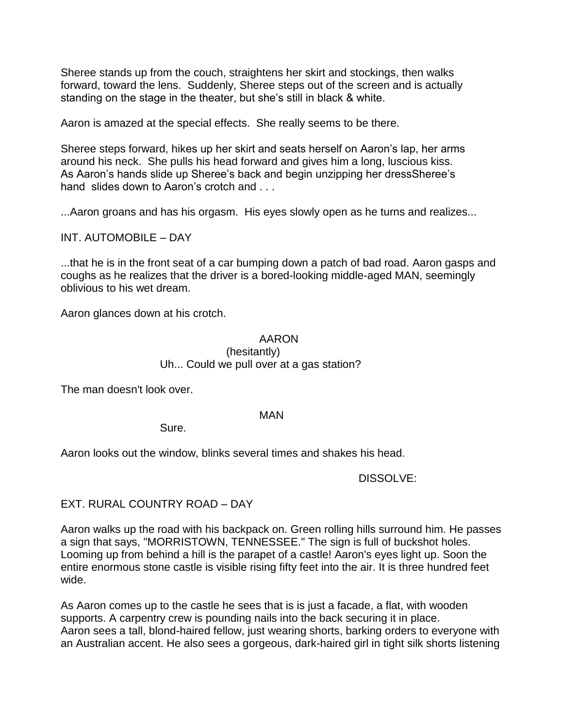Sheree stands up from the couch, straightens her skirt and stockings, then walks forward, toward the lens. Suddenly, Sheree steps out of the screen and is actually standing on the stage in the theater, but she's still in black & white.

Aaron is amazed at the special effects. She really seems to be there.

Sheree steps forward, hikes up her skirt and seats herself on Aaron's lap, her arms around his neck. She pulls his head forward and gives him a long, luscious kiss. As Aaron's hands slide up Sheree's back and begin unzipping her dressSheree's hand slides down to Aaron's crotch and . . .

...Aaron groans and has his orgasm. His eyes slowly open as he turns and realizes...

INT. AUTOMOBILE – DAY

...that he is in the front seat of a car bumping down a patch of bad road. Aaron gasps and coughs as he realizes that the driver is a bored-looking middle-aged MAN, seemingly oblivious to his wet dream.

Aaron glances down at his crotch.

AARON
(hesitantly)
Uh... Could we pull over at a gas station?

The man doesn't look over.

MAN
Sure.

Aaron looks out the window, blinks several times and shakes his head.

DISSOLVE:

EXT. RURAL COUNTRY ROAD – DAY

Aaron walks up the road with his backpack on. Green rolling hills surround him. He passes a sign that says, "MORRISTOWN, TENNESSEE." The sign is full of buckshot holes. Looming up from behind a hill is the parapet of a castle! Aaron's eyes light up. Soon the entire enormous stone castle is visible rising fifty feet into the air. It is three hundred feet wide.

As Aaron comes up to the castle he sees that is is just a facade, a flat, with wooden supports. A carpentry crew is pounding nails into the back securing it in place. Aaron sees a tall, blond-haired fellow, just wearing shorts, barking orders to everyone with an Australian accent. He also sees a gorgeous, dark-haired girl in tight silk shorts listening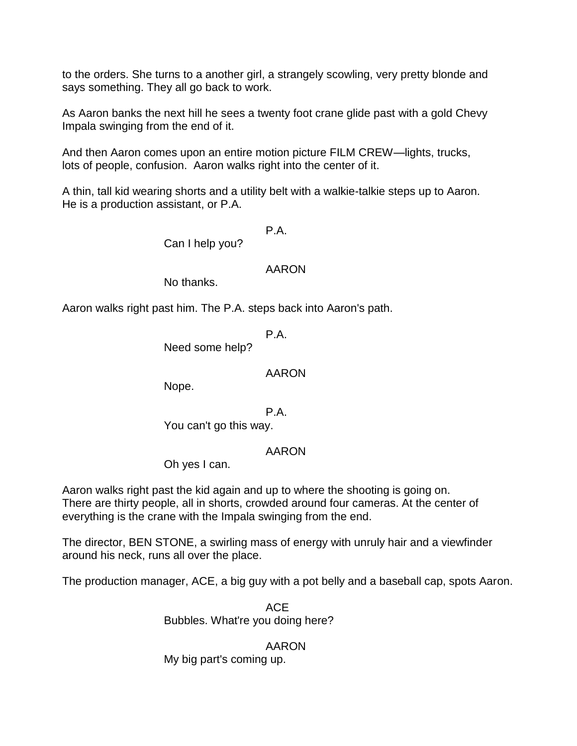to the orders. She turns to a another girl, a strangely scowling, very pretty blonde and says something. They all go back to work.

As Aaron banks the next hill he sees a twenty foot crane glide past with a gold Chevy Impala swinging from the end of it.

And then Aaron comes upon an entire motion picture FILM CREW—lights, trucks, lots of people, confusion. Aaron walks right into the center of it.

A thin, tall kid wearing shorts and a utility belt with a walkie-talkie steps up to Aaron. He is a production assistant, or P.A.

P.A.

Can I help you?

AARON

No thanks.

Aaron walks right past him. The P.A. steps back into Aaron's path.

P.A.

Need some help?

AARON

Nope.

P.A.

You can't go this way.

AARON

Oh yes I can.

Aaron walks right past the kid again and up to where the shooting is going on. There are thirty people, all in shorts, crowded around four cameras. At the center of everything is the crane with the Impala swinging from the end.

The director, BEN STONE, a swirling mass of energy with unruly hair and a viewfinder around his neck, runs all over the place.

The production manager, ACE, a big guy with a pot belly and a baseball cap, spots Aaron.

ACE

Bubbles. What're you doing here?

AARON

My big part's coming up.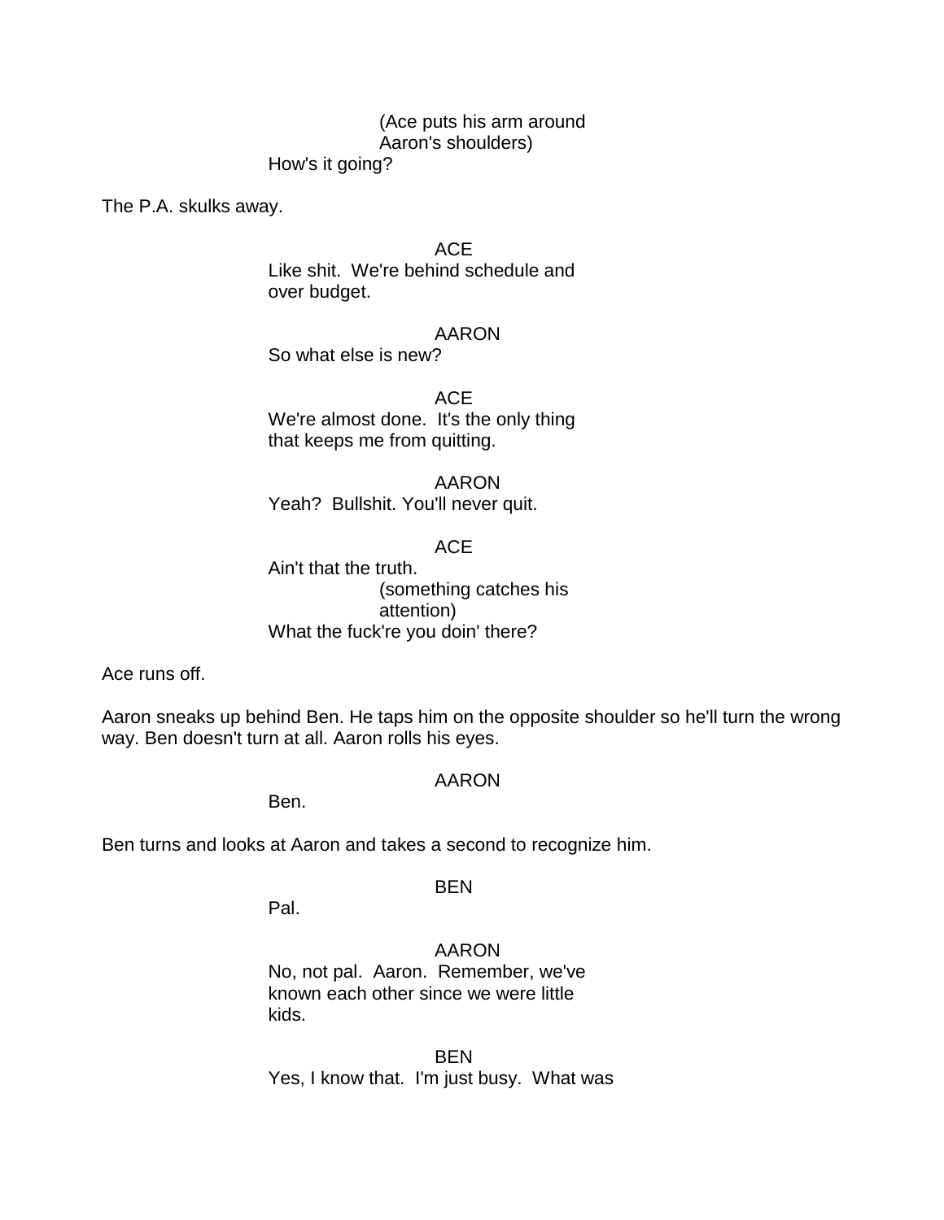(Ace puts his arm around Aaron's shoulders)

How's it going?

The P.A. skulks away.

ACE

Like shit. We're behind schedule and over budget.

AARON

So what else is new?

ACE

We're almost done. It's the only thing that keeps me from quitting.

AARON

Yeah? Bullshit. You'll never quit.

ACE

Ain't that the truth.

(something catches his attention)

What the fuck're you doin' there?

Ace runs off.

Aaron sneaks up behind Ben. He taps him on the opposite shoulder so he'll turn the wrong way. Ben doesn't turn at all. Aaron rolls his eyes.

AARON

Ben.

Ben turns and looks at Aaron and takes a second to recognize him.

BEN

Pal.

AARON

No, not pal. Aaron. Remember, we've known each other since we were little kids.

BEN

Yes, I know that. I'm just busy. What was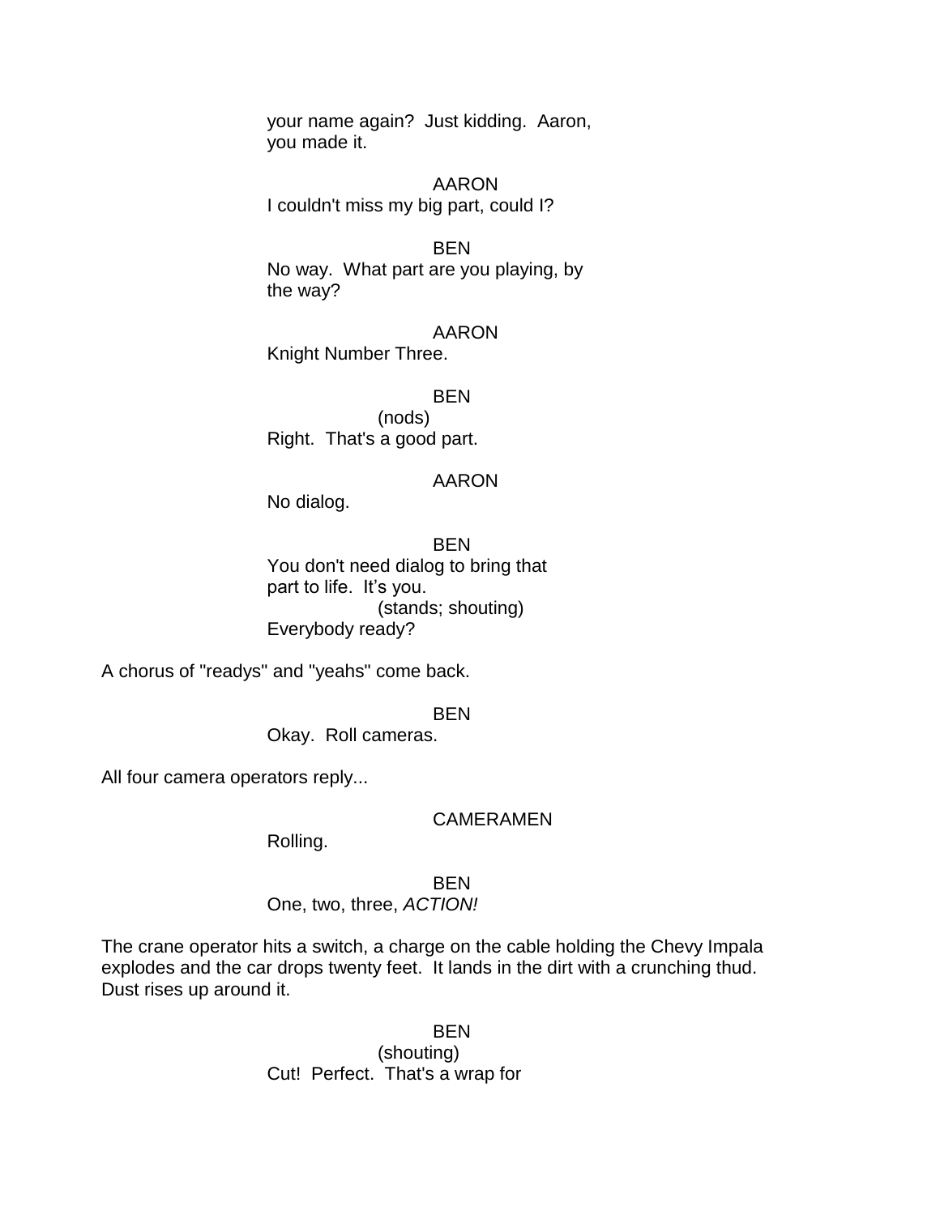your name again? Just kidding. Aaron, you made it.

AARON
I couldn't miss my big part, could I?

BEN
No way. What part are you playing, by the way?

AARON
Knight Number Three.

BEN
(nods)
Right. That's a good part.

AARON
No dialog.

BEN
You don't need dialog to bring that part to life. It's you.
(stands; shouting)
Everybody ready?

A chorus of "readys" and "yeahs" come back.

BEN
Okay. Roll cameras.

All four camera operators reply...

CAMERAMEN
Rolling.

BEN
One, two, three, *ACTION!*

The crane operator hits a switch, a charge on the cable holding the Chevy Impala explodes and the car drops twenty feet. It lands in the dirt with a crunching thud. Dust rises up around it.

BEN
(shouting)
Cut! Perfect. That's a wrap for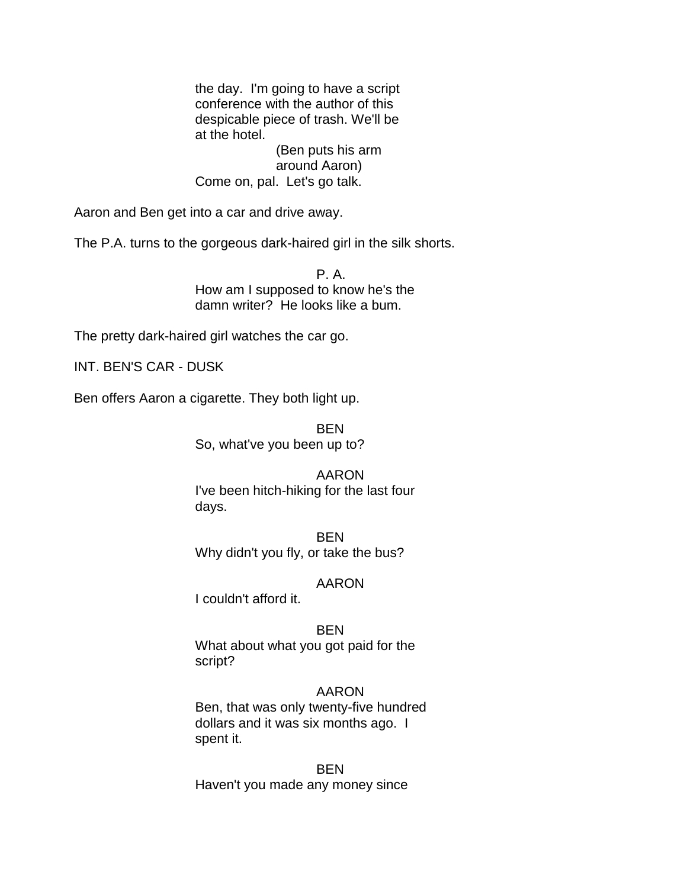the day. I'm going to have a script conference with the author of this despicable piece of trash. We'll be at the hotel.

(Ben puts his arm around Aaron)

Come on, pal. Let's go talk.

Aaron and Ben get into a car and drive away.

The P.A. turns to the gorgeous dark-haired girl in the silk shorts.

P. A.

How am I supposed to know he's the damn writer? He looks like a bum.

The pretty dark-haired girl watches the car go.

INT. BEN'S CAR - DUSK

Ben offers Aaron a cigarette. They both light up.

BEN

So, what've you been up to?

AARON

I've been hitch-hiking for the last four days.

BEN

Why didn't you fly, or take the bus?

AARON

I couldn't afford it.

BEN

What about what you got paid for the script?

AARON

Ben, that was only twenty-five hundred dollars and it was six months ago. I spent it.

BEN

Haven't you made any money since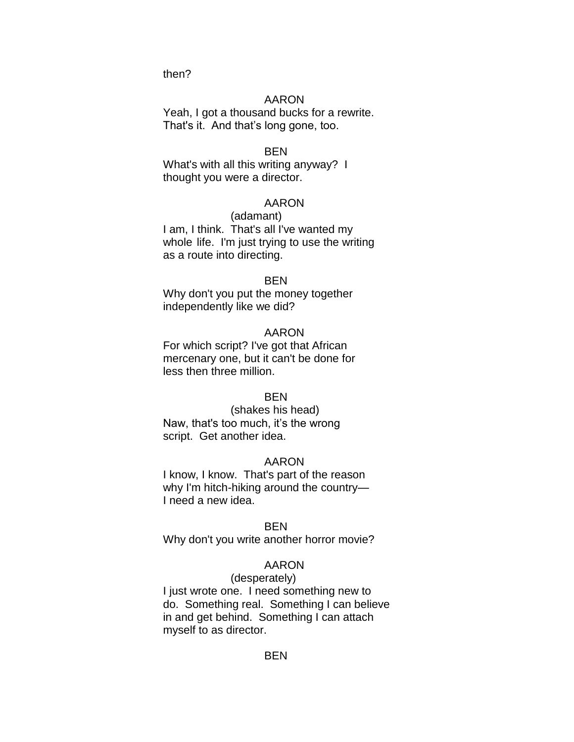then?

AARON

Yeah, I got a thousand bucks for a rewrite. That's it. And that's long gone, too.

BEN

What's with all this writing anyway? I thought you were a director.

AARON

(adamant)

I am, I think. That's all I've wanted my whole life. I'm just trying to use the writing as a route into directing.

BEN

Why don't you put the money together independently like we did?

AARON

For which script? I've got that African mercenary one, but it can't be done for less then three million.

BEN

(shakes his head)

Naw, that's too much, it's the wrong script. Get another idea.

AARON

I know, I know. That's part of the reason why I'm hitch-hiking around the country— I need a new idea.

BEN

Why don't you write another horror movie?

AARON

(desperately)

I just wrote one. I need something new to do. Something real. Something I can believe in and get behind. Something I can attach myself to as director.

BEN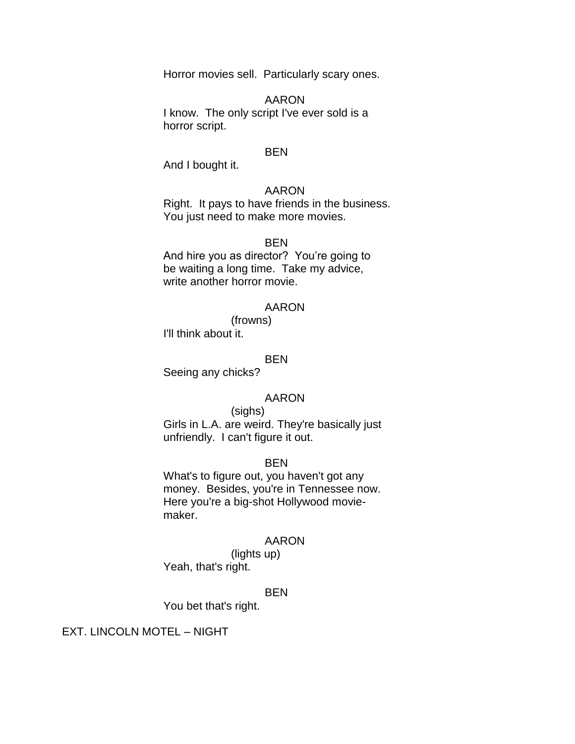Horror movies sell. Particularly scary ones.

AARON

I know. The only script I've ever sold is a horror script.

BEN

And I bought it.

AARON

Right. It pays to have friends in the business. You just need to make more movies.

BEN

And hire you as director? You're going to be waiting a long time. Take my advice, write another horror movie.

AARON

(frowns)

I'll think about it.

BEN

Seeing any chicks?

AARON

(sighs)

Girls in L.A. are weird. They're basically just unfriendly. I can't figure it out.

BEN

What's to figure out, you haven't got any money. Besides, you're in Tennessee now. Here you're a big-shot Hollywood movie-maker.

AARON

(lights up)

Yeah, that's right.

BEN

You bet that's right.

EXT. LINCOLN MOTEL – NIGHT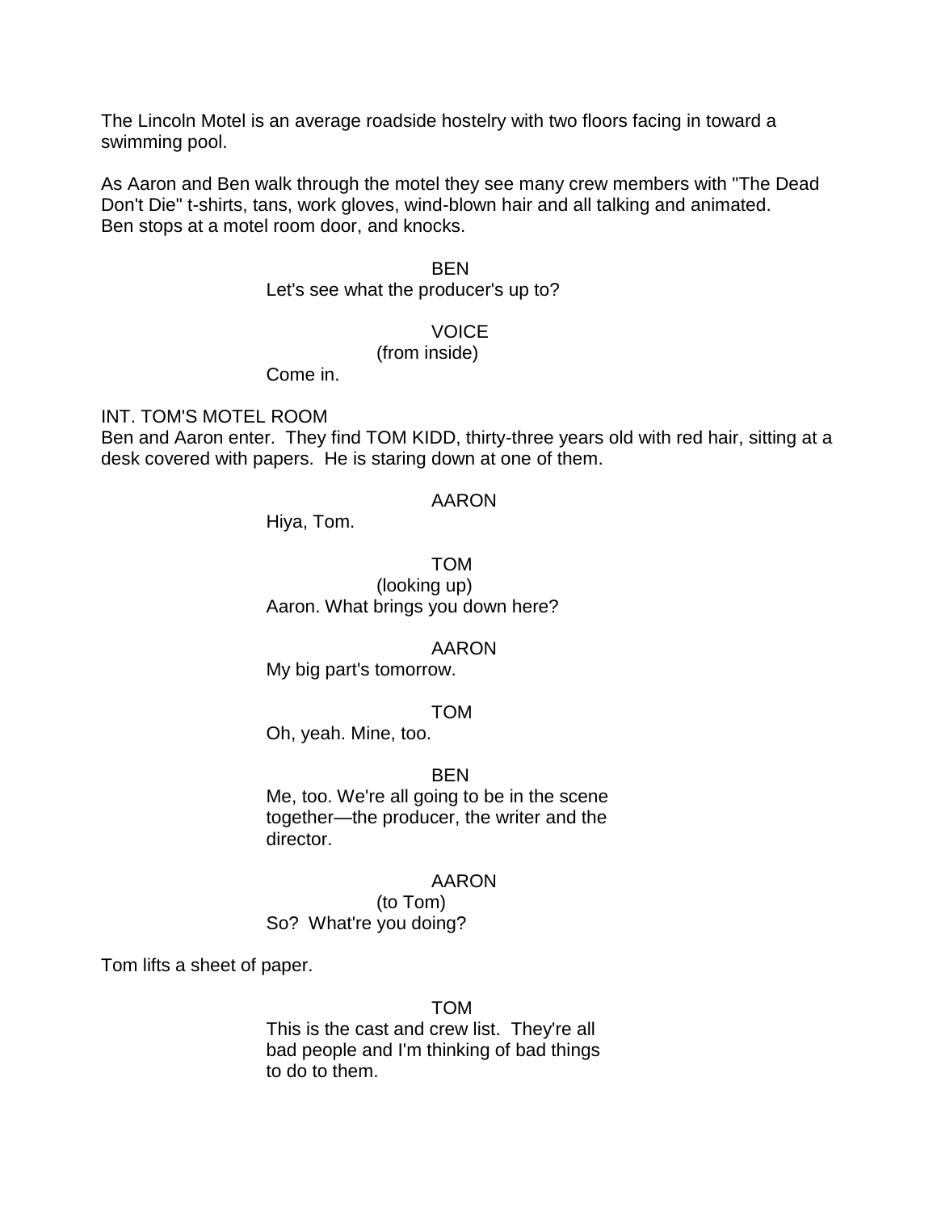The Lincoln Motel is an average roadside hostelry with two floors facing in toward a swimming pool.

As Aaron and Ben walk through the motel they see many crew members with "The Dead Don't Die" t-shirts, tans, work gloves, wind-blown hair and all talking and animated. Ben stops at a motel room door, and knocks.

BEN
Let's see what the producer's up to?

VOICE
(from inside)
Come in.

INT. TOM'S MOTEL ROOM
Ben and Aaron enter. They find TOM KIDD, thirty-three years old with red hair, sitting at a desk covered with papers. He is staring down at one of them.

AARON
Hiya, Tom.

TOM
(looking up)
Aaron. What brings you down here?

AARON
My big part's tomorrow.

TOM
Oh, yeah. Mine, too.

BEN
Me, too. We're all going to be in the scene together—the producer, the writer and the director.

AARON
(to Tom)
So? What're you doing?

Tom lifts a sheet of paper.

TOM
This is the cast and crew list. They're all bad people and I'm thinking of bad things to do to them.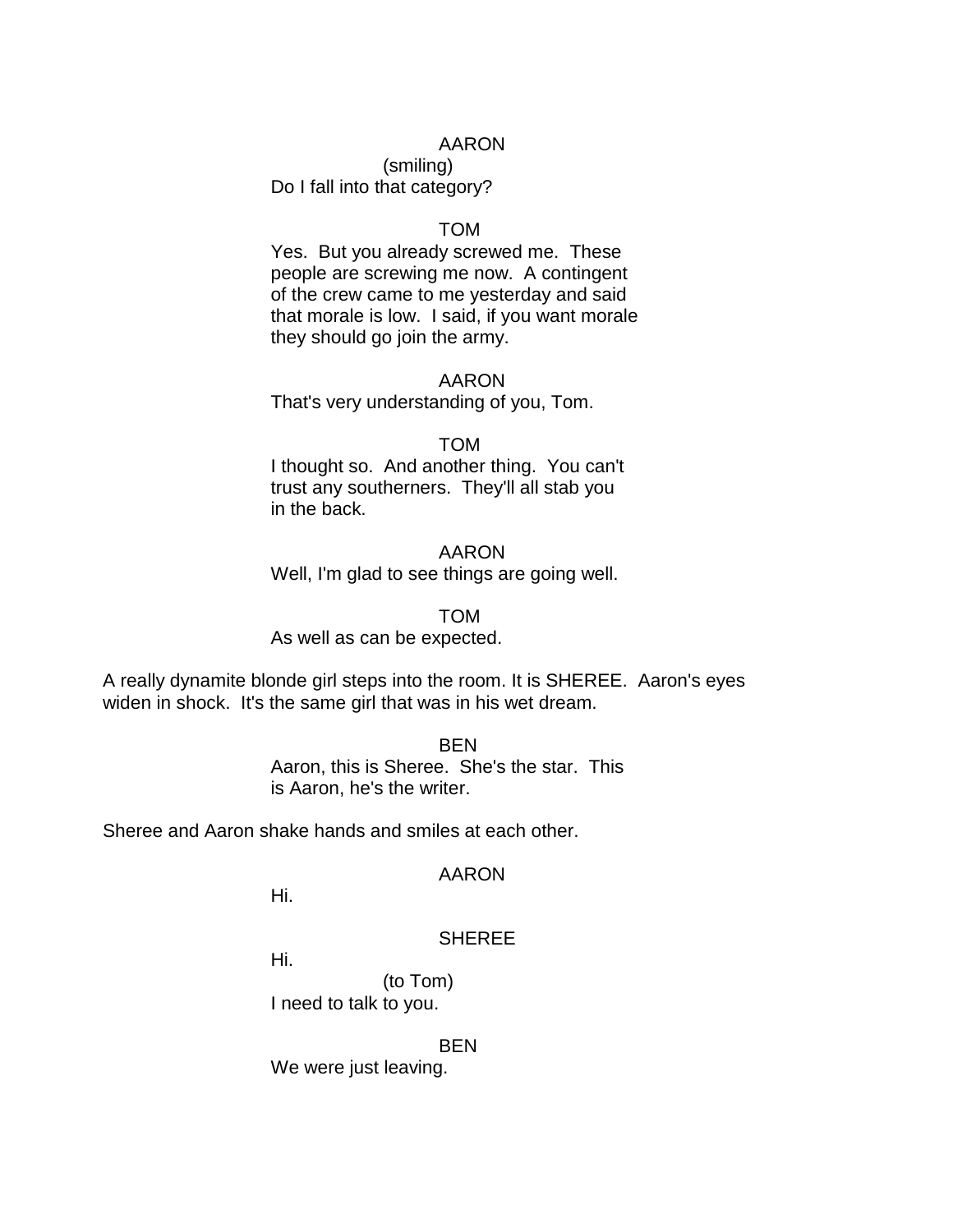AARON

(smiling)

Do I fall into that category?

TOM

Yes. But you already screwed me. These people are screwing me now. A contingent of the crew came to me yesterday and said that morale is low. I said, if you want morale they should go join the army.

AARON

That's very understanding of you, Tom.

TOM

I thought so. And another thing. You can't trust any southerners. They'll all stab you in the back.

AARON

Well, I'm glad to see things are going well.

TOM

As well as can be expected.

A really dynamite blonde girl steps into the room. It is SHEREE. Aaron's eyes widen in shock. It's the same girl that was in his wet dream.

BEN

Aaron, this is Sheree. She's the star. This is Aaron, he's the writer.

Sheree and Aaron shake hands and smiles at each other.

AARON

Hi.

SHEREE

Hi.

(to Tom)

I need to talk to you.

BEN

We were just leaving.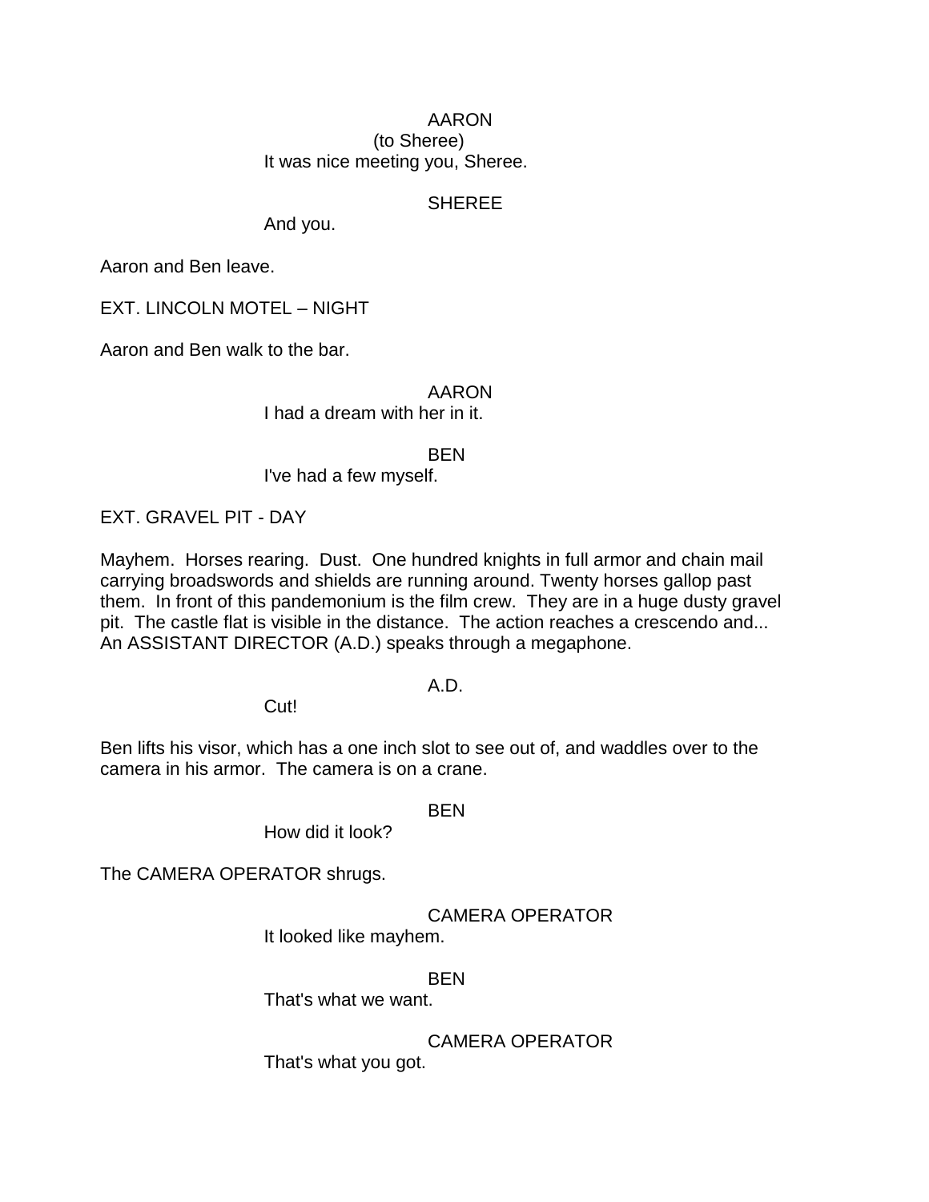AARON
(to Sheree)
It was nice meeting you, Sheree.

SHEREE
And you.

Aaron and Ben leave.

EXT. LINCOLN MOTEL – NIGHT

Aaron and Ben walk to the bar.

AARON
I had a dream with her in it.

BEN
I've had a few myself.

EXT. GRAVEL PIT - DAY

Mayhem. Horses rearing. Dust. One hundred knights in full armor and chain mail carrying broadswords and shields are running around. Twenty horses gallop past them. In front of this pandemonium is the film crew. They are in a huge dusty gravel pit. The castle flat is visible in the distance. The action reaches a crescendo and... An ASSISTANT DIRECTOR (A.D.) speaks through a megaphone.

A.D.
Cut!

Ben lifts his visor, which has a one inch slot to see out of, and waddles over to the camera in his armor. The camera is on a crane.

BEN
How did it look?

The CAMERA OPERATOR shrugs.

CAMERA OPERATOR
It looked like mayhem.

BEN
That's what we want.

CAMERA OPERATOR
That's what you got.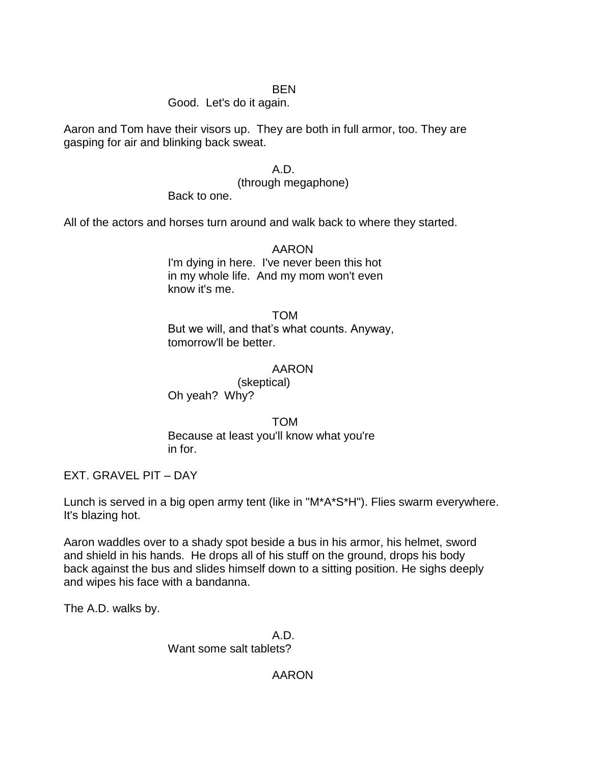BEN

Good. Let's do it again.

Aaron and Tom have their visors up. They are both in full armor, too. They are gasping for air and blinking back sweat.

A.D.

(through megaphone)

Back to one.

All of the actors and horses turn around and walk back to where they started.

AARON

I'm dying in here. I've never been this hot in my whole life. And my mom won't even know it's me.

TOM

But we will, and that's what counts. Anyway, tomorrow'll be better.

AARON

(skeptical)

Oh yeah? Why?

TOM

Because at least you'll know what you're in for.

EXT. GRAVEL PIT – DAY

Lunch is served in a big open army tent (like in "M*A*S*H"). Flies swarm everywhere. It's blazing hot.

Aaron waddles over to a shady spot beside a bus in his armor, his helmet, sword and shield in his hands. He drops all of his stuff on the ground, drops his body back against the bus and slides himself down to a sitting position. He sighs deeply and wipes his face with a bandanna.

The A.D. walks by.

A.D.

Want some salt tablets?

AARON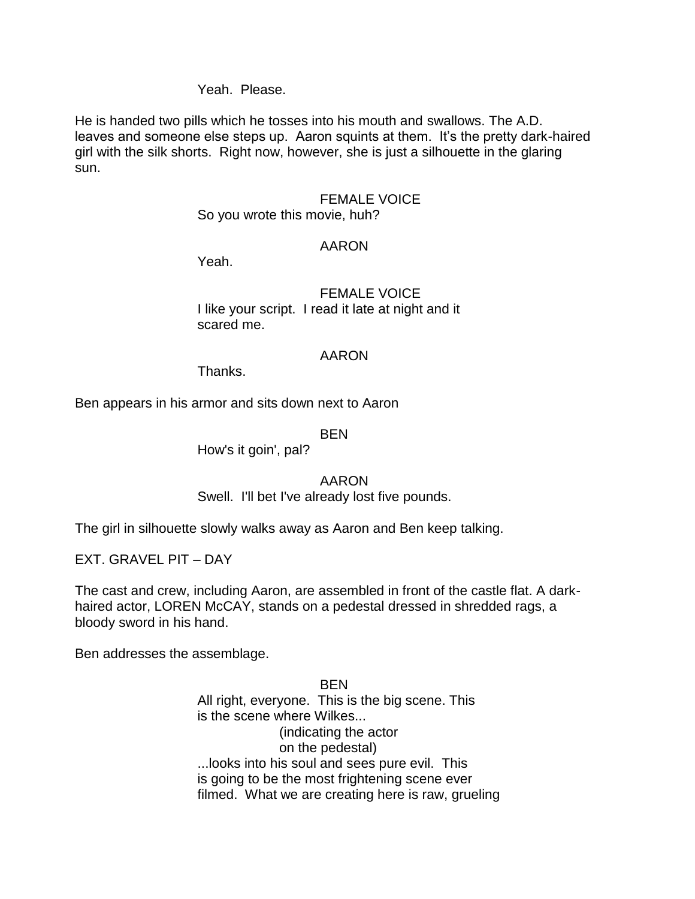Yeah.  Please.

He is handed two pills which he tosses into his mouth and swallows. The A.D. leaves and someone else steps up.  Aaron squints at them.  It's the pretty dark-haired girl with the silk shorts.  Right now, however, she is just a silhouette in the glaring sun.

FEMALE VOICE
So you wrote this movie, huh?

AARON
Yeah.

FEMALE VOICE
I like your script.  I read it late at night and it scared me.

AARON
Thanks.

Ben appears in his armor and sits down next to Aaron

BEN
How's it goin', pal?

AARON
Swell.  I'll bet I've already lost five pounds.

The girl in silhouette slowly walks away as Aaron and Ben keep talking.

EXT. GRAVEL PIT – DAY

The cast and crew, including Aaron, are assembled in front of the castle flat. A dark-haired actor, LOREN McCAY, stands on a pedestal dressed in shredded rags, a bloody sword in his hand.

Ben addresses the assemblage.

BEN
All right, everyone.  This is the big scene. This is the scene where Wilkes...
(indicating the actor on the pedestal)
...looks into his soul and sees pure evil.  This is going to be the most frightening scene ever filmed.  What we are creating here is raw, grueling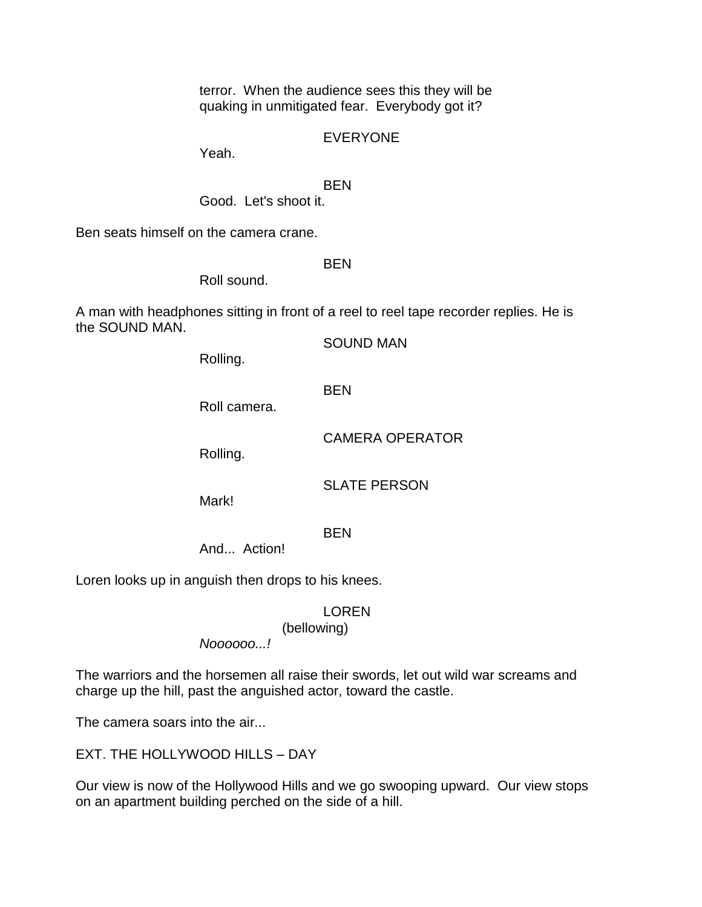terror. When the audience sees this they will be quaking in unmitigated fear. Everybody got it?

EVERYONE

Yeah.

BEN

Good. Let's shoot it.

Ben seats himself on the camera crane.

BEN

Roll sound.

A man with headphones sitting in front of a reel to reel tape recorder replies. He is the SOUND MAN.

SOUND MAN

Rolling.

BEN

Roll camera.

CAMERA OPERATOR

Rolling.

SLATE PERSON

Mark!

BEN

And... Action!

Loren looks up in anguish then drops to his knees.

LOREN

(bellowing)

*Noooooo...!*

The warriors and the horsemen all raise their swords, let out wild war screams and charge up the hill, past the anguished actor, toward the castle.

The camera soars into the air...

EXT. THE HOLLYWOOD HILLS – DAY

Our view is now of the Hollywood Hills and we go swooping upward. Our view stops on an apartment building perched on the side of a hill.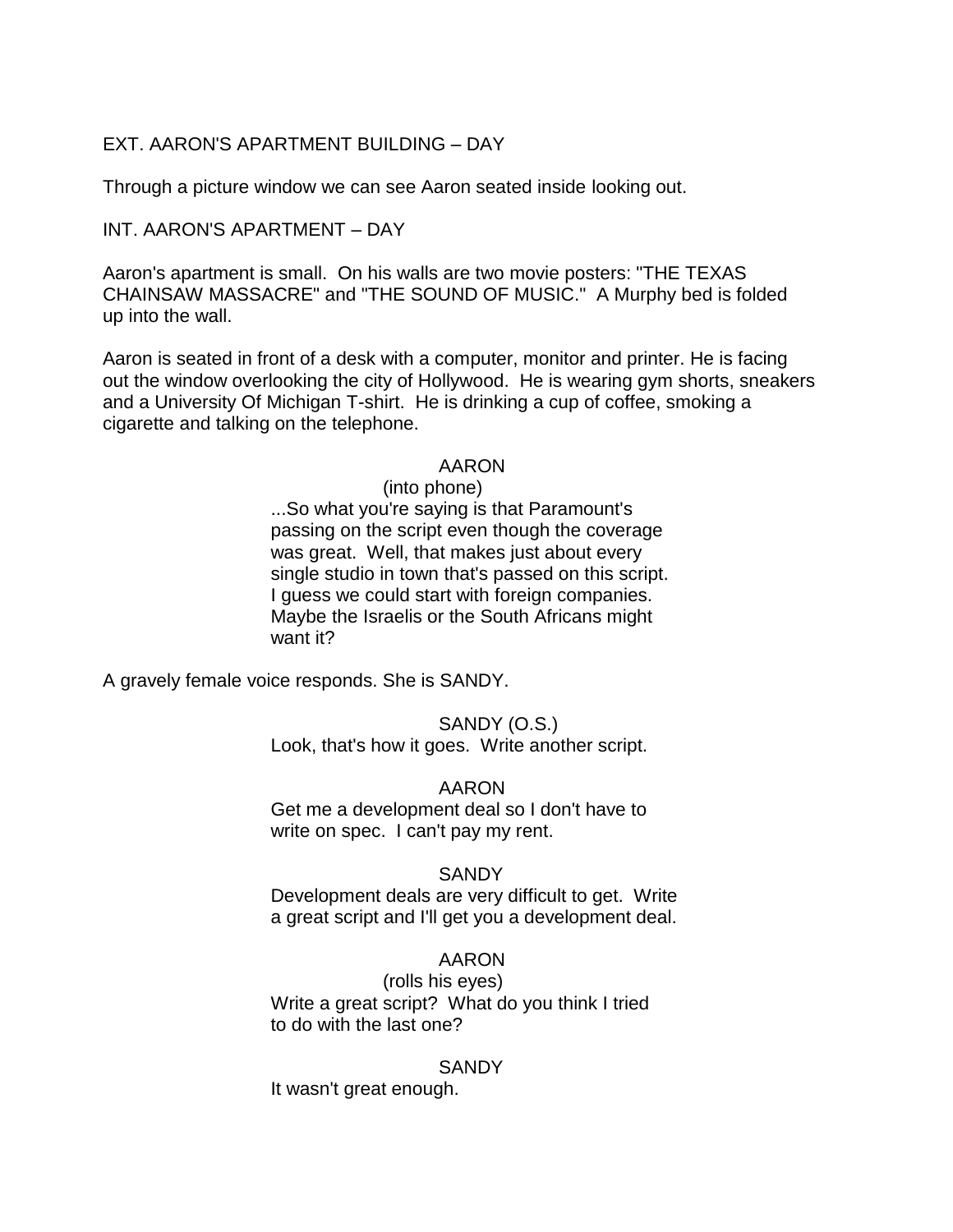EXT. AARON'S APARTMENT BUILDING – DAY

Through a picture window we can see Aaron seated inside looking out.

INT. AARON'S APARTMENT – DAY

Aaron's apartment is small. On his walls are two movie posters: "THE TEXAS CHAINSAW MASSACRE" and "THE SOUND OF MUSIC." A Murphy bed is folded up into the wall.

Aaron is seated in front of a desk with a computer, monitor and printer. He is facing out the window overlooking the city of Hollywood. He is wearing gym shorts, sneakers and a University Of Michigan T-shirt. He is drinking a cup of coffee, smoking a cigarette and talking on the telephone.

AARON
(into phone)
...So what you're saying is that Paramount's passing on the script even though the coverage was great. Well, that makes just about every single studio in town that's passed on this script. I guess we could start with foreign companies. Maybe the Israelis or the South Africans might want it?

A gravely female voice responds. She is SANDY.

SANDY (O.S.)
Look, that's how it goes. Write another script.

AARON
Get me a development deal so I don't have to write on spec. I can't pay my rent.

SANDY
Development deals are very difficult to get. Write a great script and I'll get you a development deal.

AARON
(rolls his eyes)
Write a great script? What do you think I tried to do with the last one?

SANDY
It wasn't great enough.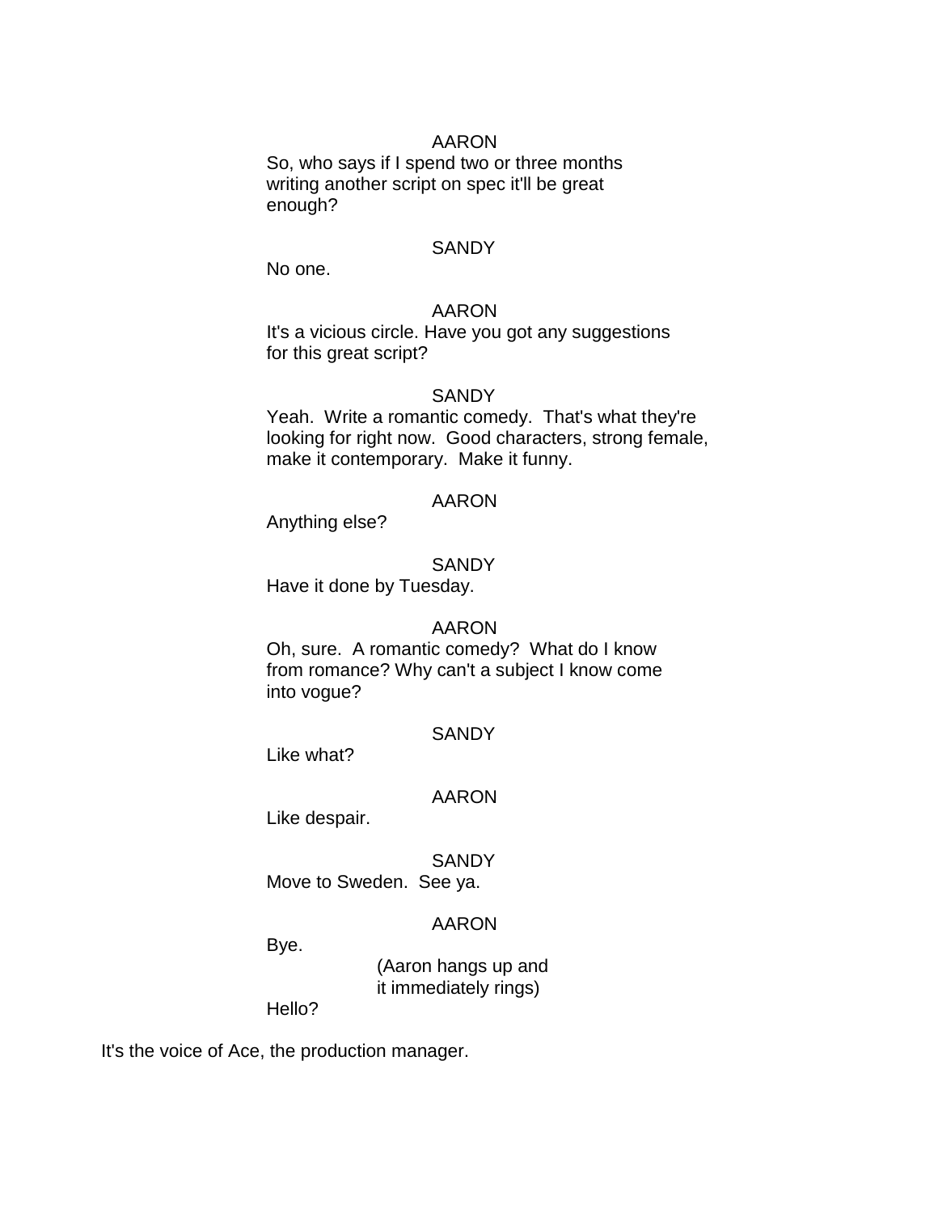AARON

So, who says if I spend two or three months writing another script on spec it'll be great enough?

SANDY

No one.

AARON

It's a vicious circle. Have you got any suggestions for this great script?

SANDY

Yeah.  Write a romantic comedy.  That's what they're looking for right now.  Good characters, strong female, make it contemporary.  Make it funny.

AARON

Anything else?

SANDY

Have it done by Tuesday.

AARON

Oh, sure.  A romantic comedy?  What do I know from romance? Why can't a subject I know come into vogue?

SANDY

Like what?

AARON

Like despair.

SANDY

Move to Sweden.  See ya.

AARON

Bye.

(Aaron hangs up and it immediately rings)

Hello?

It's the voice of Ace, the production manager.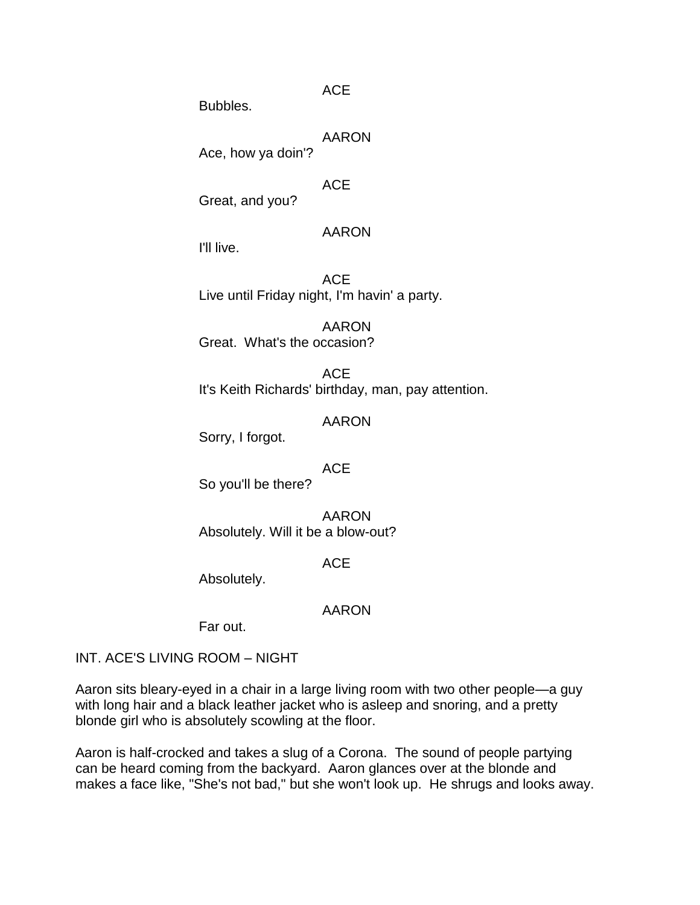ACE

Bubbles.

AARON

Ace, how ya doin'?

ACE

Great, and you?

AARON

I'll live.

ACE

Live until Friday night, I'm havin' a party.

AARON

Great. What's the occasion?

ACE

It's Keith Richards' birthday, man, pay attention.

AARON

Sorry, I forgot.

ACE

So you'll be there?

AARON

Absolutely. Will it be a blow-out?

ACE

Absolutely.

AARON

Far out.

INT. ACE'S LIVING ROOM – NIGHT

Aaron sits bleary-eyed in a chair in a large living room with two other people—a guy with long hair and a black leather jacket who is asleep and snoring, and a pretty blonde girl who is absolutely scowling at the floor.

Aaron is half-crocked and takes a slug of a Corona. The sound of people partying can be heard coming from the backyard. Aaron glances over at the blonde and makes a face like, "She's not bad," but she won't look up. He shrugs and looks away.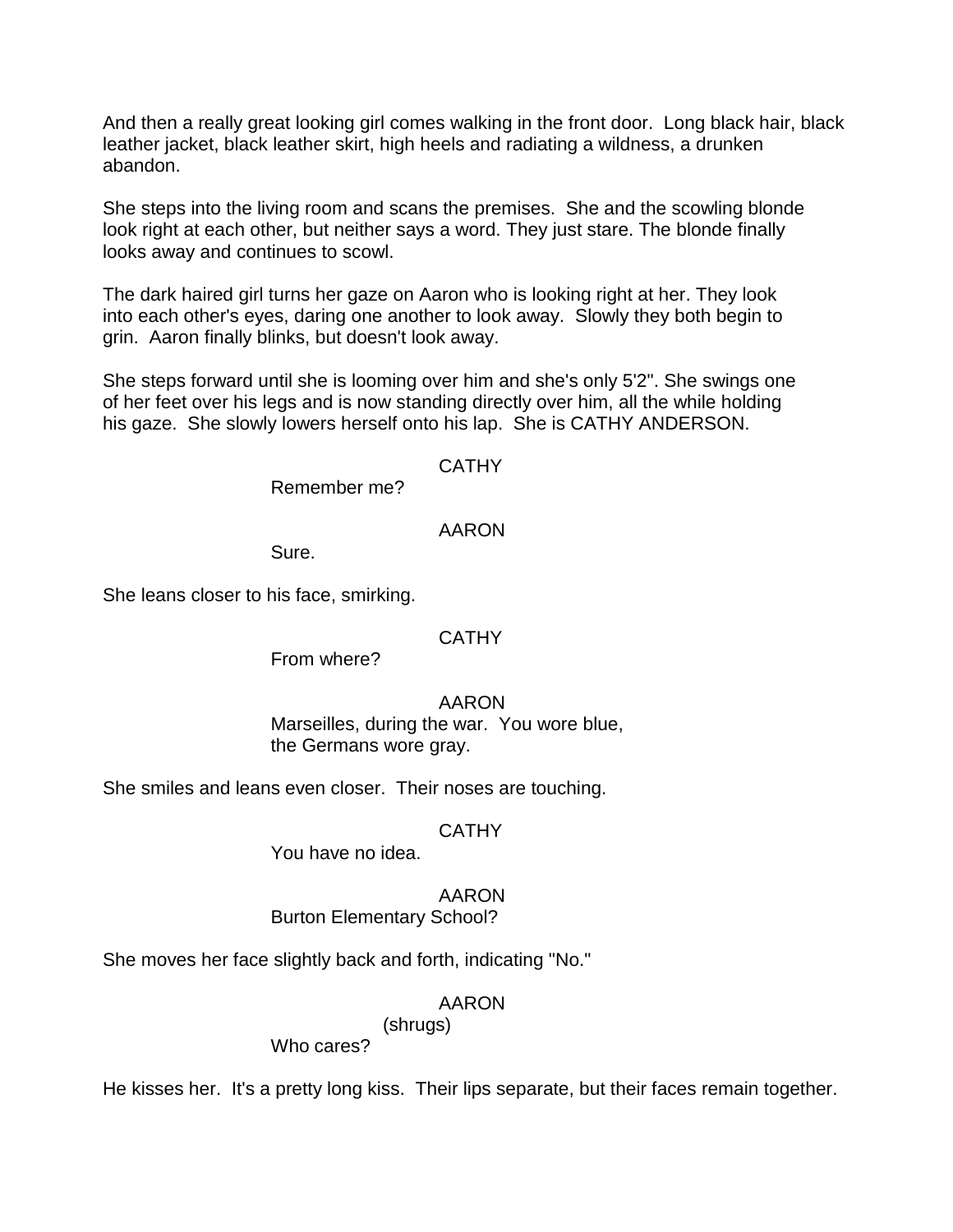And then a really great looking girl comes walking in the front door. Long black hair, black leather jacket, black leather skirt, high heels and radiating a wildness, a drunken abandon.

She steps into the living room and scans the premises. She and the scowling blonde look right at each other, but neither says a word. They just stare. The blonde finally looks away and continues to scowl.

The dark haired girl turns her gaze on Aaron who is looking right at her. They look into each other's eyes, daring one another to look away. Slowly they both begin to grin. Aaron finally blinks, but doesn't look away.

She steps forward until she is looming over him and she's only 5'2". She swings one of her feet over his legs and is now standing directly over him, all the while holding his gaze. She slowly lowers herself onto his lap. She is CATHY ANDERSON.

CATHY

Remember me?

AARON

Sure.

She leans closer to his face, smirking.

CATHY

From where?

AARON

Marseilles, during the war. You wore blue, the Germans wore gray.

She smiles and leans even closer. Their noses are touching.

CATHY

You have no idea.

AARON

Burton Elementary School?

She moves her face slightly back and forth, indicating "No."

AARON

(shrugs)

Who cares?

He kisses her. It's a pretty long kiss. Their lips separate, but their faces remain together.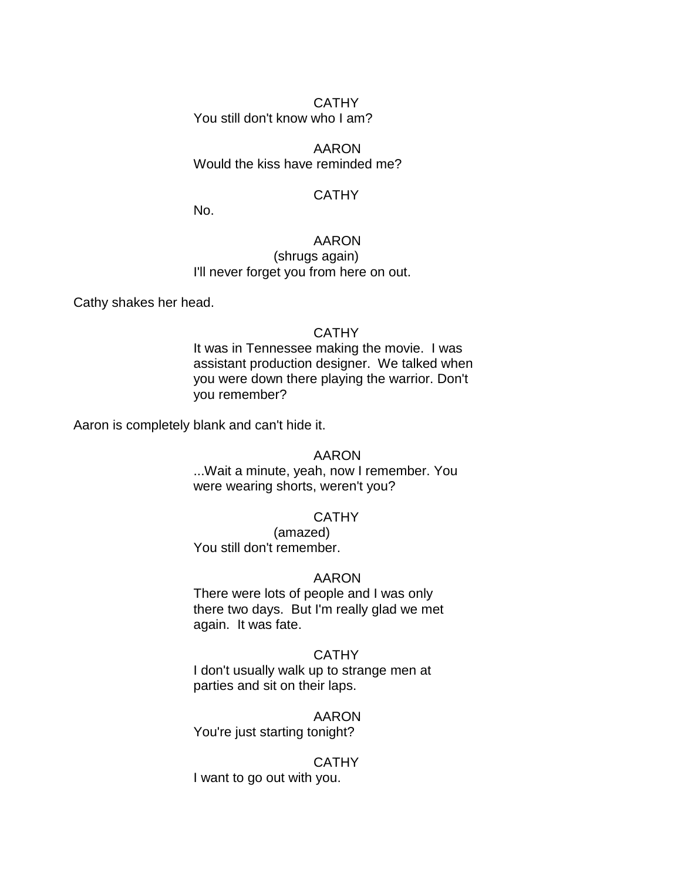CATHY

You still don't know who I am?

AARON

Would the kiss have reminded me?

CATHY

No.

AARON

(shrugs again)

I'll never forget you from here on out.

Cathy shakes her head.

CATHY

It was in Tennessee making the movie. I was assistant production designer. We talked when you were down there playing the warrior. Don't you remember?

Aaron is completely blank and can't hide it.

AARON

...Wait a minute, yeah, now I remember. You were wearing shorts, weren't you?

CATHY

(amazed)

You still don't remember.

AARON

There were lots of people and I was only there two days. But I'm really glad we met again. It was fate.

CATHY

I don't usually walk up to strange men at parties and sit on their laps.

AARON

You're just starting tonight?

CATHY

I want to go out with you.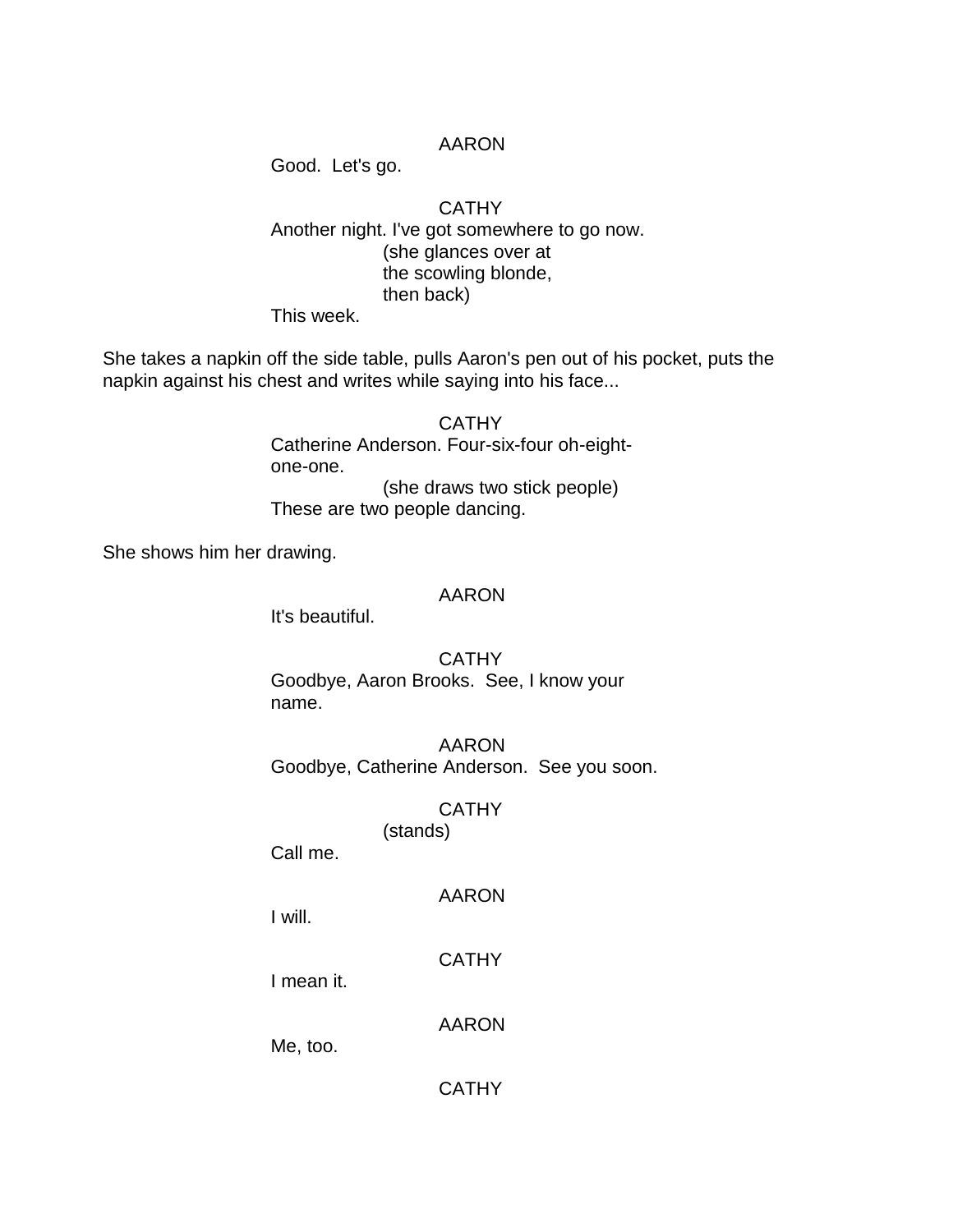AARON

Good. Let's go.

CATHY

Another night. I've got somewhere to go now.
(she glances over at the scowling blonde, then back)
This week.

She takes a napkin off the side table, pulls Aaron's pen out of his pocket, puts the napkin against his chest and writes while saying into his face...

CATHY

Catherine Anderson. Four-six-four oh-eight-one-one.
(she draws two stick people)
These are two people dancing.

She shows him her drawing.

AARON

It's beautiful.

CATHY

Goodbye, Aaron Brooks. See, I know your name.

AARON

Goodbye, Catherine Anderson. See you soon.

CATHY

(stands)
Call me.

AARON

I will.

CATHY

I mean it.

AARON

Me, too.

CATHY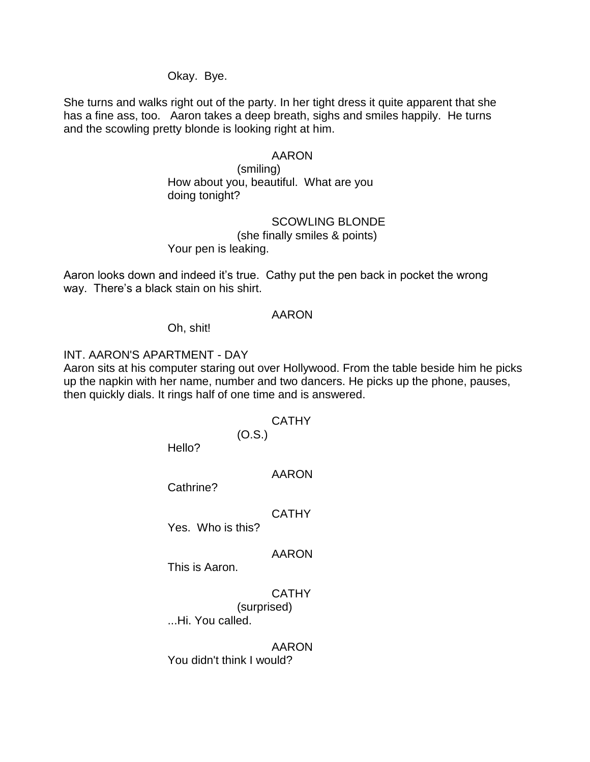Okay. Bye.

She turns and walks right out of the party. In her tight dress it quite apparent that she has a fine ass, too. Aaron takes a deep breath, sighs and smiles happily. He turns and the scowling pretty blonde is looking right at him.

AARON

(smiling)

How about you, beautiful. What are you doing tonight?

SCOWLING BLONDE

(she finally smiles & points)

Your pen is leaking.

Aaron looks down and indeed it's true. Cathy put the pen back in pocket the wrong way. There's a black stain on his shirt.

AARON

Oh, shit!

INT. AARON'S APARTMENT - DAY

Aaron sits at his computer staring out over Hollywood. From the table beside him he picks up the napkin with her name, number and two dancers. He picks up the phone, pauses, then quickly dials. It rings half of one time and is answered.

CATHY

(O.S.)

Hello?

AARON

Cathrine?

CATHY

Yes. Who is this?

AARON

This is Aaron.

CATHY

(surprised)

...Hi. You called.

AARON

You didn't think I would?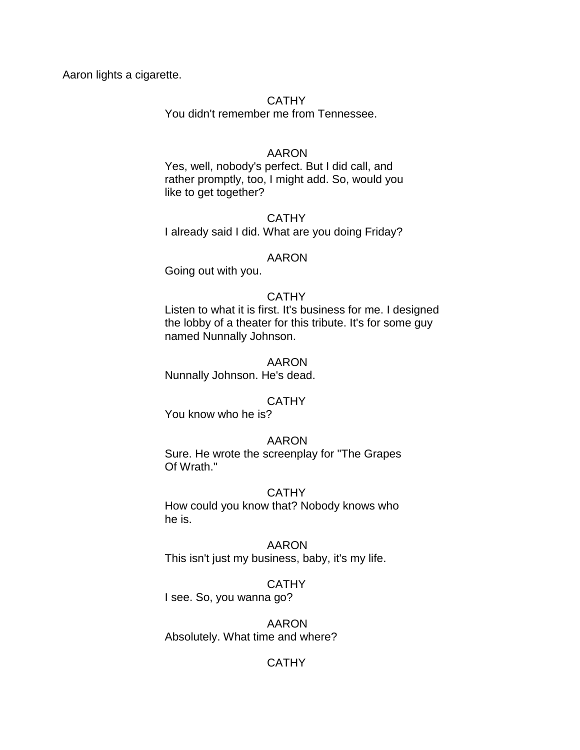Aaron lights a cigarette.

CATHY
You didn't remember me from Tennessee.

AARON
Yes, well, nobody's perfect. But I did call, and rather promptly, too, I might add. So, would you like to get together?

CATHY
I already said I did. What are you doing Friday?

AARON
Going out with you.

CATHY
Listen to what it is first. It's business for me. I designed the lobby of a theater for this tribute. It's for some guy named Nunnally Johnson.

AARON
Nunnally Johnson. He's dead.

CATHY
You know who he is?

AARON
Sure. He wrote the screenplay for "The Grapes Of Wrath."

CATHY
How could you know that? Nobody knows who he is.

AARON
This isn't just my business, baby, it's my life.

CATHY
I see. So, you wanna go?

AARON
Absolutely. What time and where?

CATHY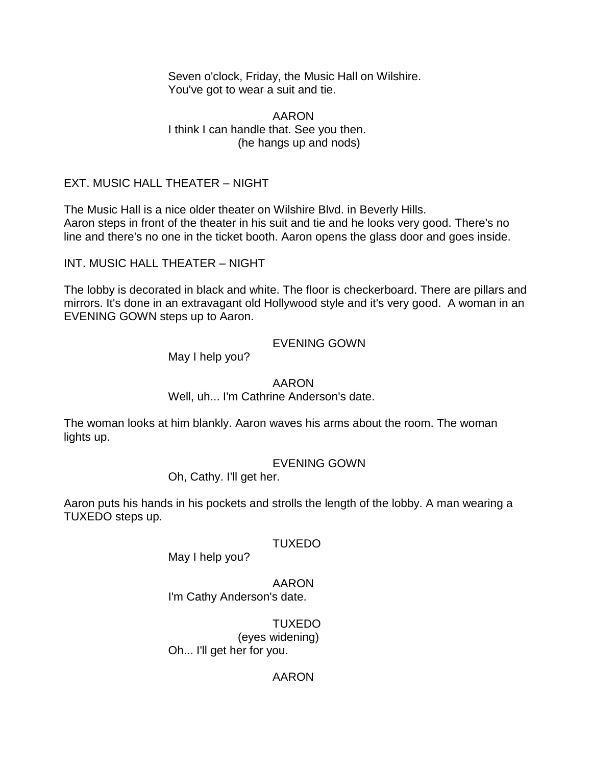Seven o'clock, Friday, the Music Hall on Wilshire.
You've got to wear a suit and tie.

AARON
I think I can handle that. See you then.
(he hangs up and nods)

EXT. MUSIC HALL THEATER – NIGHT

The Music Hall is a nice older theater on Wilshire Blvd. in Beverly Hills.
Aaron steps in front of the theater in his suit and tie and he looks very good. There's no line and there's no one in the ticket booth. Aaron opens the glass door and goes inside.

INT. MUSIC HALL THEATER – NIGHT

The lobby is decorated in black and white. The floor is checkerboard. There are pillars and mirrors. It's done in an extravagant old Hollywood style and it's very good. A woman in an EVENING GOWN steps up to Aaron.

EVENING GOWN
May I help you?

AARON
Well, uh... I'm Cathrine Anderson's date.

The woman looks at him blankly. Aaron waves his arms about the room. The woman lights up.

EVENING GOWN
Oh, Cathy. I'll get her.

Aaron puts his hands in his pockets and strolls the length of the lobby. A man wearing a TUXEDO steps up.

TUXEDO
May I help you?

AARON
I'm Cathy Anderson's date.

TUXEDO
(eyes widening)
Oh... I'll get her for you.

AARON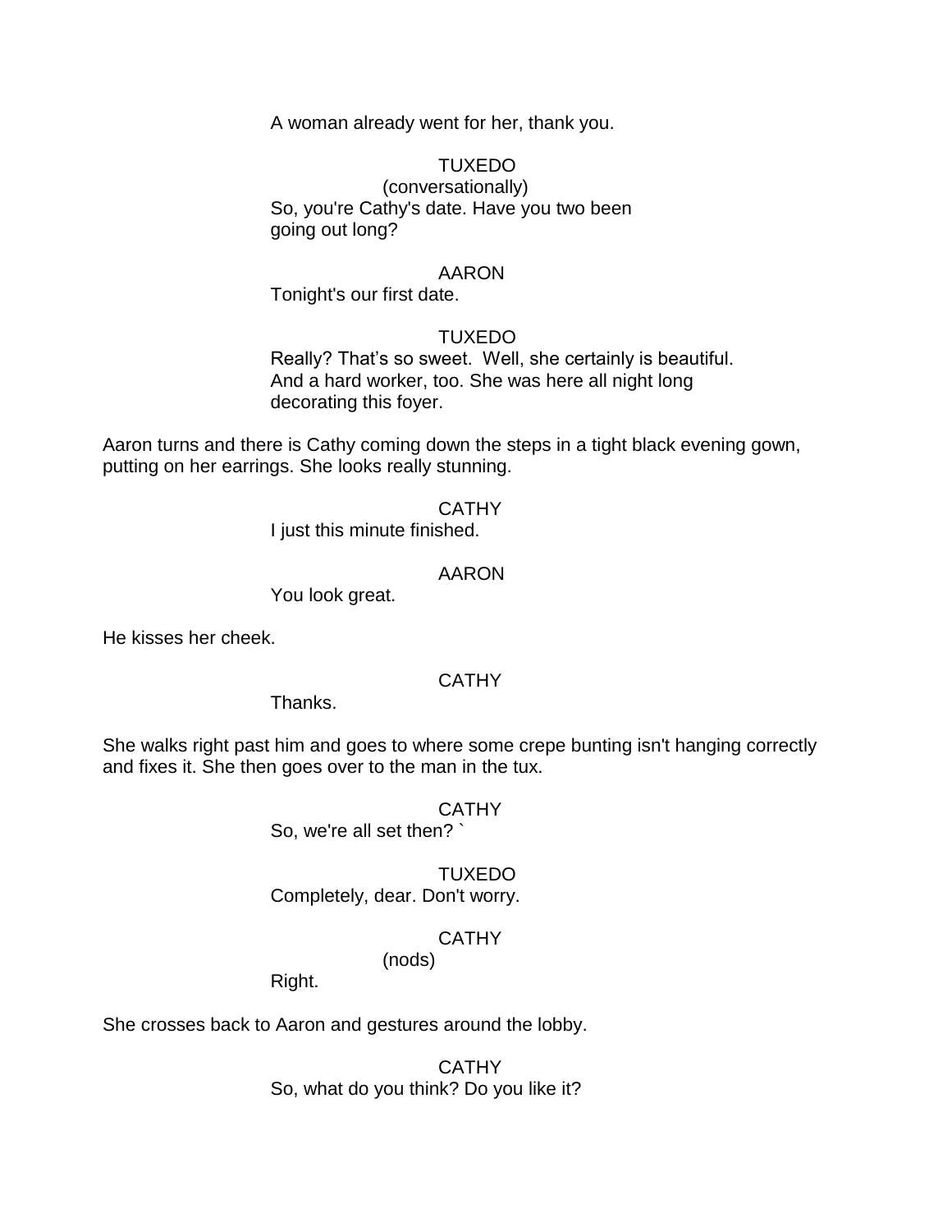A woman already went for her, thank you.

TUXEDO
(conversationally)
So, you're Cathy's date. Have you two been going out long?

AARON
Tonight's our first date.

TUXEDO
Really? That's so sweet. Well, she certainly is beautiful. And a hard worker, too. She was here all night long decorating this foyer.

Aaron turns and there is Cathy coming down the steps in a tight black evening gown, putting on her earrings. She looks really stunning.

CATHY
I just this minute finished.

AARON
You look great.

He kisses her cheek.

CATHY
Thanks.

She walks right past him and goes to where some crepe bunting isn't hanging correctly and fixes it. She then goes over to the man in the tux.

CATHY
So, we're all set then? `

TUXEDO
Completely, dear. Don't worry.

CATHY
(nods)
Right.

She crosses back to Aaron and gestures around the lobby.

CATHY
So, what do you think? Do you like it?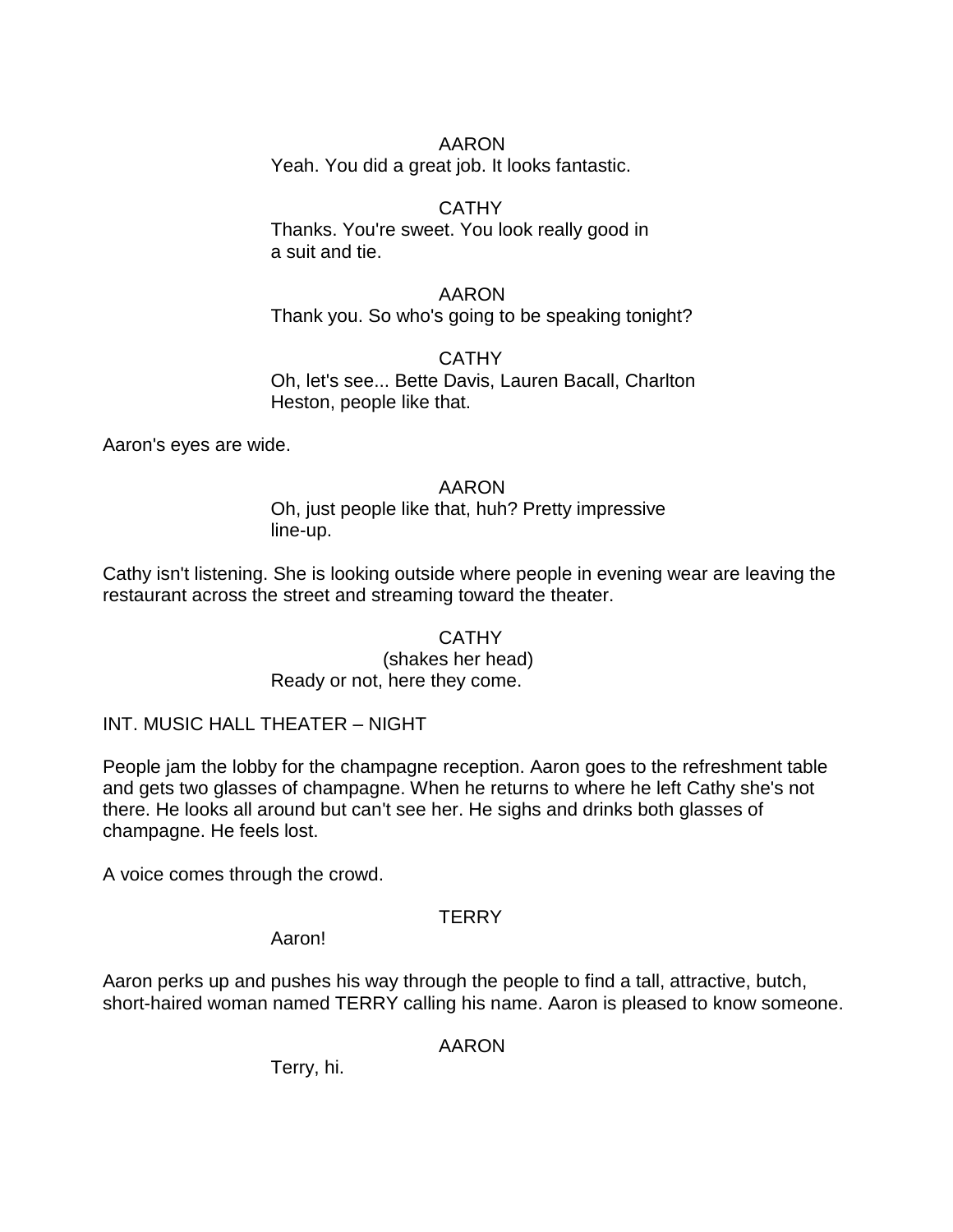AARON

Yeah. You did a great job. It looks fantastic.

CATHY

Thanks. You're sweet. You look really good in a suit and tie.

AARON

Thank you. So who's going to be speaking tonight?

CATHY

Oh, let's see... Bette Davis, Lauren Bacall, Charlton Heston, people like that.

Aaron's eyes are wide.

AARON

Oh, just people like that, huh? Pretty impressive line-up.

Cathy isn't listening. She is looking outside where people in evening wear are leaving the restaurant across the street and streaming toward the theater.

CATHY

(shakes her head)

Ready or not, here they come.

INT. MUSIC HALL THEATER – NIGHT

People jam the lobby for the champagne reception. Aaron goes to the refreshment table and gets two glasses of champagne. When he returns to where he left Cathy she's not there. He looks all around but can't see her. He sighs and drinks both glasses of champagne. He feels lost.

A voice comes through the crowd.

TERRY

Aaron!

Aaron perks up and pushes his way through the people to find a tall, attractive, butch, short-haired woman named TERRY calling his name. Aaron is pleased to know someone.

AARON

Terry, hi.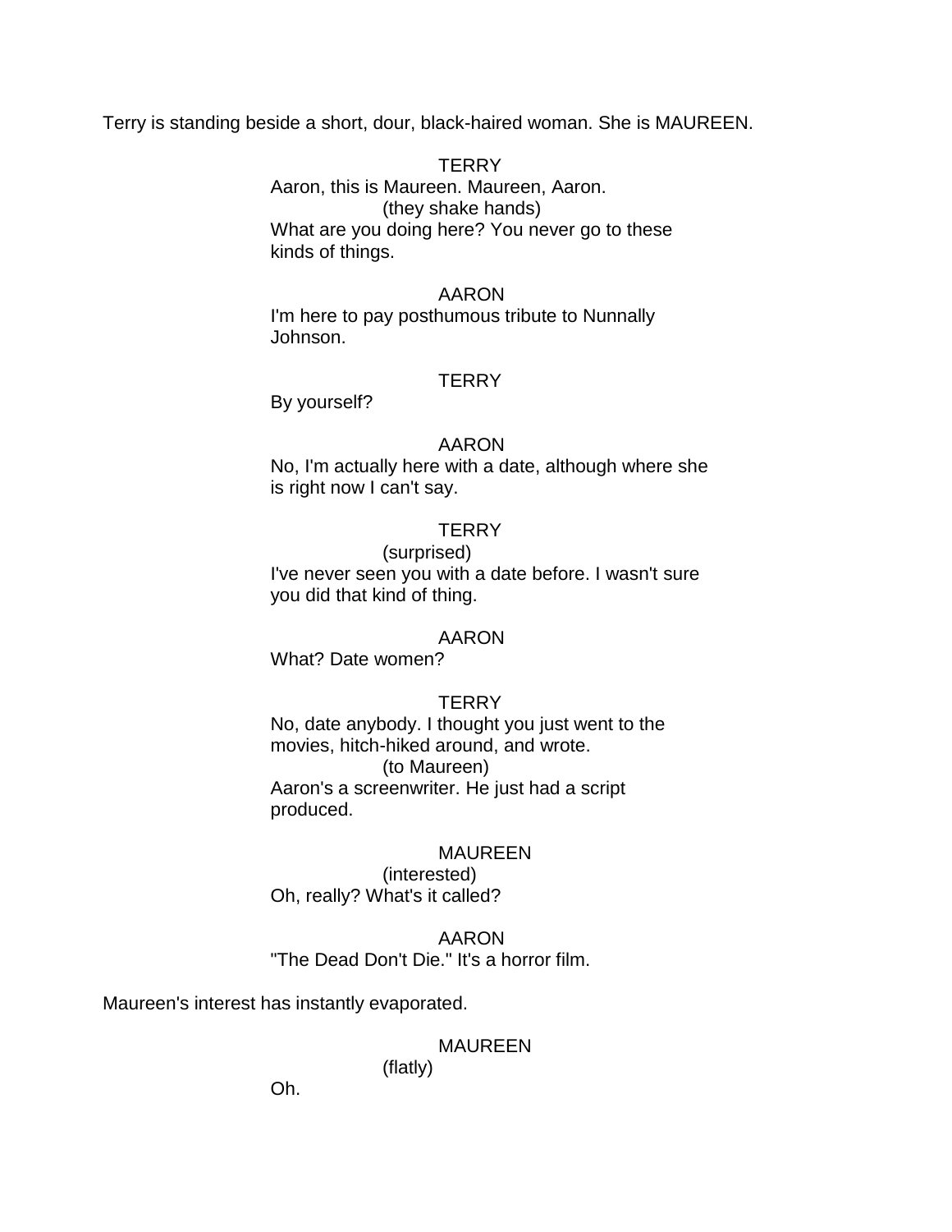Terry is standing beside a short, dour, black-haired woman. She is MAUREEN.

TERRY
Aaron, this is Maureen. Maureen, Aaron.
(they shake hands)
What are you doing here? You never go to these kinds of things.

AARON
I'm here to pay posthumous tribute to Nunnally Johnson.

TERRY
By yourself?

AARON
No, I'm actually here with a date, although where she is right now I can't say.

TERRY
(surprised)
I've never seen you with a date before. I wasn't sure you did that kind of thing.

AARON
What? Date women?

TERRY
No, date anybody. I thought you just went to the movies, hitch-hiked around, and wrote.
(to Maureen)
Aaron's a screenwriter. He just had a script produced.

MAUREEN
(interested)
Oh, really? What's it called?

AARON
"The Dead Don't Die." It's a horror film.

Maureen's interest has instantly evaporated.

MAUREEN
(flatly)
Oh.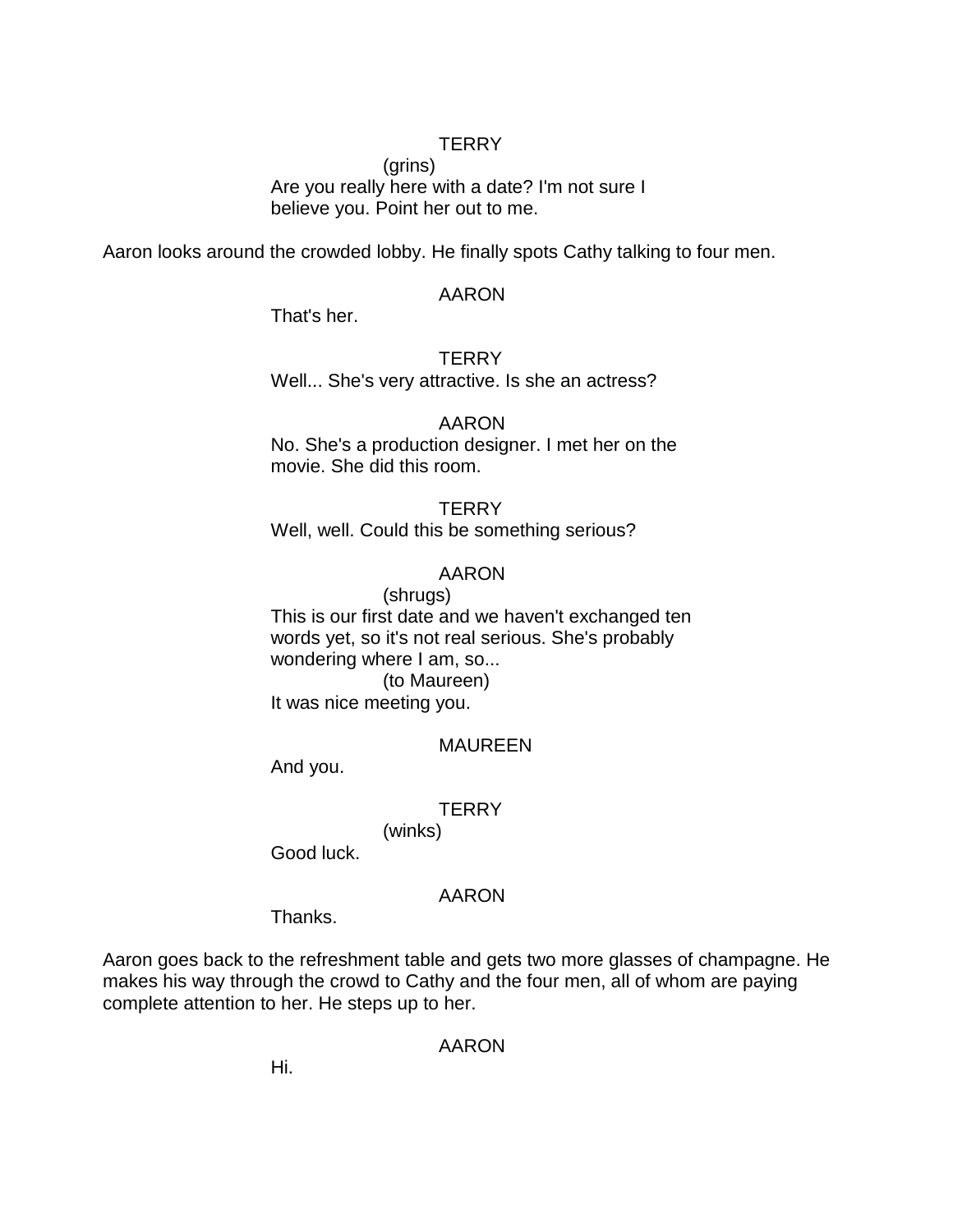TERRY

(grins)

Are you really here with a date? I'm not sure I believe you. Point her out to me.

Aaron looks around the crowded lobby. He finally spots Cathy talking to four men.

AARON

That's her.

TERRY

Well... She's very attractive. Is she an actress?

AARON

No. She's a production designer. I met her on the movie. She did this room.

TERRY

Well, well. Could this be something serious?

AARON

(shrugs)

This is our first date and we haven't exchanged ten words yet, so it's not real serious. She's probably wondering where I am, so...

(to Maureen)

It was nice meeting you.

MAUREEN

And you.

TERRY

(winks)

Good luck.

AARON

Thanks.

Aaron goes back to the refreshment table and gets two more glasses of champagne. He makes his way through the crowd to Cathy and the four men, all of whom are paying complete attention to her. He steps up to her.

AARON

Hi.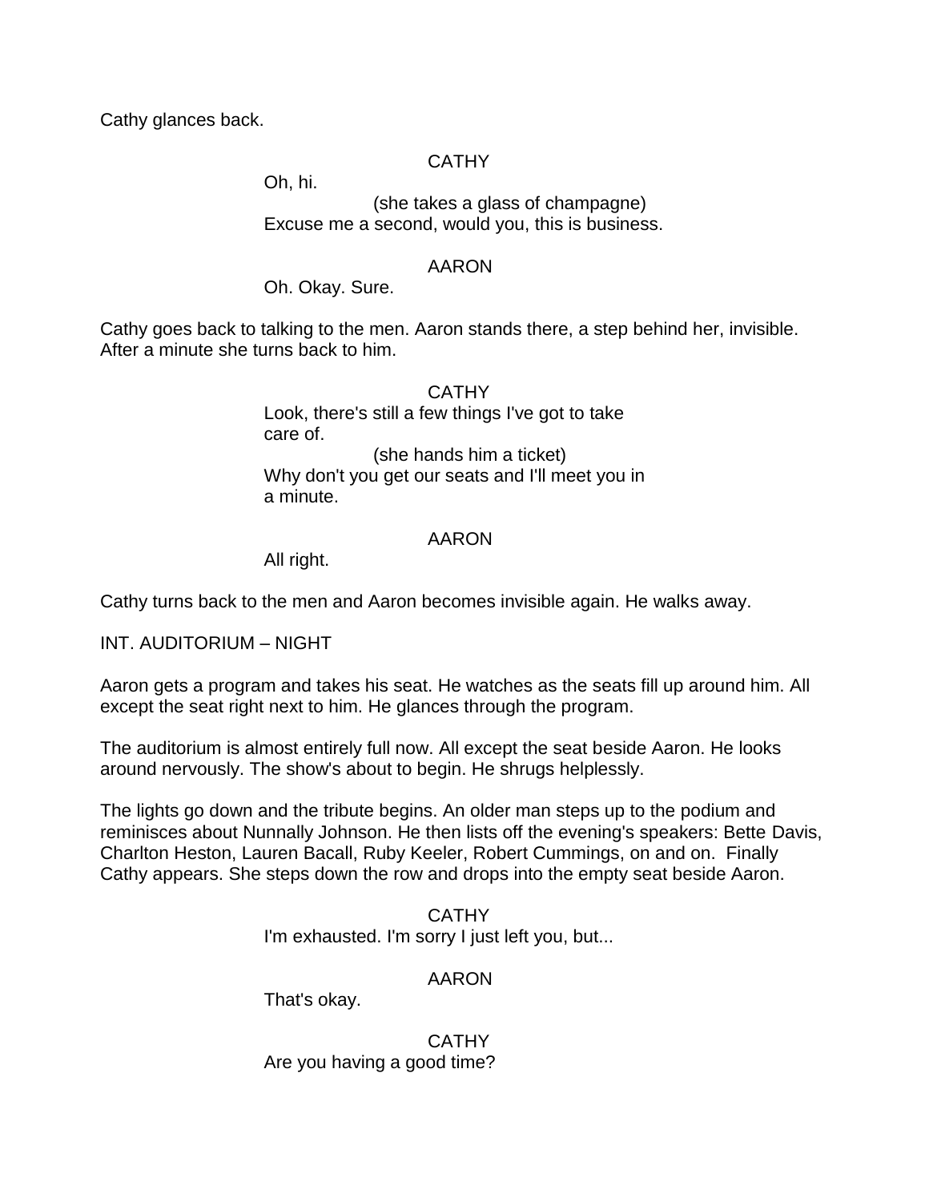Cathy glances back.

CATHY

Oh, hi.

(she takes a glass of champagne)

Excuse me a second, would you, this is business.

AARON

Oh. Okay. Sure.

Cathy goes back to talking to the men. Aaron stands there, a step behind her, invisible. After a minute she turns back to him.

CATHY

Look, there's still a few things I've got to take care of.

(she hands him a ticket)

Why don't you get our seats and I'll meet you in a minute.

AARON

All right.

Cathy turns back to the men and Aaron becomes invisible again. He walks away.

INT. AUDITORIUM – NIGHT

Aaron gets a program and takes his seat. He watches as the seats fill up around him. All except the seat right next to him. He glances through the program.

The auditorium is almost entirely full now. All except the seat beside Aaron. He looks around nervously. The show's about to begin. He shrugs helplessly.

The lights go down and the tribute begins. An older man steps up to the podium and reminisces about Nunnally Johnson. He then lists off the evening's speakers: Bette Davis, Charlton Heston, Lauren Bacall, Ruby Keeler, Robert Cummings, on and on. Finally Cathy appears. She steps down the row and drops into the empty seat beside Aaron.

CATHY

I'm exhausted. I'm sorry I just left you, but...

AARON

That's okay.

CATHY

Are you having a good time?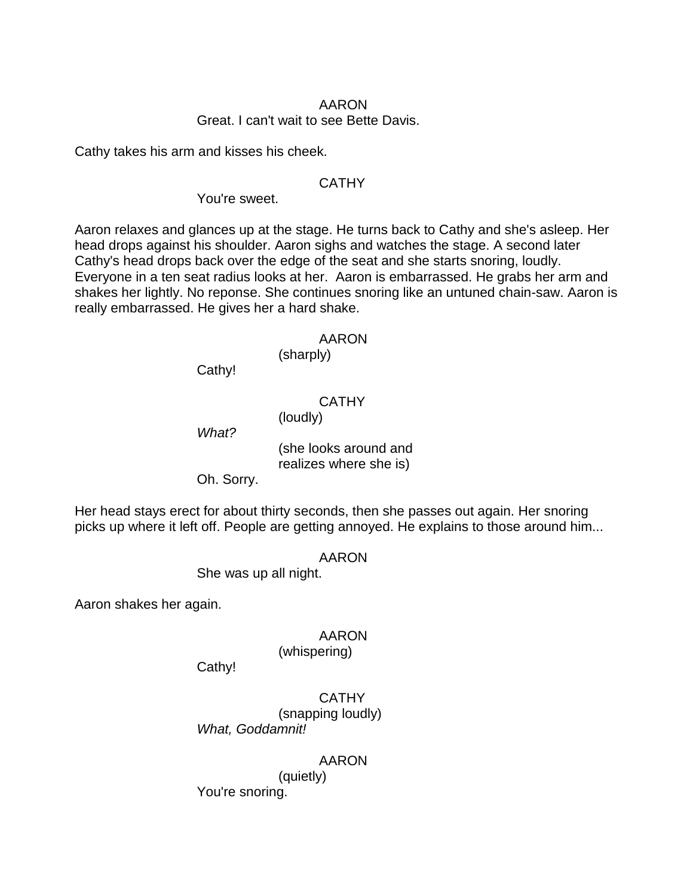AARON

Great. I can't wait to see Bette Davis.

Cathy takes his arm and kisses his cheek.

CATHY

You're sweet.

Aaron relaxes and glances up at the stage. He turns back to Cathy and she's asleep. Her head drops against his shoulder. Aaron sighs and watches the stage. A second later Cathy's head drops back over the edge of the seat and she starts snoring, loudly. Everyone in a ten seat radius looks at her. Aaron is embarrassed. He grabs her arm and shakes her lightly. No reponse. She continues snoring like an untuned chain-saw. Aaron is really embarrassed. He gives her a hard shake.

AARON

(sharply)

Cathy!

CATHY

(loudly)

*What?*

(she looks around and realizes where she is)

Oh. Sorry.

Her head stays erect for about thirty seconds, then she passes out again. Her snoring picks up where it left off. People are getting annoyed. He explains to those around him...

AARON

She was up all night.

Aaron shakes her again.

AARON

(whispering)

Cathy!

CATHY

(snapping loudly)

*What, Goddamnit!*

AARON

(quietly)

You're snoring.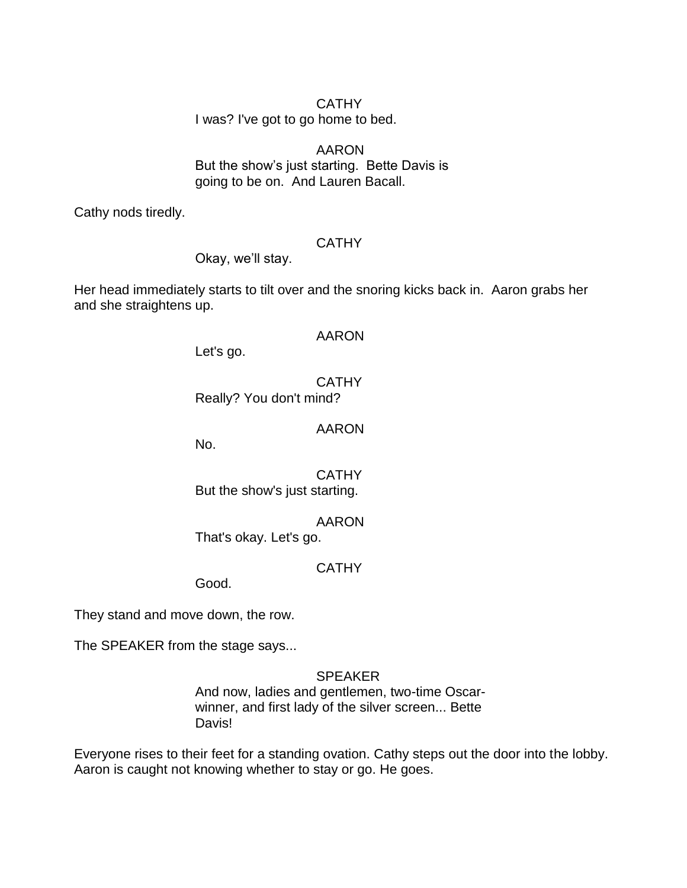CATHY
I was? I've got to go home to bed.

AARON
But the show's just starting. Bette Davis is going to be on. And Lauren Bacall.

Cathy nods tiredly.

CATHY
Okay, we'll stay.

Her head immediately starts to tilt over and the snoring kicks back in. Aaron grabs her and she straightens up.

AARON
Let's go.

CATHY
Really? You don't mind?

AARON
No.

CATHY
But the show's just starting.

AARON
That's okay. Let's go.

CATHY
Good.

They stand and move down, the row.

The SPEAKER from the stage says...

SPEAKER
And now, ladies and gentlemen, two-time Oscar-winner, and first lady of the silver screen... Bette Davis!

Everyone rises to their feet for a standing ovation. Cathy steps out the door into the lobby. Aaron is caught not knowing whether to stay or go. He goes.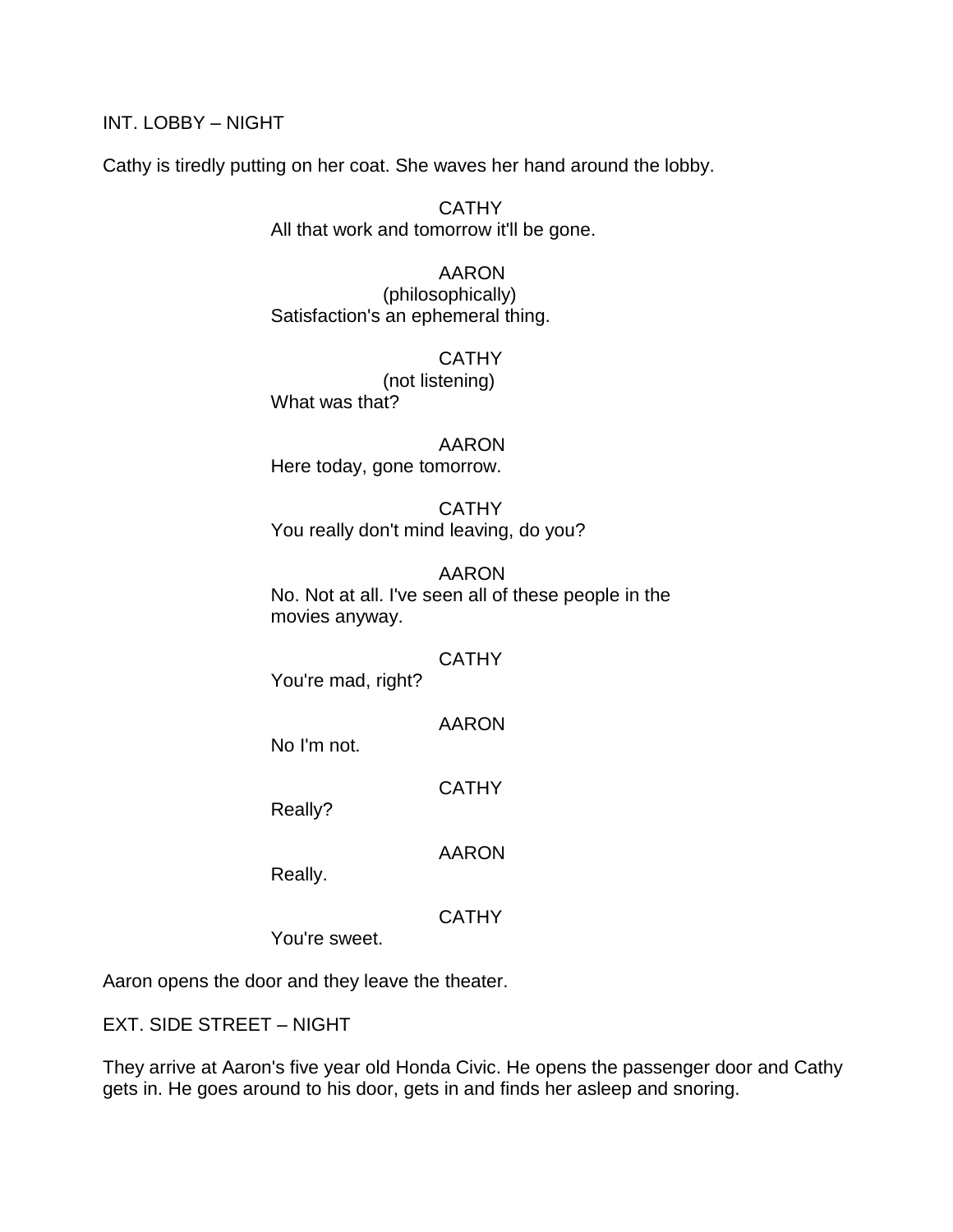INT. LOBBY – NIGHT

Cathy is tiredly putting on her coat. She waves her hand around the lobby.

CATHY
All that work and tomorrow it'll be gone.

AARON
(philosophically)
Satisfaction's an ephemeral thing.

CATHY
(not listening)
What was that?

AARON
Here today, gone tomorrow.

CATHY
You really don't mind leaving, do you?

AARON
No. Not at all. I've seen all of these people in the movies anyway.

CATHY
You're mad, right?

AARON
No I'm not.

CATHY
Really?

AARON
Really.

CATHY
You're sweet.

Aaron opens the door and they leave the theater.

EXT. SIDE STREET – NIGHT

They arrive at Aaron's five year old Honda Civic. He opens the passenger door and Cathy gets in. He goes around to his door, gets in and finds her asleep and snoring.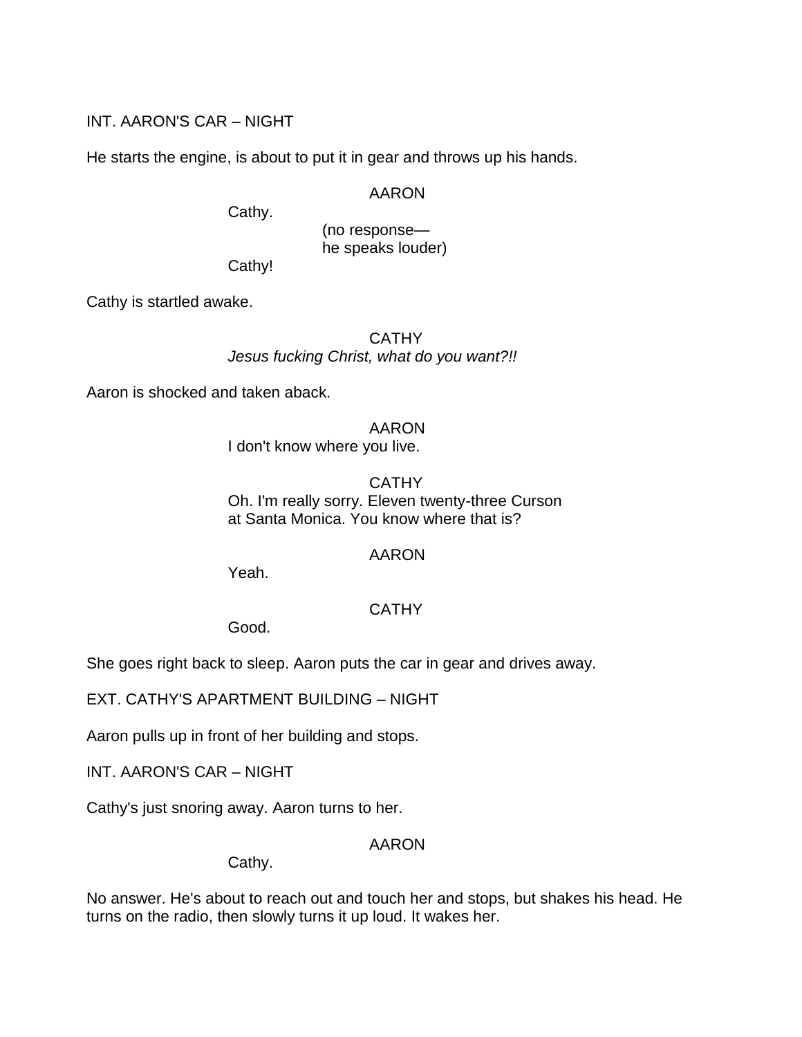INT. AARON'S CAR – NIGHT

He starts the engine, is about to put it in gear and throws up his hands.

AARON

Cathy.

(no response—
he speaks louder)

Cathy!

Cathy is startled awake.

CATHY

*Jesus fucking Christ, what do you want?!!*

Aaron is shocked and taken aback.

AARON

I don't know where you live.

CATHY

Oh. I'm really sorry. Eleven twenty-three Curson at Santa Monica. You know where that is?

AARON

Yeah.

CATHY

Good.

She goes right back to sleep. Aaron puts the car in gear and drives away.

EXT. CATHY'S APARTMENT BUILDING – NIGHT

Aaron pulls up in front of her building and stops.

INT. AARON'S CAR – NIGHT

Cathy's just snoring away. Aaron turns to her.

AARON

Cathy.

No answer. He's about to reach out and touch her and stops, but shakes his head. He turns on the radio, then slowly turns it up loud. It wakes her.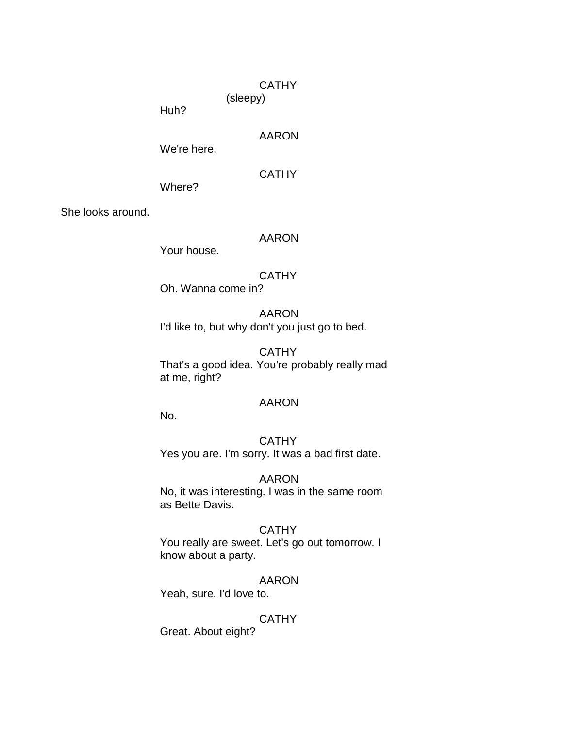CATHY
(sleepy)
Huh?

AARON
We're here.

CATHY
Where?

She looks around.

AARON
Your house.

CATHY
Oh. Wanna come in?

AARON
I'd like to, but why don't you just go to bed.

CATHY
That's a good idea. You're probably really mad at me, right?

AARON
No.

CATHY
Yes you are. I'm sorry. It was a bad first date.

AARON
No, it was interesting. I was in the same room as Bette Davis.

CATHY
You really are sweet. Let's go out tomorrow. I know about a party.

AARON
Yeah, sure. I'd love to.

CATHY
Great. About eight?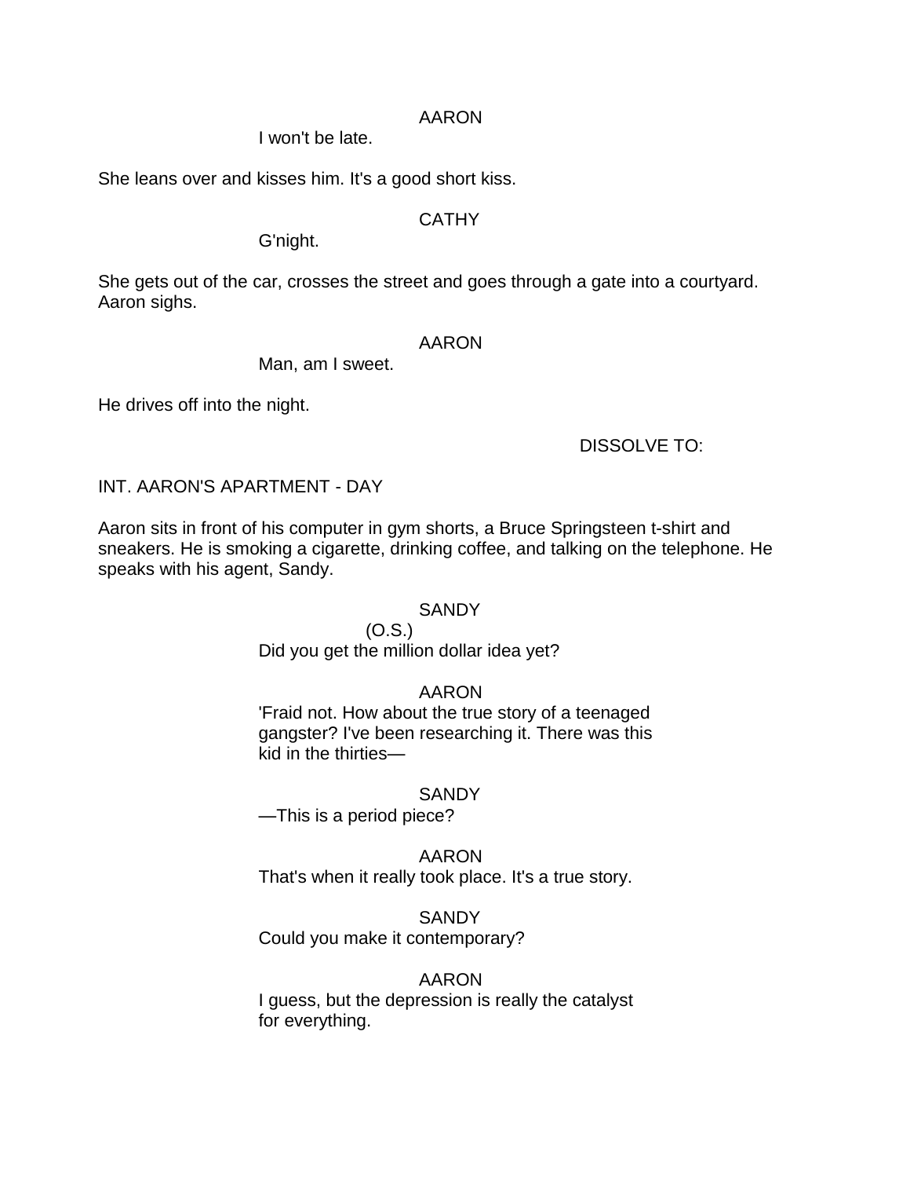AARON

I won't be late.

She leans over and kisses him. It's a good short kiss.

CATHY

G'night.

She gets out of the car, crosses the street and goes through a gate into a courtyard. Aaron sighs.

AARON

Man, am I sweet.

He drives off into the night.

DISSOLVE TO:

INT. AARON'S APARTMENT - DAY

Aaron sits in front of his computer in gym shorts, a Bruce Springsteen t-shirt and sneakers. He is smoking a cigarette, drinking coffee, and talking on the telephone. He speaks with his agent, Sandy.

SANDY
(O.S.)

Did you get the million dollar idea yet?

AARON

'Fraid not. How about the true story of a teenaged gangster? I've been researching it. There was this kid in the thirties—

SANDY

—This is a period piece?

AARON

That's when it really took place. It's a true story.

SANDY

Could you make it contemporary?

AARON

I guess, but the depression is really the catalyst for everything.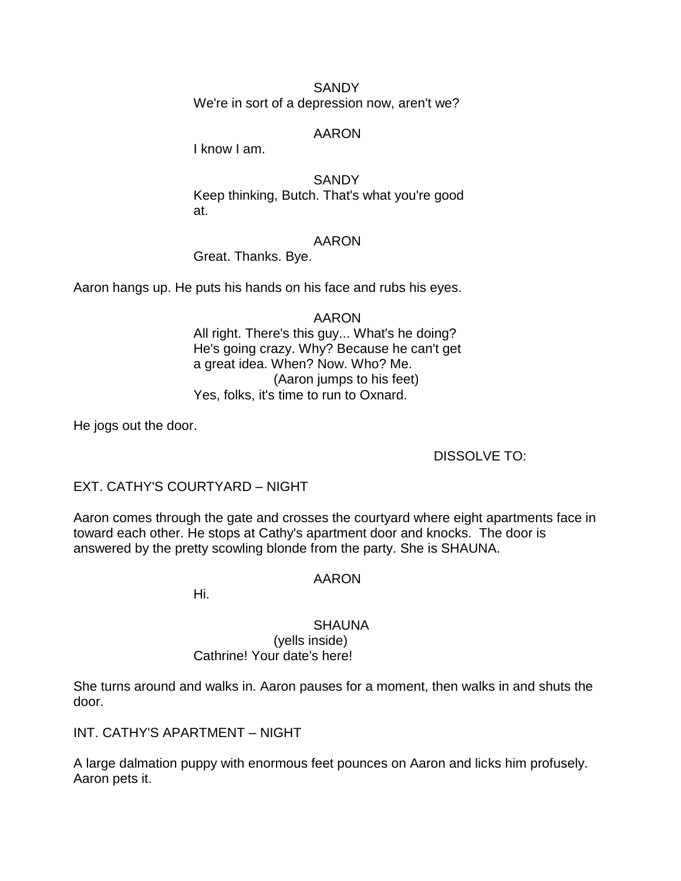SANDY
We're in sort of a depression now, aren't we?

AARON
I know I am.

SANDY
Keep thinking, Butch. That's what you're good at.

AARON
Great. Thanks. Bye.

Aaron hangs up. He puts his hands on his face and rubs his eyes.

AARON
All right. There's this guy... What's he doing? He's going crazy. Why? Because he can't get a great idea. When? Now. Who? Me.
(Aaron jumps to his feet)
Yes, folks, it's time to run to Oxnard.

He jogs out the door.

DISSOLVE TO:

EXT. CATHY'S COURTYARD – NIGHT

Aaron comes through the gate and crosses the courtyard where eight apartments face in toward each other. He stops at Cathy's apartment door and knocks. The door is answered by the pretty scowling blonde from the party. She is SHAUNA.

AARON
Hi.

SHAUNA
(yells inside)
Cathrine! Your date's here!

She turns around and walks in. Aaron pauses for a moment, then walks in and shuts the door.

INT. CATHY'S APARTMENT – NIGHT

A large dalmation puppy with enormous feet pounces on Aaron and licks him profusely. Aaron pets it.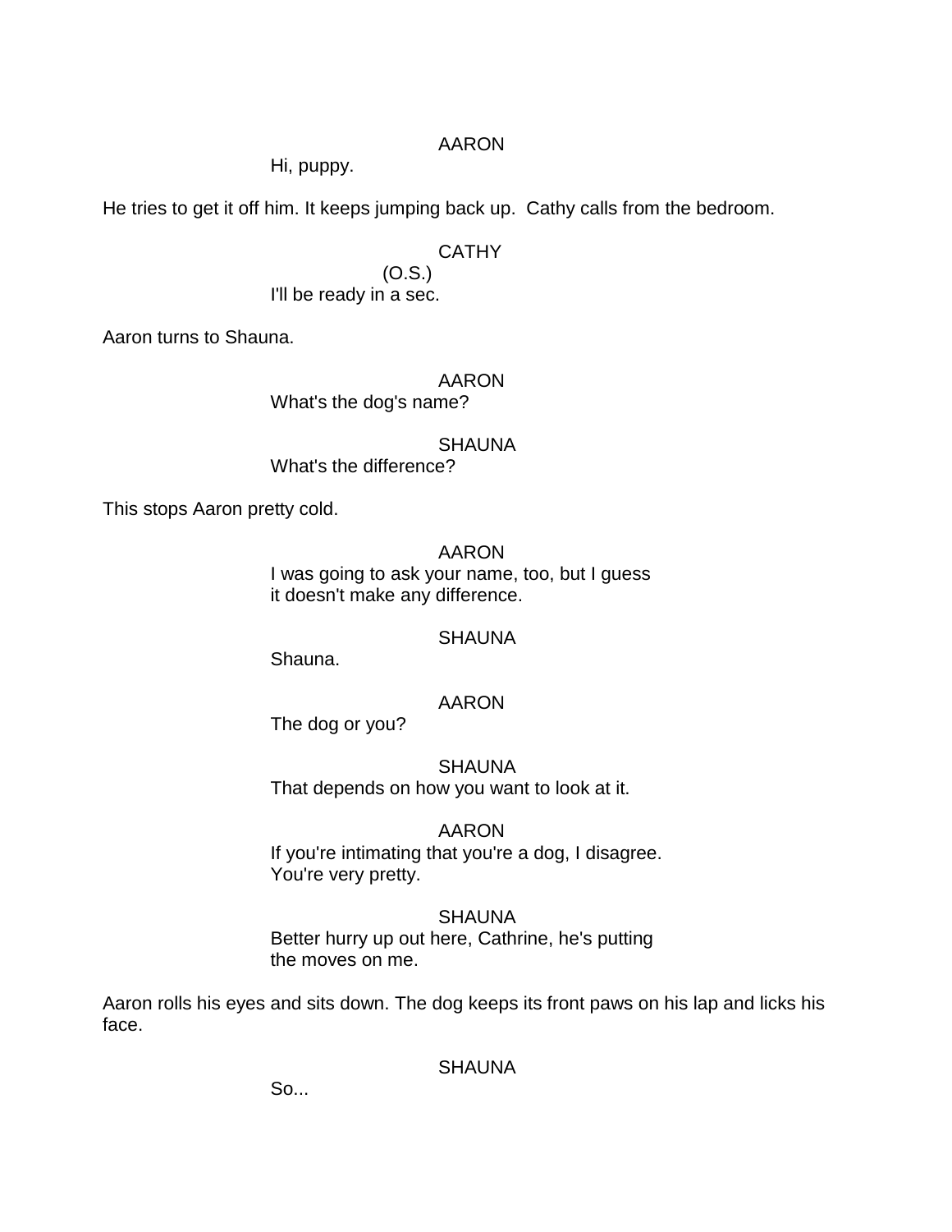AARON

Hi, puppy.

He tries to get it off him. It keeps jumping back up. Cathy calls from the bedroom.

CATHY

(O.S.)

I'll be ready in a sec.

Aaron turns to Shauna.

AARON

What's the dog's name?

SHAUNA

What's the difference?

This stops Aaron pretty cold.

AARON

I was going to ask your name, too, but I guess it doesn't make any difference.

SHAUNA

Shauna.

AARON

The dog or you?

SHAUNA

That depends on how you want to look at it.

AARON

If you're intimating that you're a dog, I disagree. You're very pretty.

SHAUNA

Better hurry up out here, Cathrine, he's putting the moves on me.

Aaron rolls his eyes and sits down. The dog keeps its front paws on his lap and licks his face.

SHAUNA

So...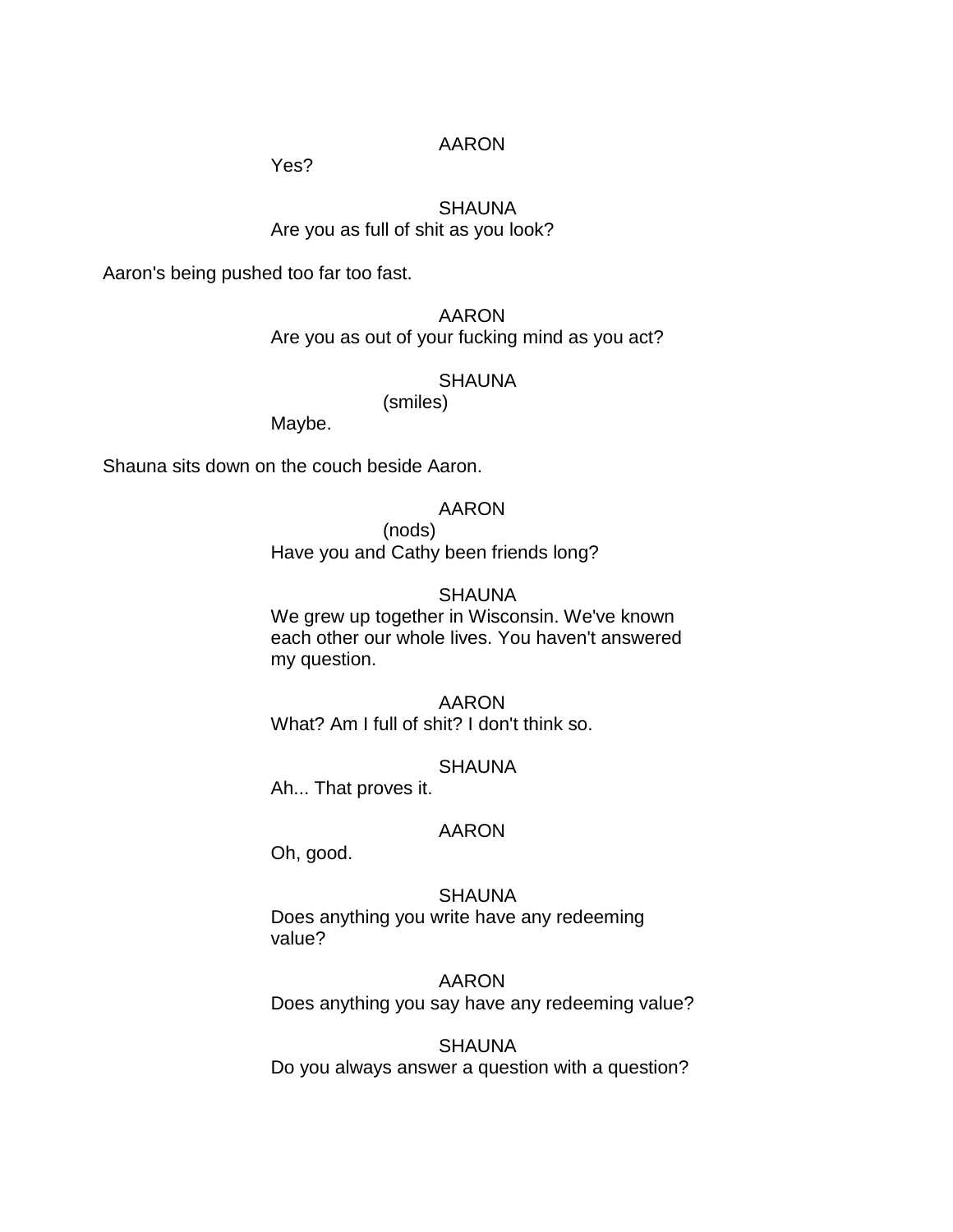AARON

Yes?

SHAUNA

Are you as full of shit as you look?

Aaron's being pushed too far too fast.

AARON

Are you as out of your fucking mind as you act?

SHAUNA

(smiles)

Maybe.

Shauna sits down on the couch beside Aaron.

AARON

(nods)

Have you and Cathy been friends long?

SHAUNA

We grew up together in Wisconsin. We've known each other our whole lives. You haven't answered my question.

AARON

What? Am I full of shit? I don't think so.

SHAUNA

Ah... That proves it.

AARON

Oh, good.

SHAUNA

Does anything you write have any redeeming value?

AARON

Does anything you say have any redeeming value?

SHAUNA

Do you always answer a question with a question?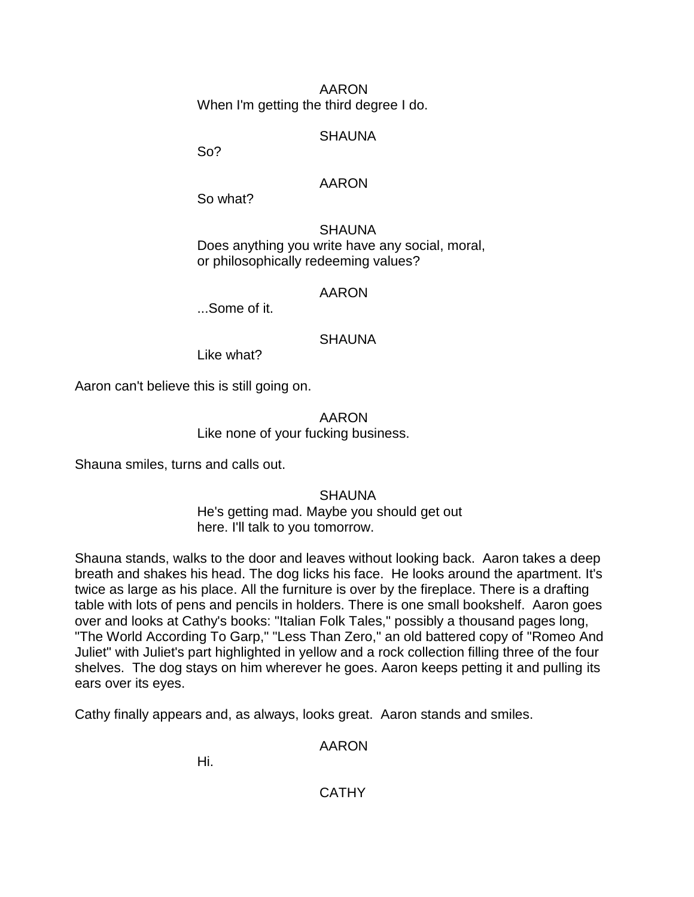AARON

When I'm getting the third degree I do.

SHAUNA

So?

AARON

So what?

SHAUNA

Does anything you write have any social, moral, or philosophically redeeming values?

AARON

...Some of it.

SHAUNA

Like what?

Aaron can't believe this is still going on.

AARON

Like none of your fucking business.

Shauna smiles, turns and calls out.

SHAUNA

He's getting mad. Maybe you should get out here. I'll talk to you tomorrow.

Shauna stands, walks to the door and leaves without looking back. Aaron takes a deep breath and shakes his head. The dog licks his face. He looks around the apartment. It's twice as large as his place. All the furniture is over by the fireplace. There is a drafting table with lots of pens and pencils in holders. There is one small bookshelf. Aaron goes over and looks at Cathy's books: "Italian Folk Tales," possibly a thousand pages long, "The World According To Garp," "Less Than Zero," an old battered copy of "Romeo And Juliet" with Juliet's part highlighted in yellow and a rock collection filling three of the four shelves. The dog stays on him wherever he goes. Aaron keeps petting it and pulling its ears over its eyes.

Cathy finally appears and, as always, looks great. Aaron stands and smiles.

AARON

Hi.

CATHY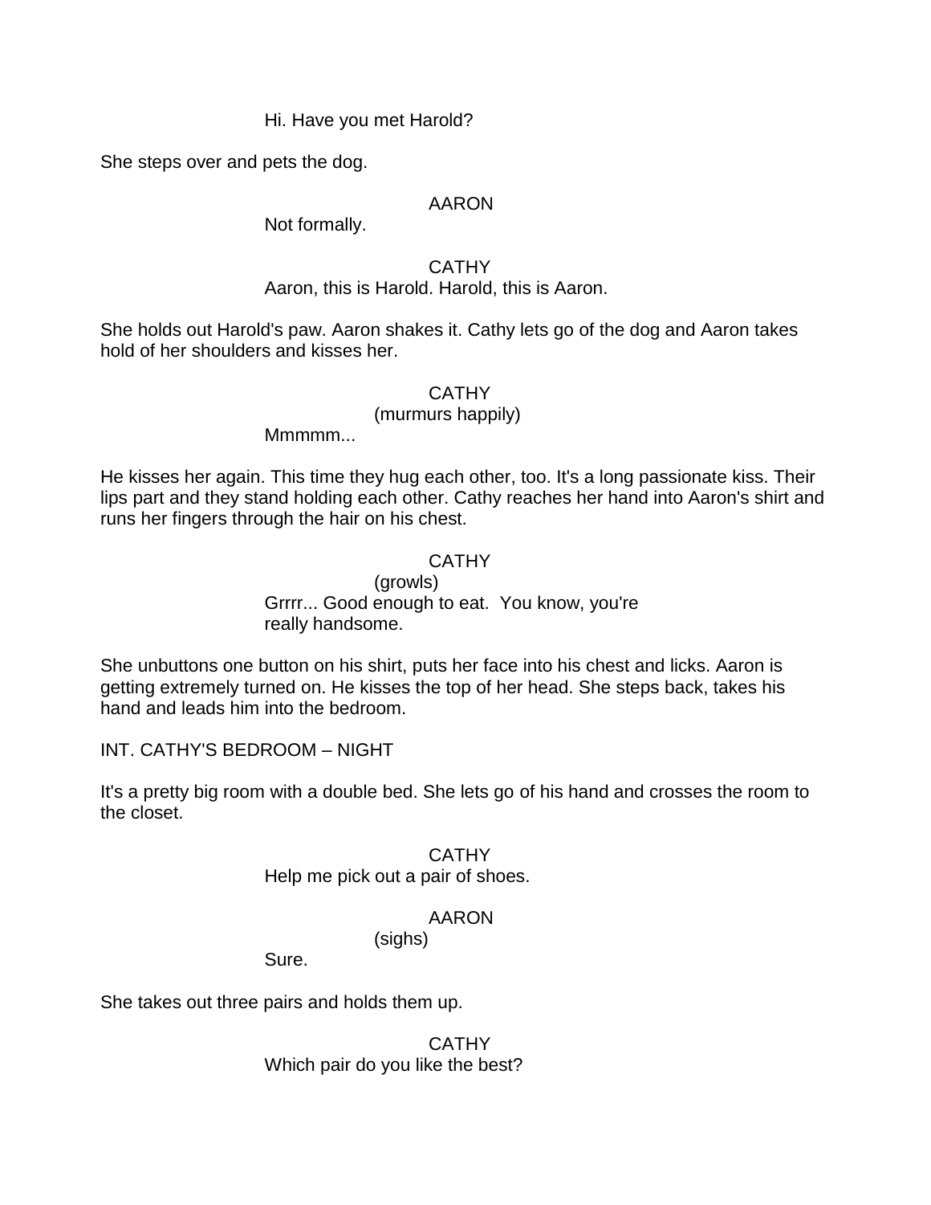Hi. Have you met Harold?

She steps over and pets the dog.

AARON

Not formally.

CATHY

Aaron, this is Harold. Harold, this is Aaron.

She holds out Harold's paw. Aaron shakes it. Cathy lets go of the dog and Aaron takes hold of her shoulders and kisses her.

CATHY

(murmurs happily)

Mmmmm...

He kisses her again. This time they hug each other, too. It's a long passionate kiss. Their lips part and they stand holding each other. Cathy reaches her hand into Aaron's shirt and runs her fingers through the hair on his chest.

CATHY

(growls)

Grrrr... Good enough to eat. You know, you're really handsome.

She unbuttons one button on his shirt, puts her face into his chest and licks. Aaron is getting extremely turned on. He kisses the top of her head. She steps back, takes his hand and leads him into the bedroom.

INT. CATHY'S BEDROOM – NIGHT

It's a pretty big room with a double bed. She lets go of his hand and crosses the room to the closet.

CATHY

Help me pick out a pair of shoes.

AARON

(sighs)

Sure.

She takes out three pairs and holds them up.

CATHY

Which pair do you like the best?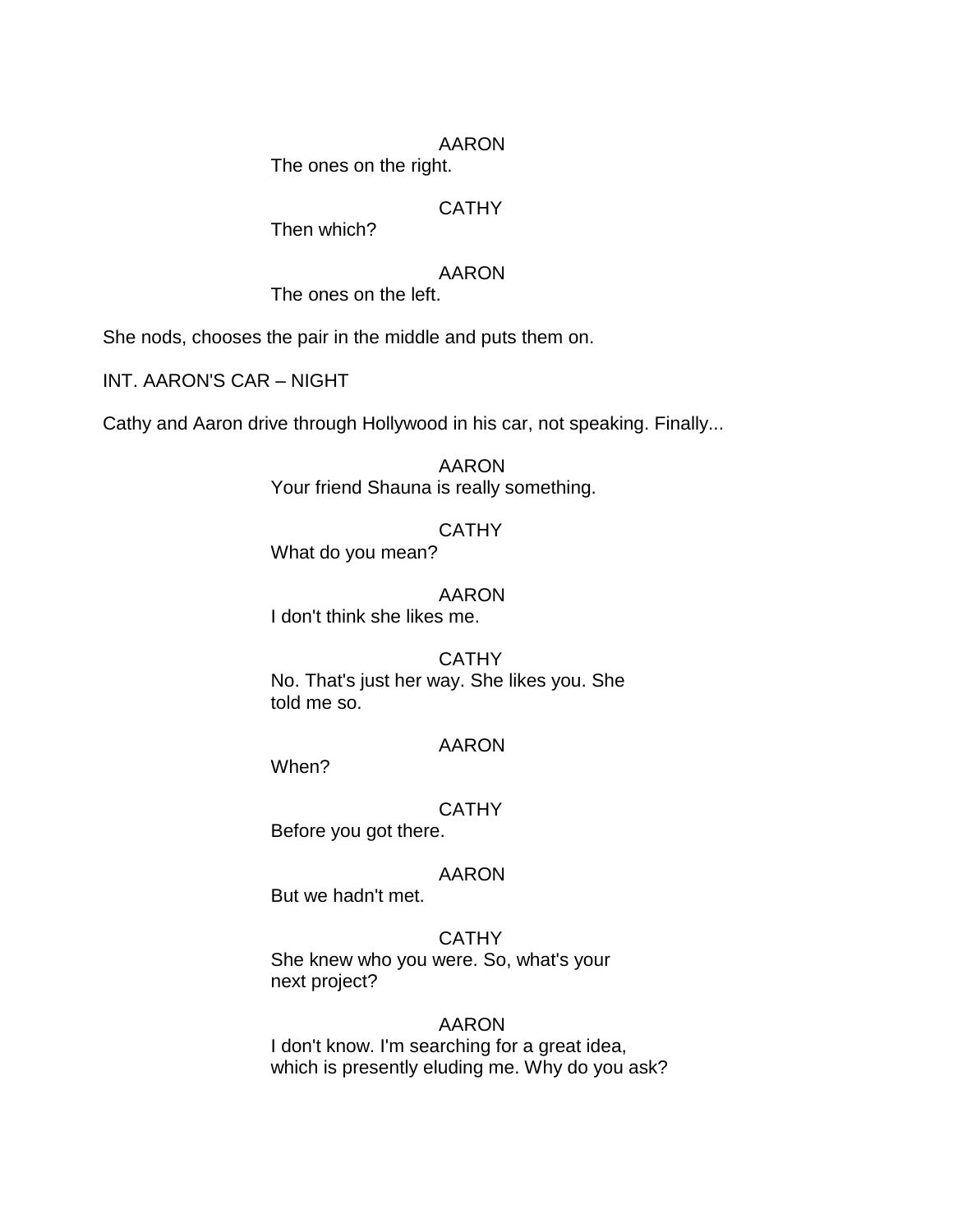AARON
The ones on the right.

CATHY
Then which?

AARON
The ones on the left.

She nods, chooses the pair in the middle and puts them on.

INT. AARON'S CAR – NIGHT

Cathy and Aaron drive through Hollywood in his car, not speaking. Finally...

AARON
Your friend Shauna is really something.

CATHY
What do you mean?

AARON
I don't think she likes me.

CATHY
No. That's just her way. She likes you. She told me so.

AARON
When?

CATHY
Before you got there.

AARON
But we hadn't met.

CATHY
She knew who you were. So, what's your next project?

AARON
I don't know. I'm searching for a great idea, which is presently eluding me. Why do you ask?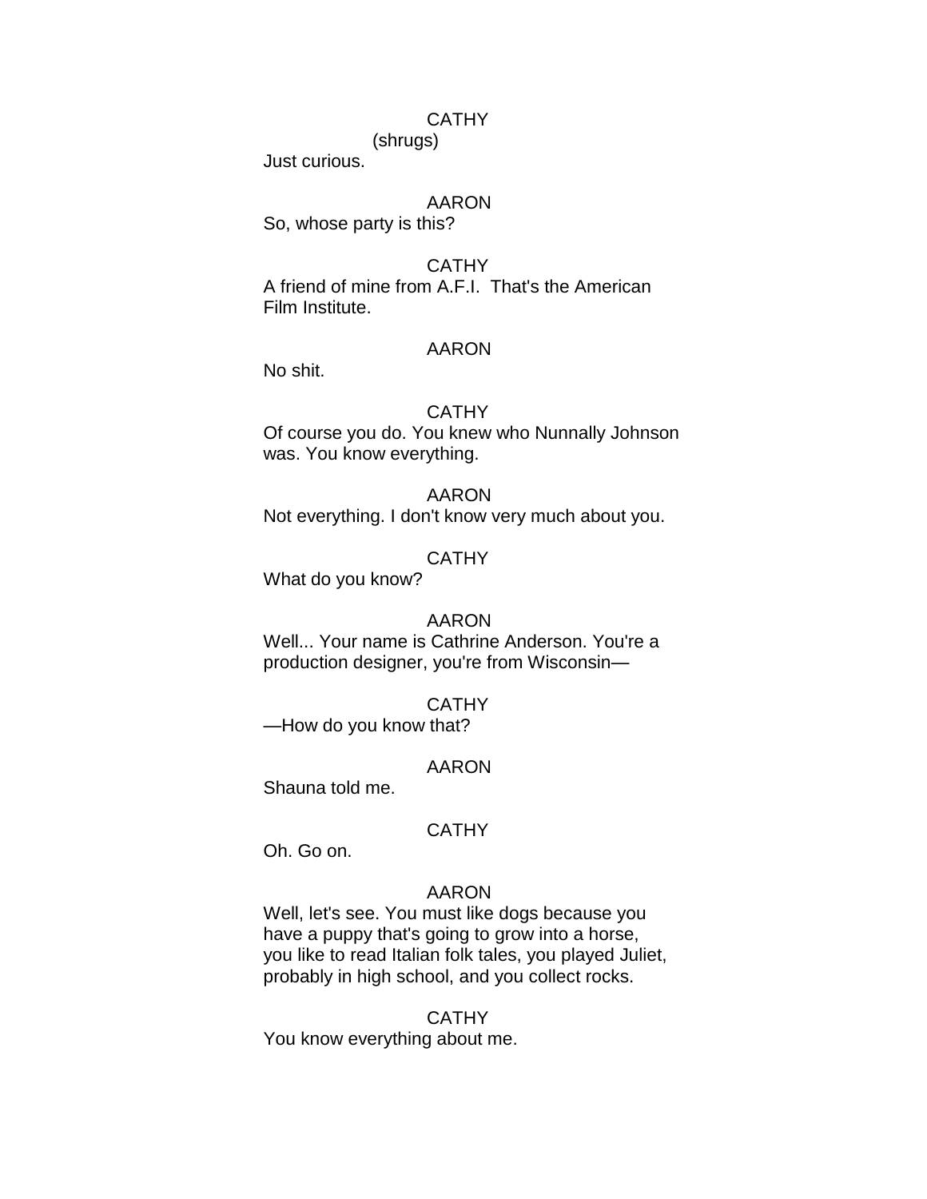CATHY

(shrugs)

Just curious.

AARON

So, whose party is this?

CATHY

A friend of mine from A.F.I.  That's the American Film Institute.

AARON

No shit.

CATHY

Of course you do. You knew who Nunnally Johnson was. You know everything.

AARON

Not everything. I don't know very much about you.

CATHY

What do you know?

AARON

Well... Your name is Cathrine Anderson. You're a production designer, you're from Wisconsin—

CATHY

—How do you know that?

AARON

Shauna told me.

CATHY

Oh. Go on.

AARON

Well, let's see. You must like dogs because you have a puppy that's going to grow into a horse, you like to read Italian folk tales, you played Juliet, probably in high school, and you collect rocks.

CATHY

You know everything about me.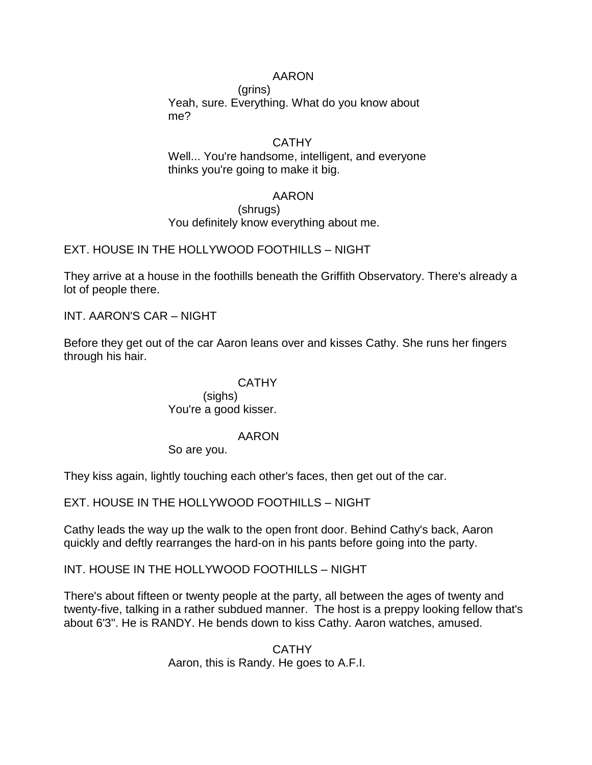AARON
(grins)
Yeah, sure. Everything. What do you know about me?

CATHY
Well... You're handsome, intelligent, and everyone thinks you're going to make it big.

AARON
(shrugs)
You definitely know everything about me.

EXT. HOUSE IN THE HOLLYWOOD FOOTHILLS – NIGHT

They arrive at a house in the foothills beneath the Griffith Observatory. There's already a lot of people there.

INT. AARON'S CAR – NIGHT

Before they get out of the car Aaron leans over and kisses Cathy. She runs her fingers through his hair.

CATHY
(sighs)
You're a good kisser.

AARON
So are you.

They kiss again, lightly touching each other's faces, then get out of the car.

EXT. HOUSE IN THE HOLLYWOOD FOOTHILLS – NIGHT

Cathy leads the way up the walk to the open front door. Behind Cathy's back, Aaron quickly and deftly rearranges the hard-on in his pants before going into the party.

INT. HOUSE IN THE HOLLYWOOD FOOTHILLS – NIGHT

There's about fifteen or twenty people at the party, all between the ages of twenty and twenty-five, talking in a rather subdued manner. The host is a preppy looking fellow that's about 6'3". He is RANDY. He bends down to kiss Cathy. Aaron watches, amused.

CATHY
Aaron, this is Randy. He goes to A.F.I.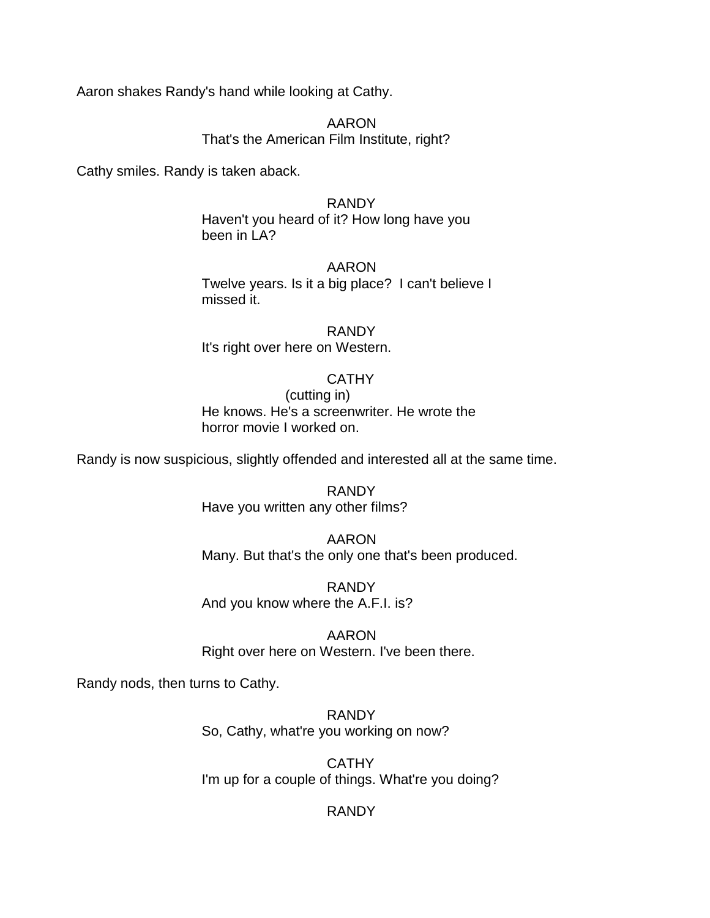Aaron shakes Randy's hand while looking at Cathy.

AARON
That's the American Film Institute, right?

Cathy smiles. Randy is taken aback.

RANDY
Haven't you heard of it? How long have you been in LA?

AARON
Twelve years. Is it a big place? I can't believe I missed it.

RANDY
It's right over here on Western.

CATHY
(cutting in)
He knows. He's a screenwriter. He wrote the horror movie I worked on.

Randy is now suspicious, slightly offended and interested all at the same time.

RANDY
Have you written any other films?

AARON
Many. But that's the only one that's been produced.

RANDY
And you know where the A.F.I. is?

AARON
Right over here on Western. I've been there.

Randy nods, then turns to Cathy.

RANDY
So, Cathy, what're you working on now?

CATHY
I'm up for a couple of things. What're you doing?

RANDY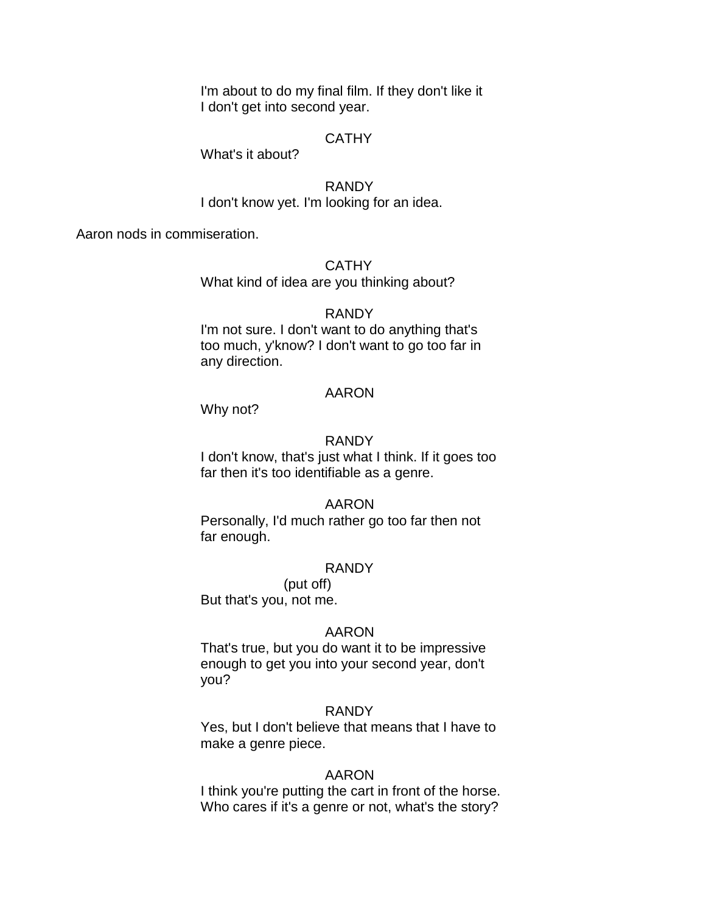I'm about to do my final film. If they don't like it I don't get into second year.

CATHY

What's it about?

RANDY

I don't know yet. I'm looking for an idea.

Aaron nods in commiseration.

CATHY

What kind of idea are you thinking about?

RANDY

I'm not sure. I don't want to do anything that's too much, y'know? I don't want to go too far in any direction.

AARON

Why not?

RANDY

I don't know, that's just what I think. If it goes too far then it's too identifiable as a genre.

AARON

Personally, I'd much rather go too far then not far enough.

RANDY

(put off)

But that's you, not me.

AARON

That's true, but you do want it to be impressive enough to get you into your second year, don't you?

RANDY

Yes, but I don't believe that means that I have to make a genre piece.

AARON

I think you're putting the cart in front of the horse. Who cares if it's a genre or not, what's the story?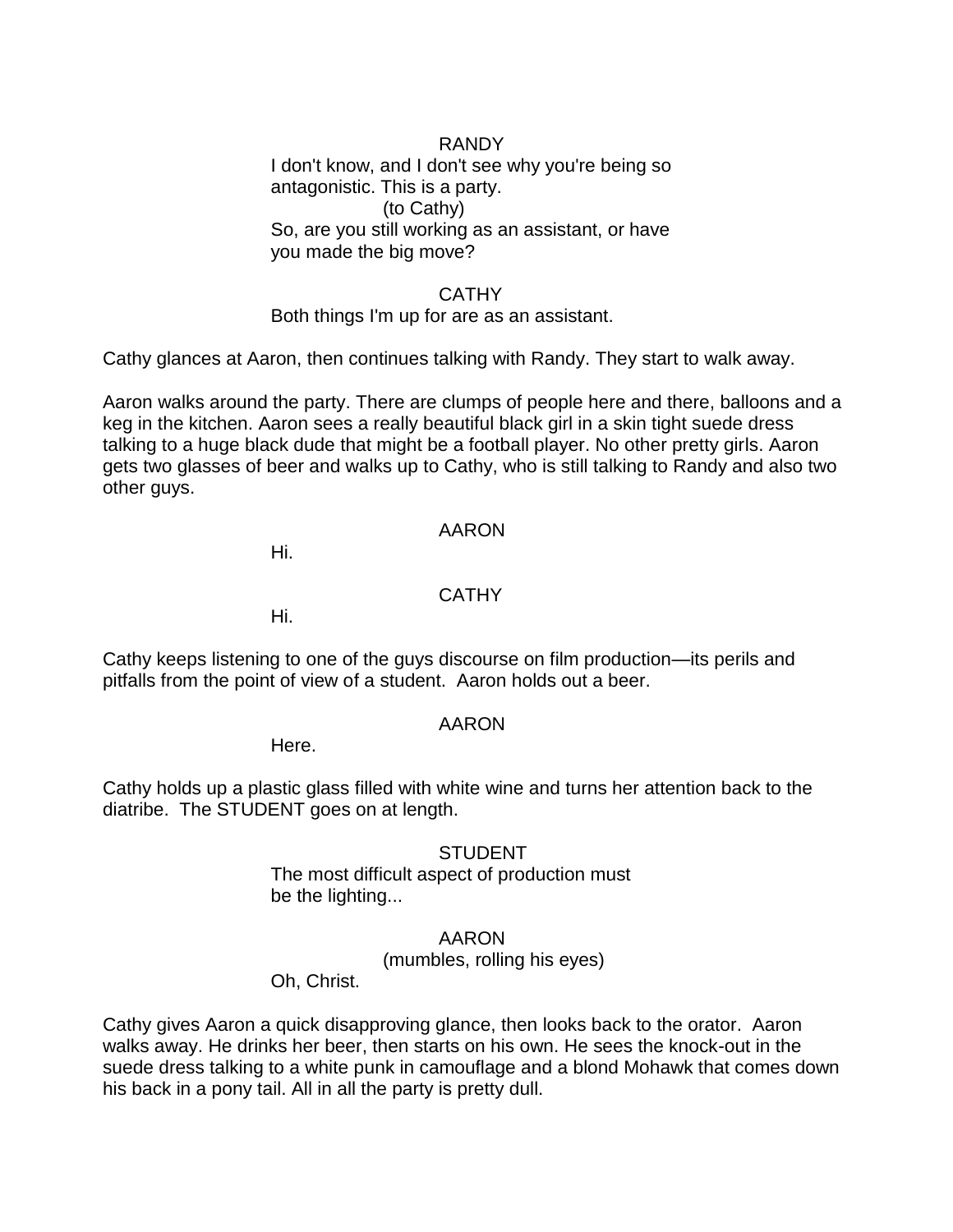RANDY

I don't know, and I don't see why you're being so antagonistic. This is a party.

(to Cathy)

So, are you still working as an assistant, or have you made the big move?

CATHY

Both things I'm up for are as an assistant.

Cathy glances at Aaron, then continues talking with Randy. They start to walk away.

Aaron walks around the party. There are clumps of people here and there, balloons and a keg in the kitchen. Aaron sees a really beautiful black girl in a skin tight suede dress talking to a huge black dude that might be a football player. No other pretty girls. Aaron gets two glasses of beer and walks up to Cathy, who is still talking to Randy and also two other guys.

AARON

Hi.

CATHY

Hi.

Cathy keeps listening to one of the guys discourse on film production—its perils and pitfalls from the point of view of a student. Aaron holds out a beer.

AARON

Here.

Cathy holds up a plastic glass filled with white wine and turns her attention back to the diatribe. The STUDENT goes on at length.

STUDENT

The most difficult aspect of production must be the lighting...

AARON

(mumbles, rolling his eyes)

Oh, Christ.

Cathy gives Aaron a quick disapproving glance, then looks back to the orator. Aaron walks away. He drinks her beer, then starts on his own. He sees the knock-out in the suede dress talking to a white punk in camouflage and a blond Mohawk that comes down his back in a pony tail. All in all the party is pretty dull.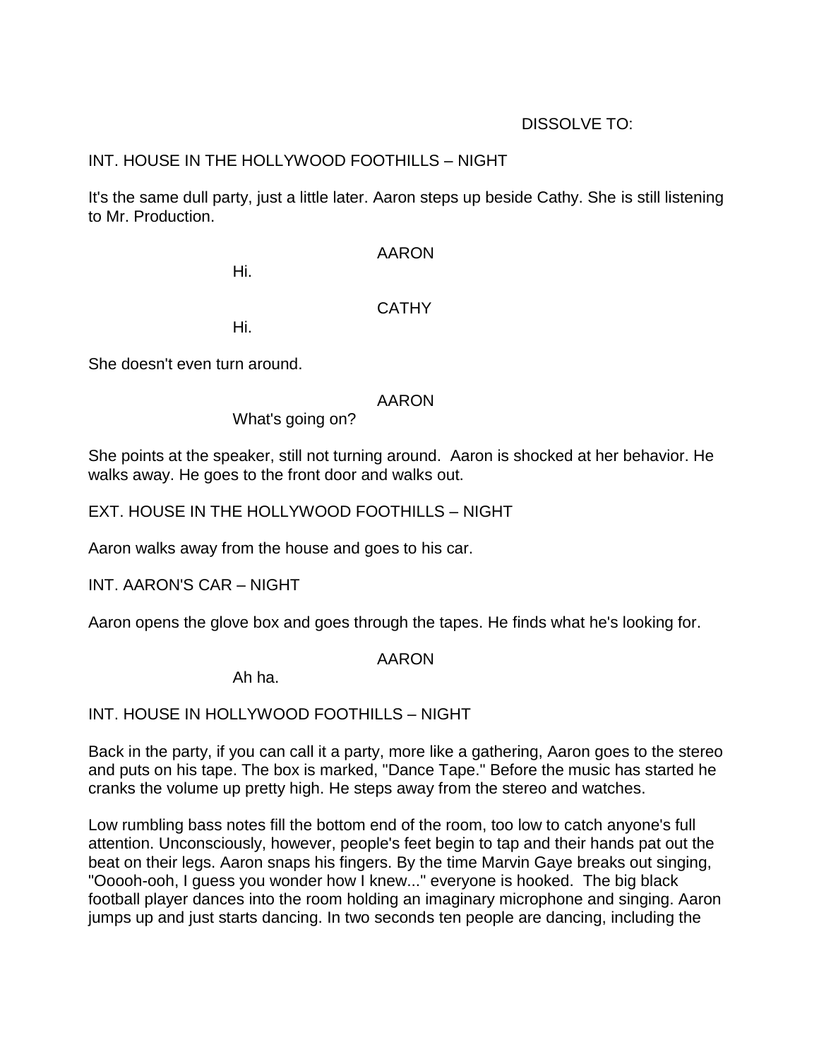DISSOLVE TO:

INT. HOUSE IN THE HOLLYWOOD FOOTHILLS – NIGHT

It's the same dull party, just a little later. Aaron steps up beside Cathy. She is still listening to Mr. Production.

AARON
Hi.

CATHY
Hi.

She doesn't even turn around.

AARON
What's going on?

She points at the speaker, still not turning around. Aaron is shocked at her behavior. He walks away. He goes to the front door and walks out.

EXT. HOUSE IN THE HOLLYWOOD FOOTHILLS – NIGHT

Aaron walks away from the house and goes to his car.

INT. AARON'S CAR – NIGHT

Aaron opens the glove box and goes through the tapes. He finds what he's looking for.

AARON
Ah ha.

INT. HOUSE IN HOLLYWOOD FOOTHILLS – NIGHT

Back in the party, if you can call it a party, more like a gathering, Aaron goes to the stereo and puts on his tape. The box is marked, "Dance Tape." Before the music has started he cranks the volume up pretty high. He steps away from the stereo and watches.

Low rumbling bass notes fill the bottom end of the room, too low to catch anyone's full attention. Unconsciously, however, people's feet begin to tap and their hands pat out the beat on their legs. Aaron snaps his fingers. By the time Marvin Gaye breaks out singing, "Ooooh-ooh, I guess you wonder how I knew..." everyone is hooked. The big black football player dances into the room holding an imaginary microphone and singing. Aaron jumps up and just starts dancing. In two seconds ten people are dancing, including the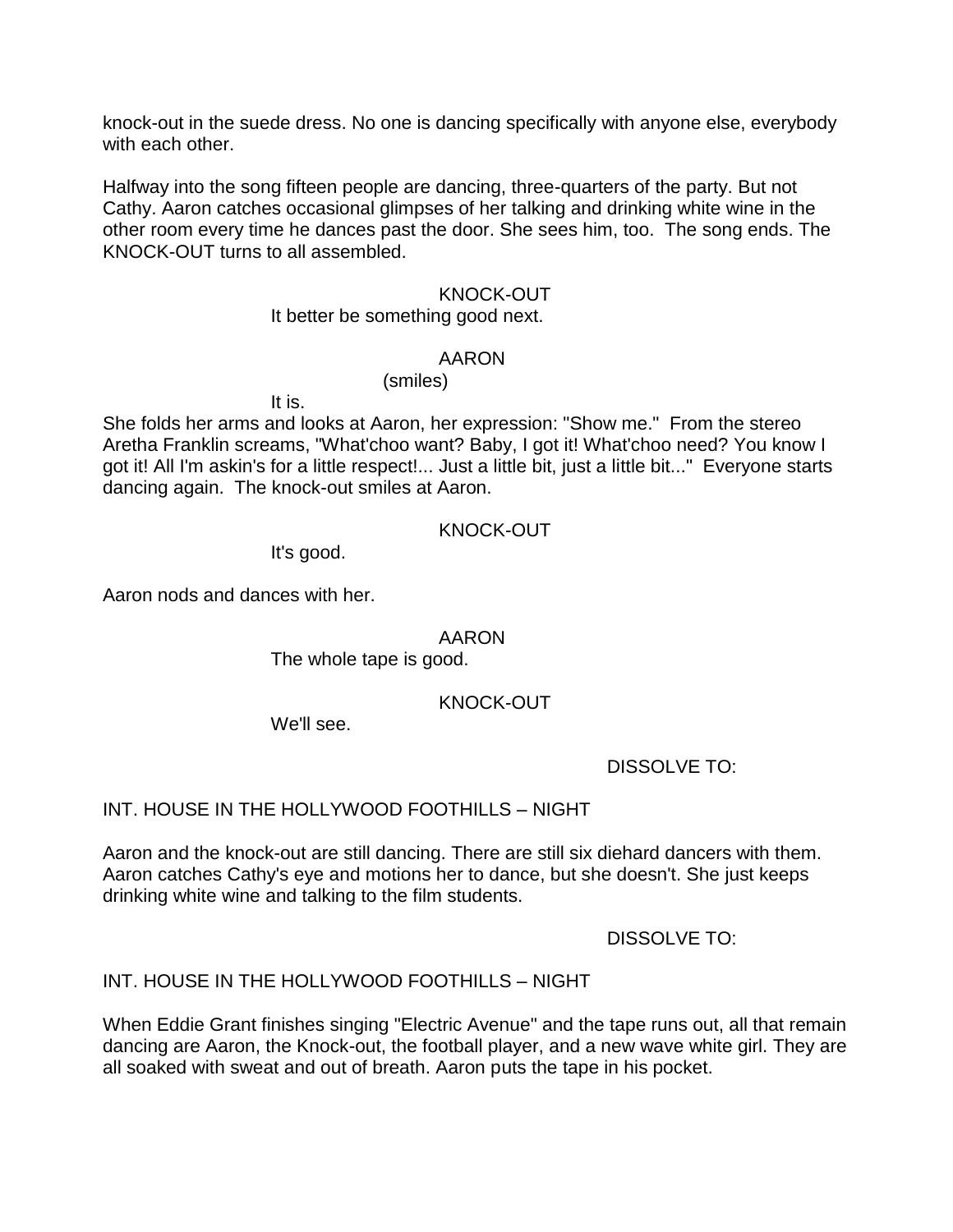knock-out in the suede dress. No one is dancing specifically with anyone else, everybody with each other.

Halfway into the song fifteen people are dancing, three-quarters of the party. But not Cathy. Aaron catches occasional glimpses of her talking and drinking white wine in the other room every time he dances past the door. She sees him, too. The song ends. The KNOCK-OUT turns to all assembled.

KNOCK-OUT
It better be something good next.

AARON
(smiles)
It is.

She folds her arms and looks at Aaron, her expression: "Show me." From the stereo Aretha Franklin screams, "What'choo want? Baby, I got it! What'choo need? You know I got it! All I'm askin's for a little respect!... Just a little bit, just a little bit..." Everyone starts dancing again. The knock-out smiles at Aaron.

KNOCK-OUT
It's good.

Aaron nods and dances with her.

AARON
The whole tape is good.

KNOCK-OUT
We'll see.

DISSOLVE TO:

INT. HOUSE IN THE HOLLYWOOD FOOTHILLS – NIGHT

Aaron and the knock-out are still dancing. There are still six diehard dancers with them. Aaron catches Cathy's eye and motions her to dance, but she doesn't. She just keeps drinking white wine and talking to the film students.

DISSOLVE TO:

INT. HOUSE IN THE HOLLYWOOD FOOTHILLS – NIGHT

When Eddie Grant finishes singing "Electric Avenue" and the tape runs out, all that remain dancing are Aaron, the Knock-out, the football player, and a new wave white girl. They are all soaked with sweat and out of breath. Aaron puts the tape in his pocket.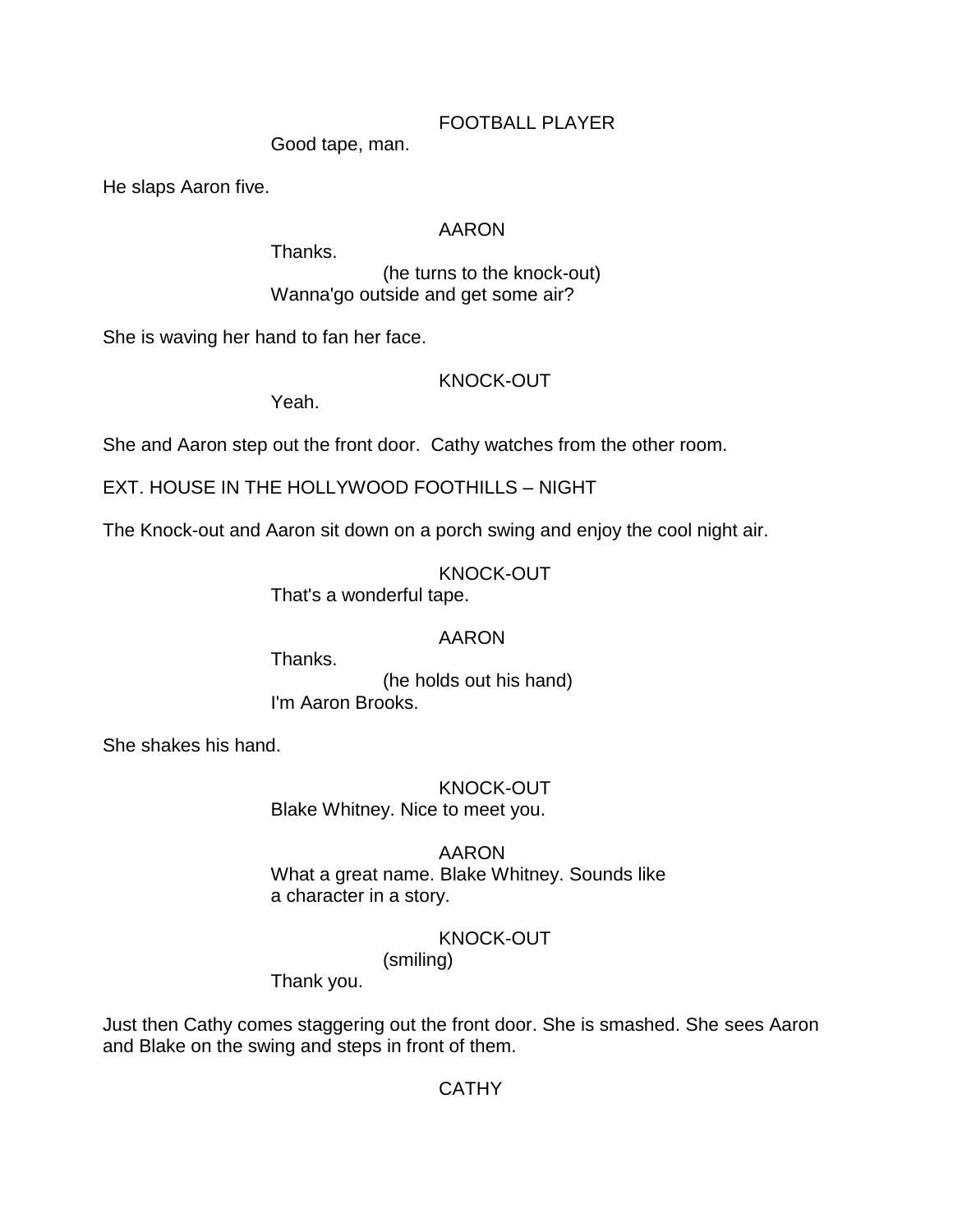FOOTBALL PLAYER

Good tape, man.

He slaps Aaron five.

AARON

Thanks.

(he turns to the knock-out)

Wanna'go outside and get some air?

She is waving her hand to fan her face.

KNOCK-OUT

Yeah.

She and Aaron step out the front door. Cathy watches from the other room.

EXT. HOUSE IN THE HOLLYWOOD FOOTHILLS – NIGHT

The Knock-out and Aaron sit down on a porch swing and enjoy the cool night air.

KNOCK-OUT

That's a wonderful tape.

AARON

Thanks.

(he holds out his hand)

I'm Aaron Brooks.

She shakes his hand.

KNOCK-OUT

Blake Whitney. Nice to meet you.

AARON

What a great name. Blake Whitney. Sounds like a character in a story.

KNOCK-OUT

(smiling)

Thank you.

Just then Cathy comes staggering out the front door. She is smashed. She sees Aaron and Blake on the swing and steps in front of them.

CATHY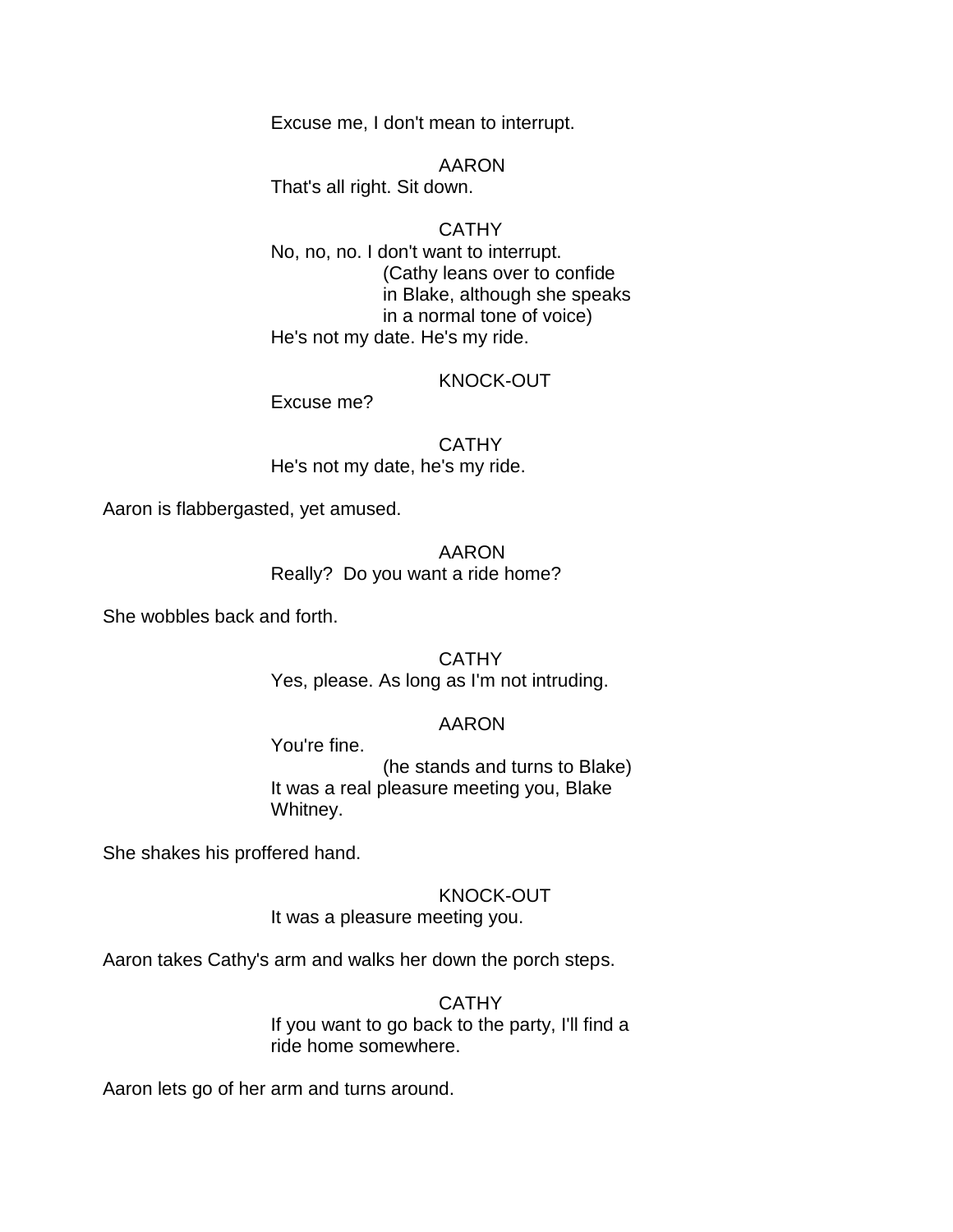Excuse me, I don't mean to interrupt.

AARON
That's all right. Sit down.

CATHY
No, no, no. I don't want to interrupt.
(Cathy leans over to confide in Blake, although she speaks in a normal tone of voice)
He's not my date. He's my ride.

KNOCK-OUT
Excuse me?

CATHY
He's not my date, he's my ride.

Aaron is flabbergasted, yet amused.

AARON
Really? Do you want a ride home?

She wobbles back and forth.

CATHY
Yes, please. As long as I'm not intruding.

AARON
You're fine.
(he stands and turns to Blake)
It was a real pleasure meeting you, Blake Whitney.

She shakes his proffered hand.

KNOCK-OUT
It was a pleasure meeting you.

Aaron takes Cathy's arm and walks her down the porch steps.

CATHY
If you want to go back to the party, I'll find a ride home somewhere.

Aaron lets go of her arm and turns around.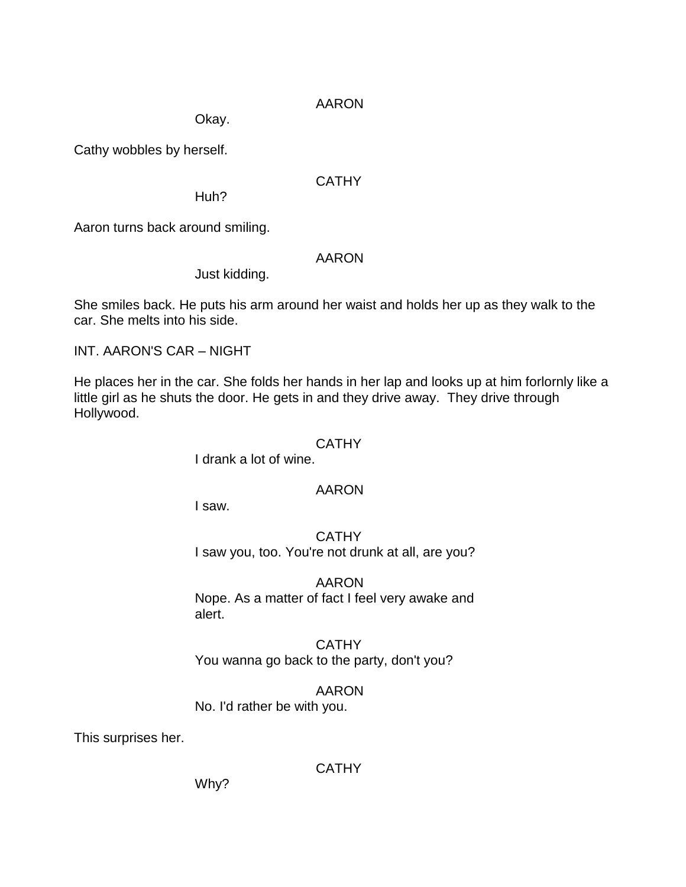AARON

Okay.

Cathy wobbles by herself.

CATHY

Huh?

Aaron turns back around smiling.

AARON

Just kidding.

She smiles back. He puts his arm around her waist and holds her up as they walk to the car. She melts into his side.

INT. AARON'S CAR – NIGHT

He places her in the car. She folds her hands in her lap and looks up at him forlornly like a little girl as he shuts the door. He gets in and they drive away. They drive through Hollywood.

CATHY

I drank a lot of wine.

AARON

I saw.

CATHY

I saw you, too. You're not drunk at all, are you?

AARON

Nope. As a matter of fact I feel very awake and alert.

CATHY

You wanna go back to the party, don't you?

AARON

No. I'd rather be with you.

This surprises her.

CATHY

Why?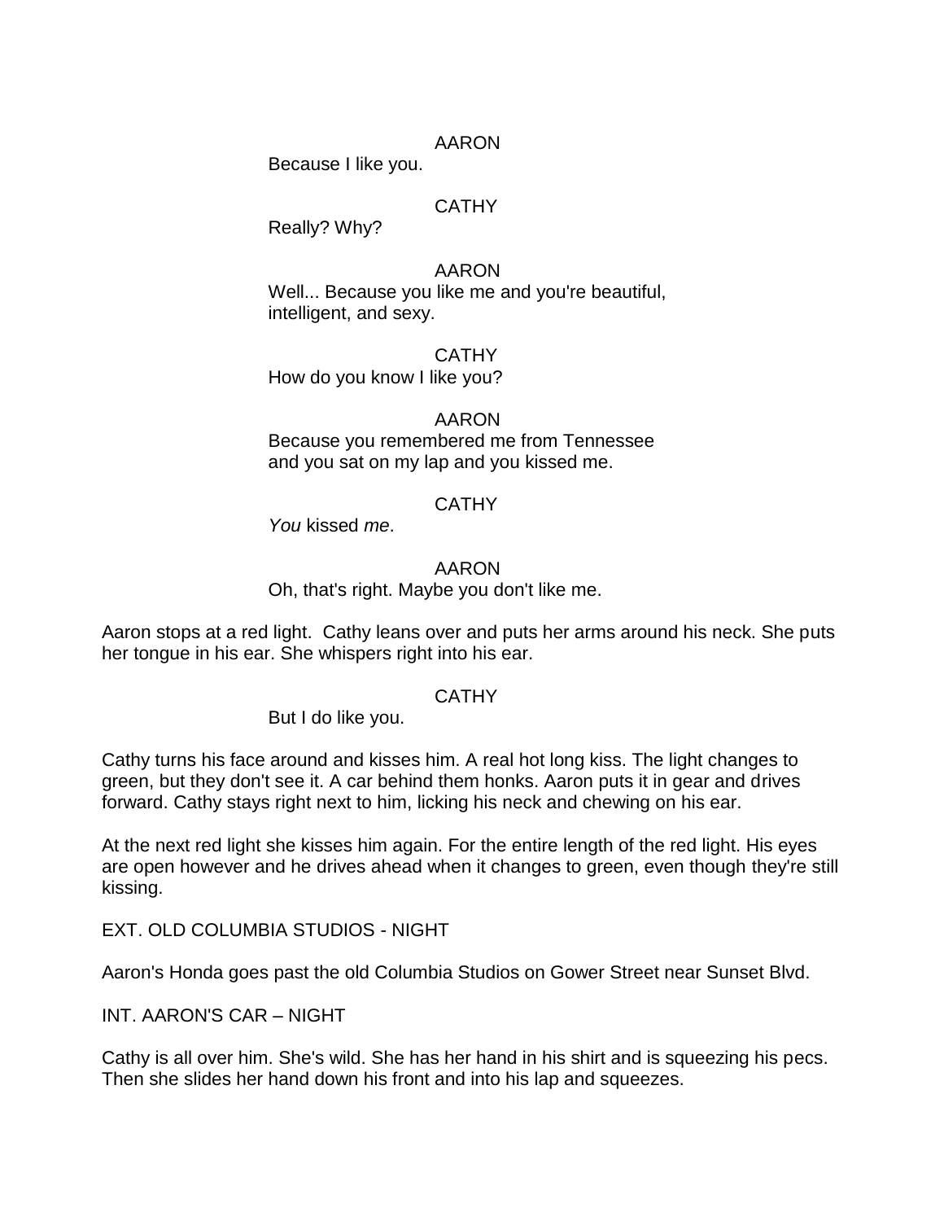AARON

Because I like you.

CATHY

Really? Why?

AARON

Well... Because you like me and you're beautiful, intelligent, and sexy.

CATHY

How do you know I like you?

AARON

Because you remembered me from Tennessee and you sat on my lap and you kissed me.

CATHY

*You* kissed *me*.

AARON

Oh, that's right. Maybe you don't like me.

Aaron stops at a red light. Cathy leans over and puts her arms around his neck. She puts her tongue in his ear. She whispers right into his ear.

CATHY

But I do like you.

Cathy turns his face around and kisses him. A real hot long kiss. The light changes to green, but they don't see it. A car behind them honks. Aaron puts it in gear and drives forward. Cathy stays right next to him, licking his neck and chewing on his ear.

At the next red light she kisses him again. For the entire length of the red light. His eyes are open however and he drives ahead when it changes to green, even though they're still kissing.

EXT. OLD COLUMBIA STUDIOS - NIGHT

Aaron's Honda goes past the old Columbia Studios on Gower Street near Sunset Blvd.

INT. AARON'S CAR – NIGHT

Cathy is all over him. She's wild. She has her hand in his shirt and is squeezing his pecs. Then she slides her hand down his front and into his lap and squeezes.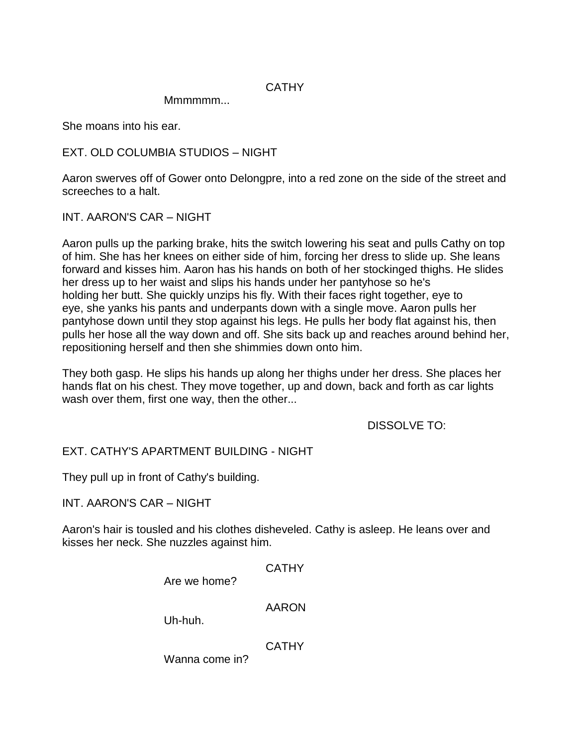CATHY

Mmmmmm...

She moans into his ear.

EXT. OLD COLUMBIA STUDIOS – NIGHT

Aaron swerves off of Gower onto Delongpre, into a red zone on the side of the street and screeches to a halt.

INT. AARON'S CAR – NIGHT

Aaron pulls up the parking brake, hits the switch lowering his seat and pulls Cathy on top of him. She has her knees on either side of him, forcing her dress to slide up. She leans forward and kisses him. Aaron has his hands on both of her stockinged thighs. He slides her dress up to her waist and slips his hands under her pantyhose so he's holding her butt. She quickly unzips his fly. With their faces right together, eye to eye, she yanks his pants and underpants down with a single move. Aaron pulls her pantyhose down until they stop against his legs. He pulls her body flat against his, then pulls her hose all the way down and off. She sits back up and reaches around behind her, repositioning herself and then she shimmies down onto him.

They both gasp. He slips his hands up along her thighs under her dress. She places her hands flat on his chest. They move together, up and down, back and forth as car lights wash over them, first one way, then the other...

DISSOLVE TO:

EXT. CATHY'S APARTMENT BUILDING - NIGHT

They pull up in front of Cathy's building.

INT. AARON'S CAR – NIGHT

Aaron's hair is tousled and his clothes disheveled. Cathy is asleep. He leans over and kisses her neck. She nuzzles against him.

CATHY

Are we home?

AARON

Uh-huh.

CATHY

Wanna come in?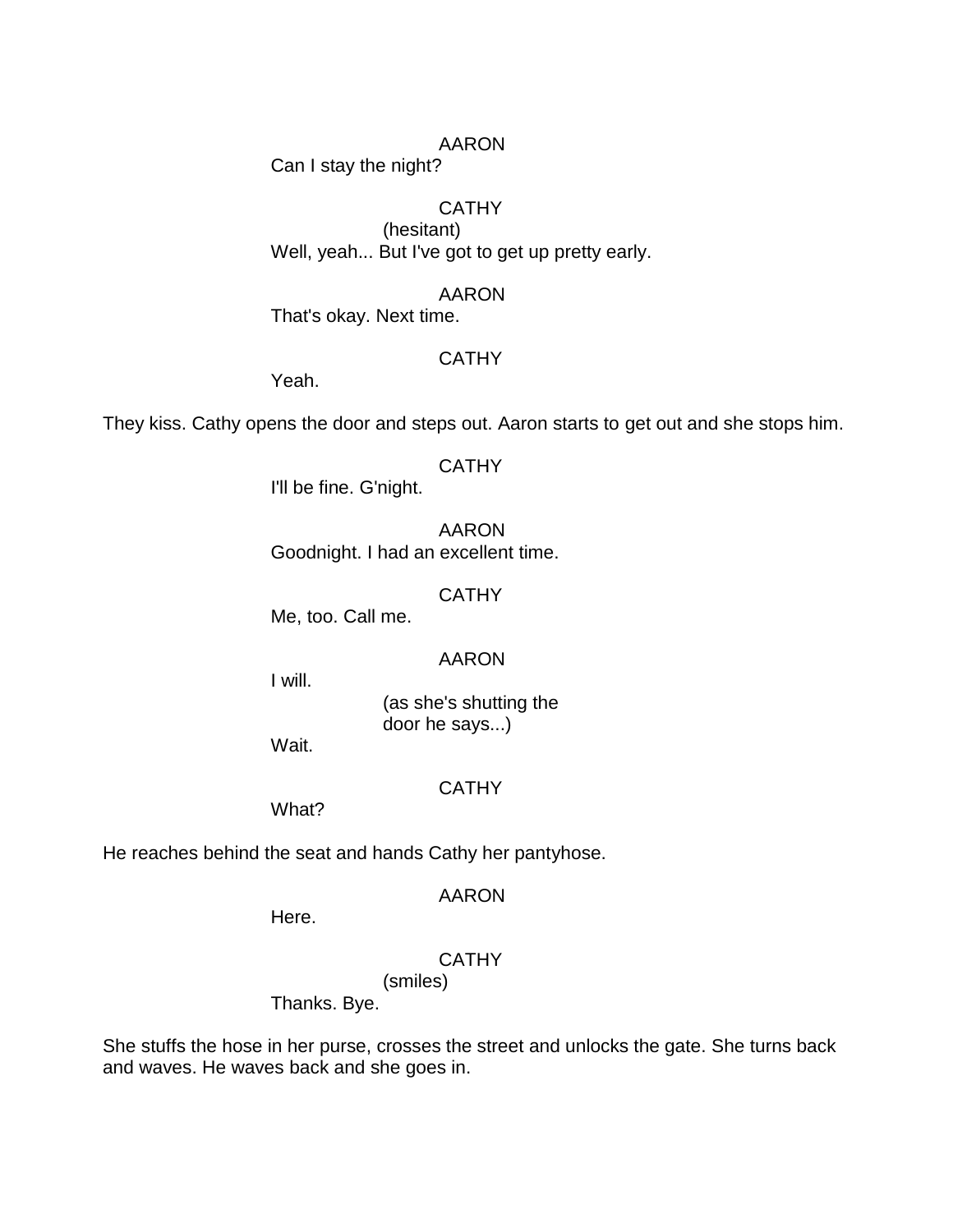AARON

Can I stay the night?

CATHY

(hesitant)

Well, yeah... But I've got to get up pretty early.

AARON

That's okay. Next time.

CATHY

Yeah.

They kiss. Cathy opens the door and steps out. Aaron starts to get out and she stops him.

CATHY

I'll be fine. G'night.

AARON

Goodnight. I had an excellent time.

CATHY

Me, too. Call me.

AARON

I will.

(as she's shutting the door he says...)

Wait.

CATHY

What?

He reaches behind the seat and hands Cathy her pantyhose.

AARON

Here.

CATHY

(smiles)

Thanks. Bye.

She stuffs the hose in her purse, crosses the street and unlocks the gate. She turns back and waves. He waves back and she goes in.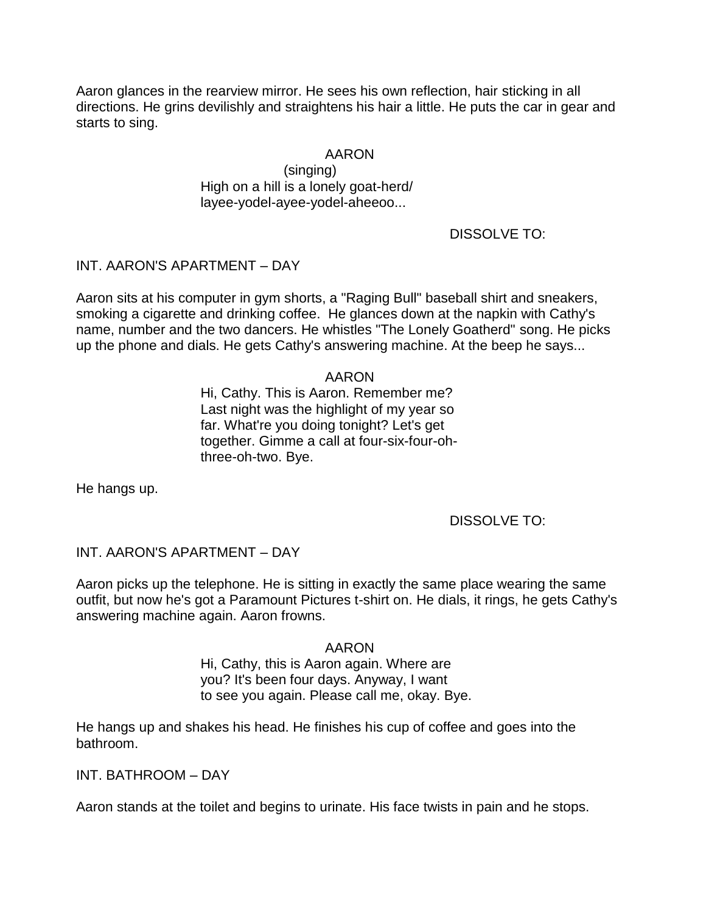Aaron glances in the rearview mirror. He sees his own reflection, hair sticking in all directions. He grins devilishly and straightens his hair a little. He puts the car in gear and starts to sing.

AARON
(singing)
High on a hill is a lonely goat-herd/
layee-yodel-ayee-yodel-aheeoo...

DISSOLVE TO:

INT. AARON'S APARTMENT – DAY

Aaron sits at his computer in gym shorts, a "Raging Bull" baseball shirt and sneakers, smoking a cigarette and drinking coffee. He glances down at the napkin with Cathy's name, number and the two dancers. He whistles "The Lonely Goatherd" song. He picks up the phone and dials. He gets Cathy's answering machine. At the beep he says...

AARON
Hi, Cathy. This is Aaron. Remember me?
Last night was the highlight of my year so
far. What're you doing tonight? Let's get
together. Gimme a call at four-six-four-oh-
three-oh-two. Bye.

He hangs up.

DISSOLVE TO:

INT. AARON'S APARTMENT – DAY

Aaron picks up the telephone. He is sitting in exactly the same place wearing the same outfit, but now he's got a Paramount Pictures t-shirt on. He dials, it rings, he gets Cathy's answering machine again. Aaron frowns.

AARON
Hi, Cathy, this is Aaron again. Where are
you? It's been four days. Anyway, I want
to see you again. Please call me, okay. Bye.

He hangs up and shakes his head. He finishes his cup of coffee and goes into the bathroom.

INT. BATHROOM – DAY

Aaron stands at the toilet and begins to urinate. His face twists in pain and he stops.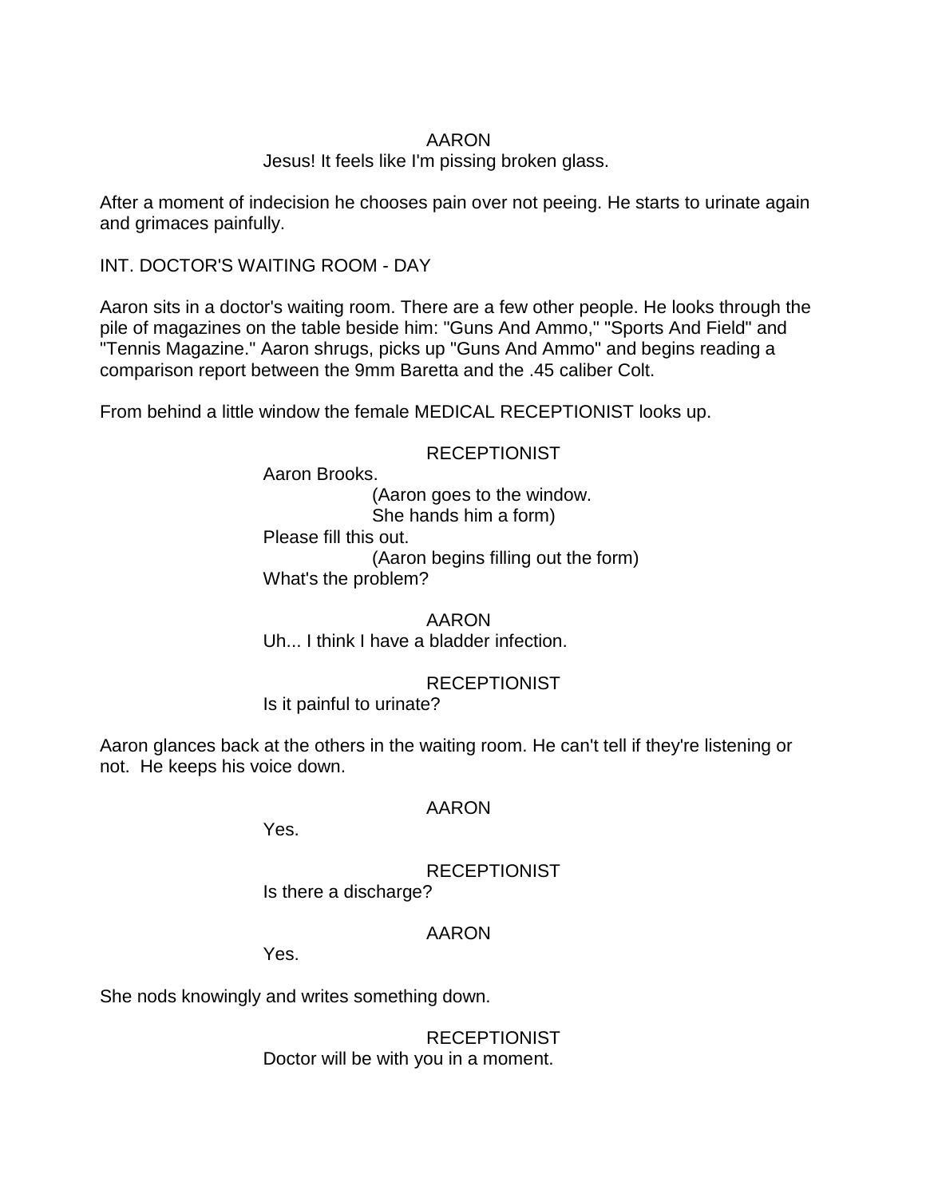AARON
Jesus! It feels like I'm pissing broken glass.

After a moment of indecision he chooses pain over not peeing. He starts to urinate again and grimaces painfully.

INT. DOCTOR'S WAITING ROOM - DAY

Aaron sits in a doctor's waiting room. There are a few other people. He looks through the pile of magazines on the table beside him: "Guns And Ammo," "Sports And Field" and "Tennis Magazine." Aaron shrugs, picks up "Guns And Ammo" and begins reading a comparison report between the 9mm Baretta and the .45 caliber Colt.

From behind a little window the female MEDICAL RECEPTIONIST looks up.

RECEPTIONIST
Aaron Brooks.
(Aaron goes to the window.
She hands him a form)
Please fill this out.
(Aaron begins filling out the form)
What's the problem?

AARON
Uh... I think I have a bladder infection.

RECEPTIONIST
Is it painful to urinate?

Aaron glances back at the others in the waiting room. He can't tell if they're listening or not. He keeps his voice down.

AARON
Yes.

RECEPTIONIST
Is there a discharge?

AARON
Yes.

She nods knowingly and writes something down.

RECEPTIONIST
Doctor will be with you in a moment.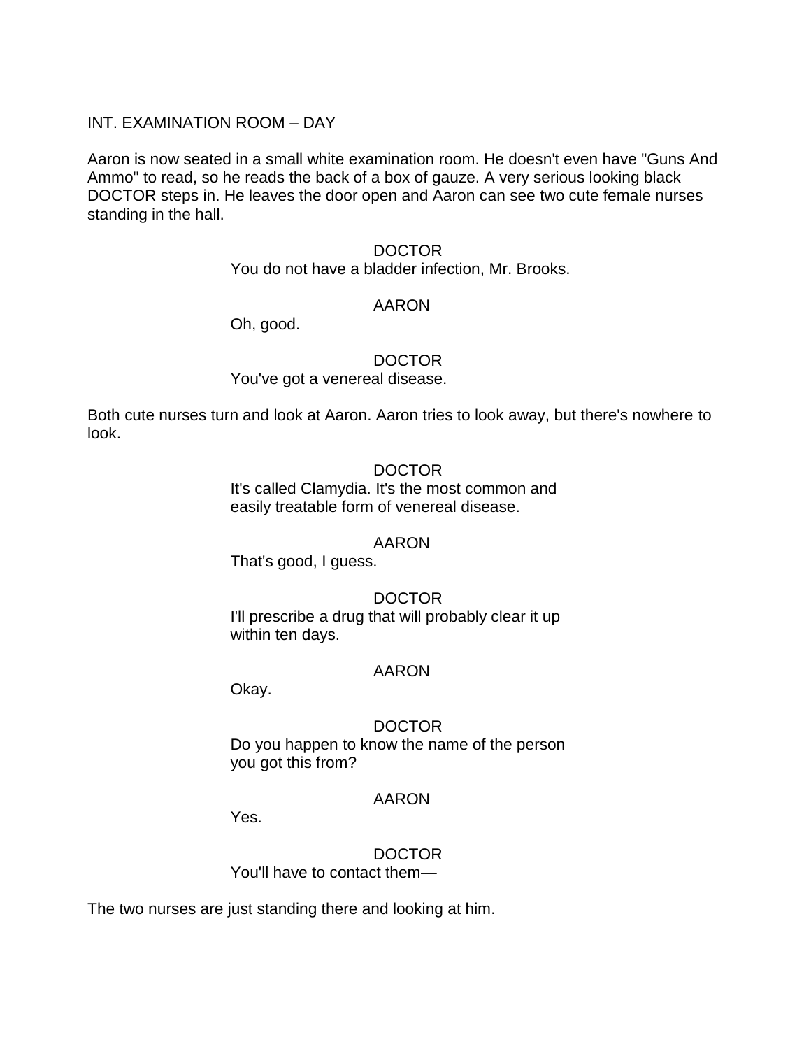INT. EXAMINATION ROOM – DAY

Aaron is now seated in a small white examination room. He doesn't even have "Guns And Ammo" to read, so he reads the back of a box of gauze. A very serious looking black DOCTOR steps in. He leaves the door open and Aaron can see two cute female nurses standing in the hall.

DOCTOR
You do not have a bladder infection, Mr. Brooks.

AARON
Oh, good.

DOCTOR
You've got a venereal disease.

Both cute nurses turn and look at Aaron. Aaron tries to look away, but there's nowhere to look.

DOCTOR
It's called Clamydia. It's the most common and easily treatable form of venereal disease.

AARON
That's good, I guess.

DOCTOR
I'll prescribe a drug that will probably clear it up within ten days.

AARON
Okay.

DOCTOR
Do you happen to know the name of the person you got this from?

AARON
Yes.

DOCTOR
You'll have to contact them—

The two nurses are just standing there and looking at him.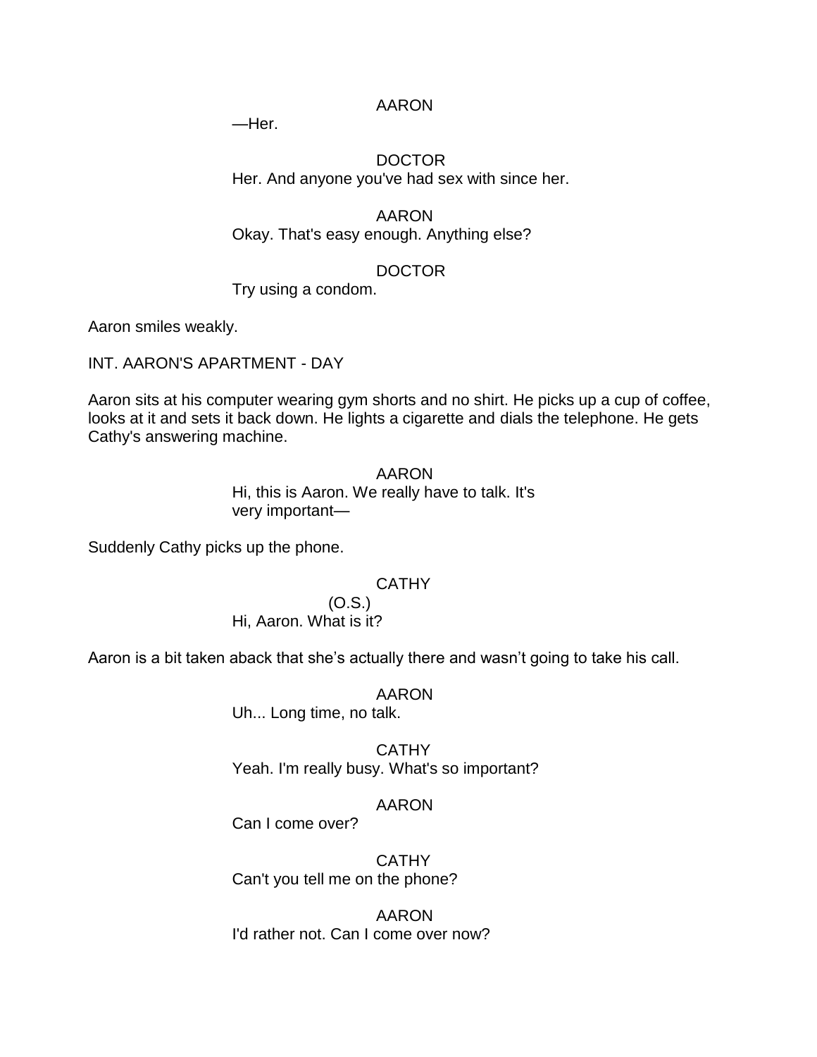AARON

—Her.

DOCTOR

Her. And anyone you've had sex with since her.

AARON

Okay. That's easy enough. Anything else?

DOCTOR

Try using a condom.

Aaron smiles weakly.

INT. AARON'S APARTMENT - DAY

Aaron sits at his computer wearing gym shorts and no shirt. He picks up a cup of coffee, looks at it and sets it back down. He lights a cigarette and dials the telephone. He gets Cathy's answering machine.

AARON

Hi, this is Aaron. We really have to talk. It's very important—

Suddenly Cathy picks up the phone.

CATHY

(O.S.)

Hi, Aaron. What is it?

Aaron is a bit taken aback that she's actually there and wasn't going to take his call.

AARON

Uh... Long time, no talk.

CATHY

Yeah. I'm really busy. What's so important?

AARON

Can I come over?

CATHY

Can't you tell me on the phone?

AARON

I'd rather not. Can I come over now?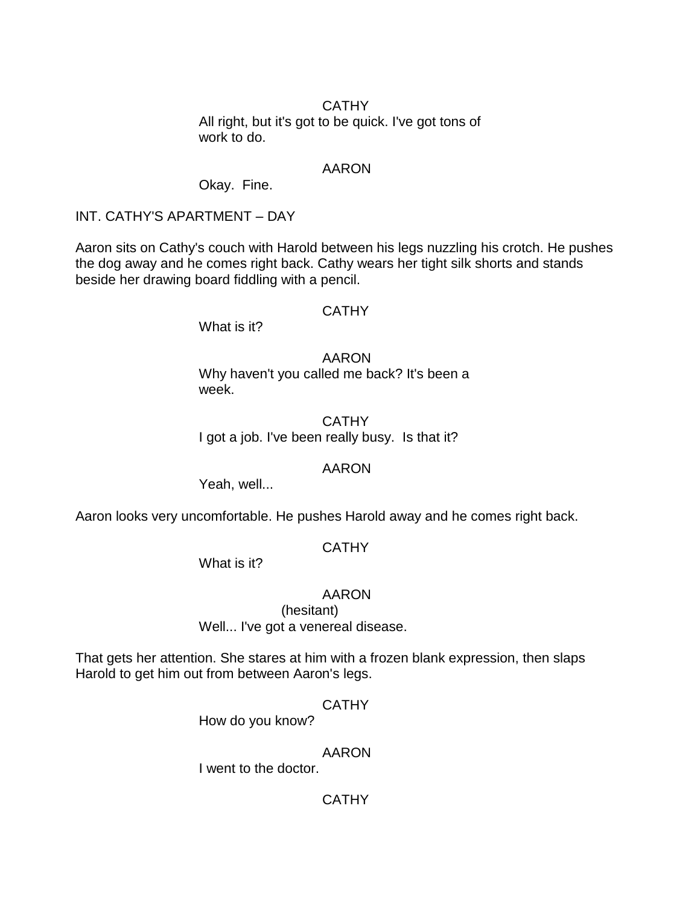CATHY

All right, but it's got to be quick. I've got tons of work to do.

AARON

Okay. Fine.

INT. CATHY'S APARTMENT – DAY

Aaron sits on Cathy's couch with Harold between his legs nuzzling his crotch. He pushes the dog away and he comes right back. Cathy wears her tight silk shorts and stands beside her drawing board fiddling with a pencil.

CATHY

What is it?

AARON

Why haven't you called me back? It's been a week.

CATHY

I got a job. I've been really busy. Is that it?

AARON

Yeah, well...

Aaron looks very uncomfortable. He pushes Harold away and he comes right back.

CATHY

What is it?

AARON

(hesitant)

Well... I've got a venereal disease.

That gets her attention. She stares at him with a frozen blank expression, then slaps Harold to get him out from between Aaron's legs.

CATHY

How do you know?

AARON

I went to the doctor.

CATHY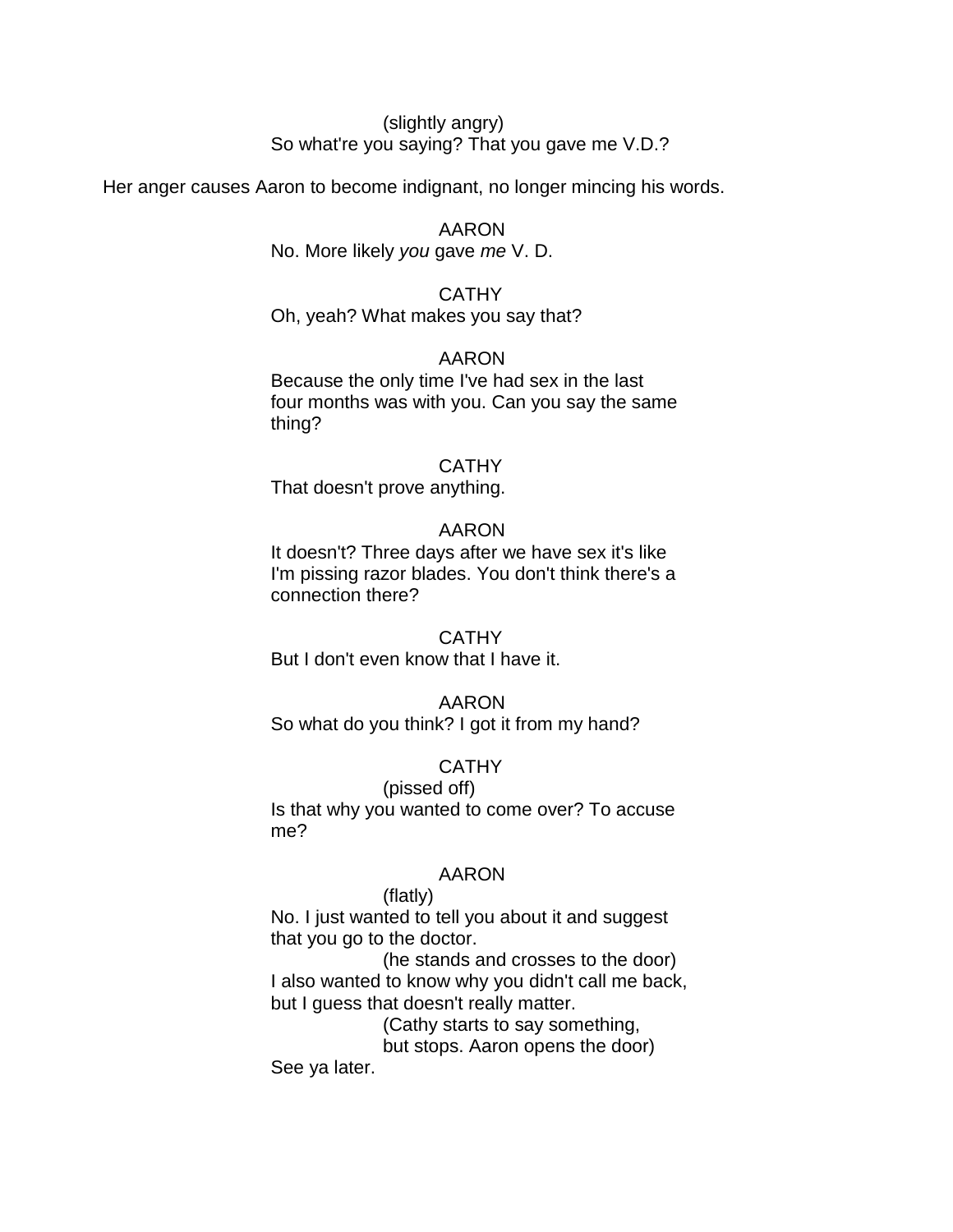(slightly angry)
So what're you saying? That you gave me V.D.?

Her anger causes Aaron to become indignant, no longer mincing his words.

AARON
No. More likely *you* gave *me* V. D.

CATHY
Oh, yeah? What makes you say that?

AARON
Because the only time I've had sex in the last four months was with you. Can you say the same thing?

CATHY
That doesn't prove anything.

AARON
It doesn't? Three days after we have sex it's like I'm pissing razor blades. You don't think there's a connection there?

CATHY
But I don't even know that I have it.

AARON
So what do you think? I got it from my hand?

CATHY
(pissed off)
Is that why you wanted to come over? To accuse me?

AARON
(flatly)
No. I just wanted to tell you about it and suggest that you go to the doctor.
(he stands and crosses to the door)
I also wanted to know why you didn't call me back, but I guess that doesn't really matter.
(Cathy starts to say something, but stops. Aaron opens the door)
See ya later.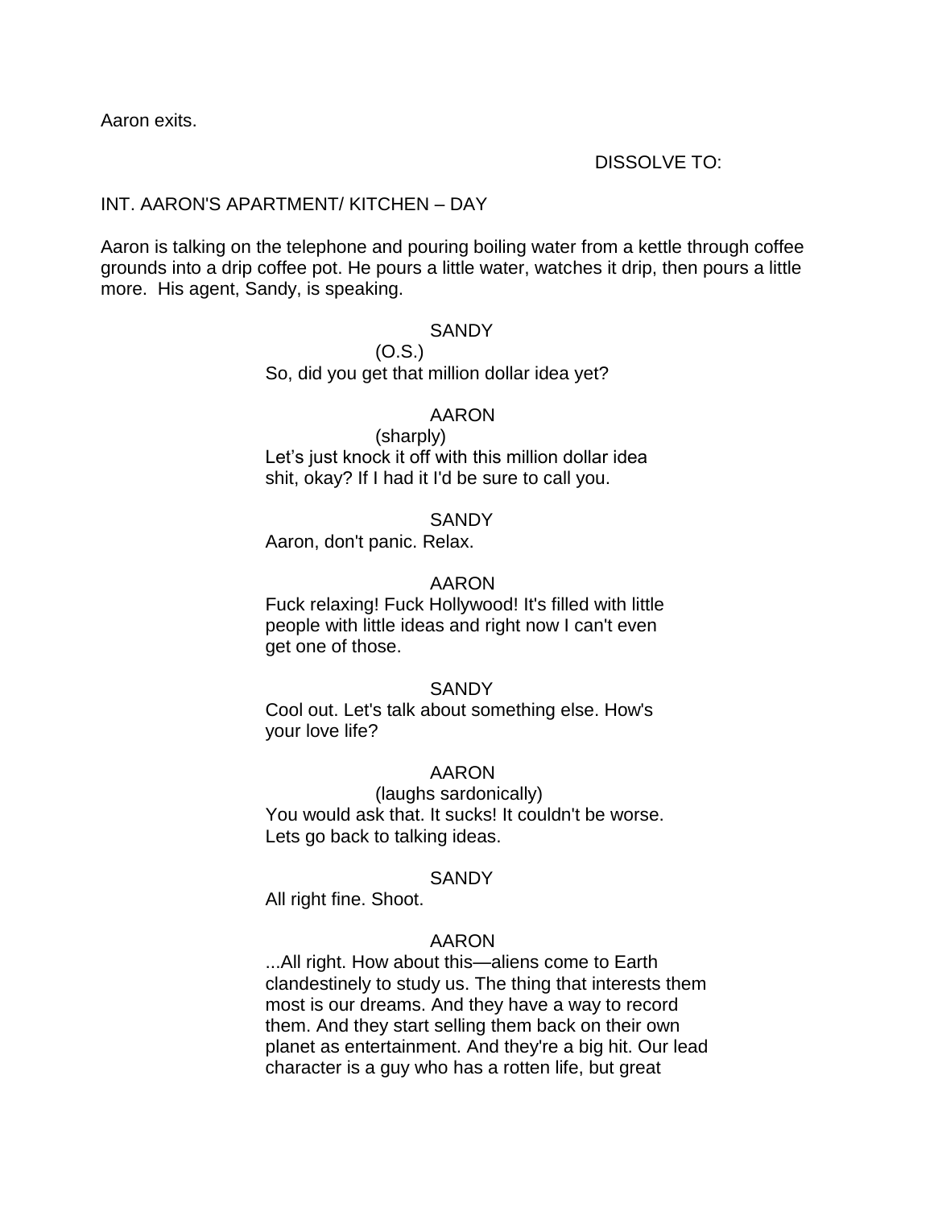Aaron exits.

DISSOLVE TO:

INT. AARON'S APARTMENT/ KITCHEN – DAY

Aaron is talking on the telephone and pouring boiling water from a kettle through coffee grounds into a drip coffee pot. He pours a little water, watches it drip, then pours a little more. His agent, Sandy, is speaking.

SANDY
(O.S.)
So, did you get that million dollar idea yet?

AARON
(sharply)
Let's just knock it off with this million dollar idea shit, okay? If I had it I'd be sure to call you.

SANDY
Aaron, don't panic. Relax.

AARON
Fuck relaxing! Fuck Hollywood! It's filled with little people with little ideas and right now I can't even get one of those.

SANDY
Cool out. Let's talk about something else. How's your love life?

AARON
(laughs sardonically)
You would ask that. It sucks! It couldn't be worse. Lets go back to talking ideas.

SANDY
All right fine. Shoot.

AARON
...All right. How about this—aliens come to Earth clandestinely to study us. The thing that interests them most is our dreams. And they have a way to record them. And they start selling them back on their own planet as entertainment. And they're a big hit. Our lead character is a guy who has a rotten life, but great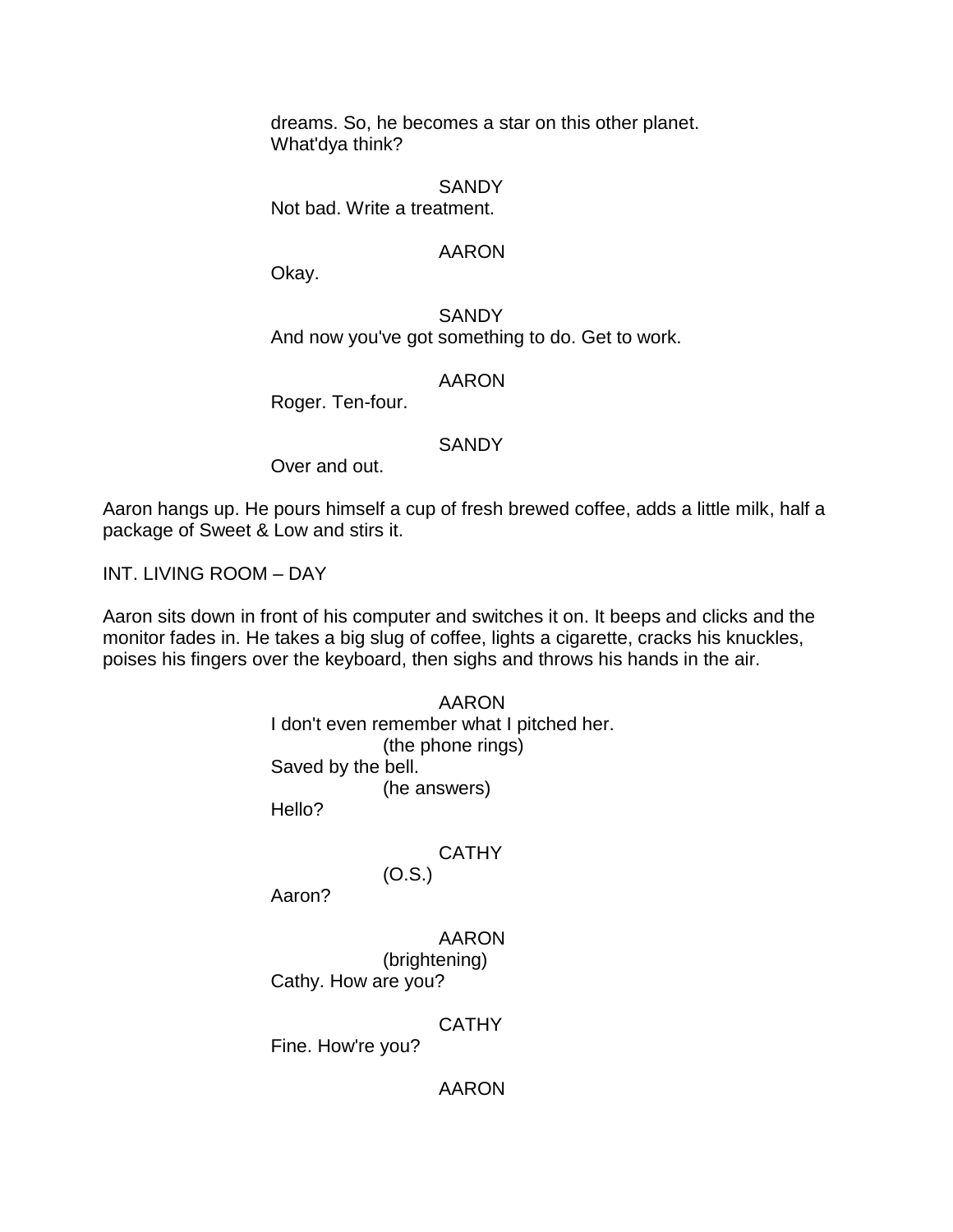dreams. So, he becomes a star on this other planet. What'dya think?

SANDY

Not bad. Write a treatment.

AARON

Okay.

SANDY

And now you've got something to do. Get to work.

AARON

Roger. Ten-four.

SANDY

Over and out.

Aaron hangs up. He pours himself a cup of fresh brewed coffee, adds a little milk, half a package of Sweet & Low and stirs it.

INT. LIVING ROOM – DAY

Aaron sits down in front of his computer and switches it on. It beeps and clicks and the monitor fades in. He takes a big slug of coffee, lights a cigarette, cracks his knuckles, poises his fingers over the keyboard, then sighs and throws his hands in the air.

AARON

I don't even remember what I pitched her.

(the phone rings)

Saved by the bell.

(he answers)

Hello?

CATHY

(O.S.)

Aaron?

AARON

(brightening)

Cathy. How are you?

CATHY

Fine. How're you?

AARON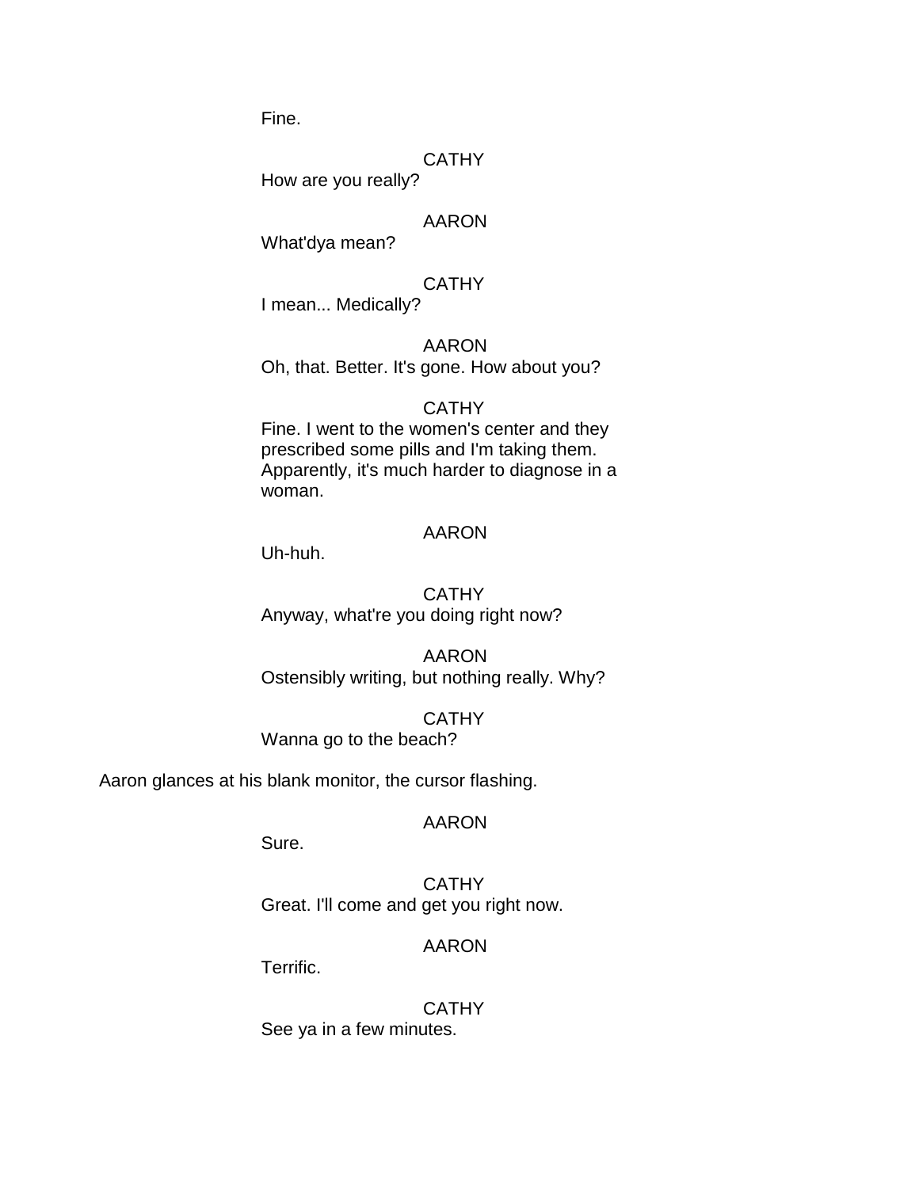Fine.

CATHY

How are you really?

AARON

What'dya mean?

CATHY

I mean... Medically?

AARON

Oh, that. Better. It's gone. How about you?

CATHY

Fine. I went to the women's center and they prescribed some pills and I'm taking them. Apparently, it's much harder to diagnose in a woman.

AARON

Uh-huh.

CATHY

Anyway, what're you doing right now?

AARON

Ostensibly writing, but nothing really. Why?

CATHY

Wanna go to the beach?

Aaron glances at his blank monitor, the cursor flashing.

AARON

Sure.

CATHY

Great. I'll come and get you right now.

AARON

Terrific.

CATHY

See ya in a few minutes.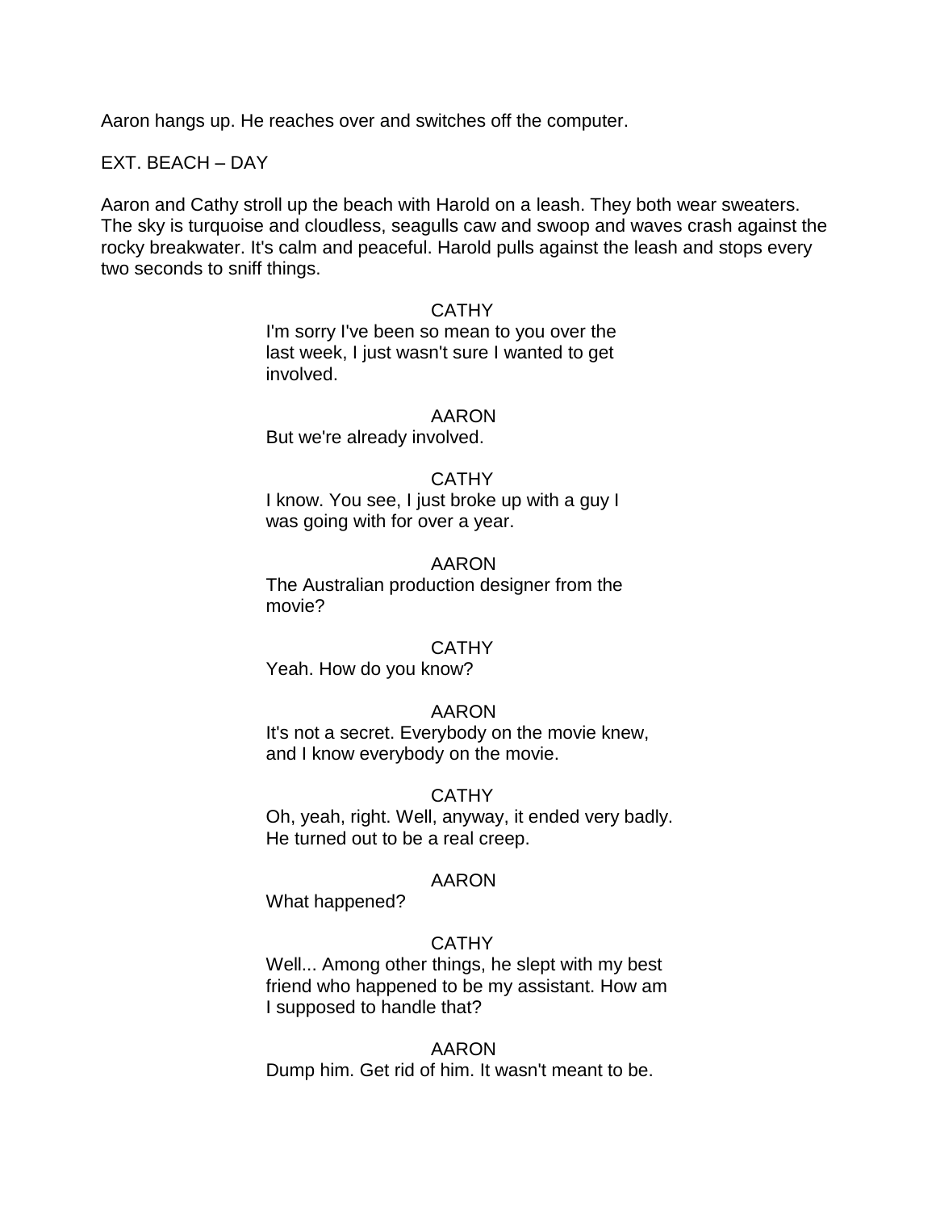Aaron hangs up. He reaches over and switches off the computer.

EXT. BEACH – DAY

Aaron and Cathy stroll up the beach with Harold on a leash. They both wear sweaters. The sky is turquoise and cloudless, seagulls caw and swoop and waves crash against the rocky breakwater. It's calm and peaceful. Harold pulls against the leash and stops every two seconds to sniff things.

CATHY
I'm sorry I've been so mean to you over the last week, I just wasn't sure I wanted to get involved.

AARON
But we're already involved.

CATHY
I know. You see, I just broke up with a guy I was going with for over a year.

AARON
The Australian production designer from the movie?

CATHY
Yeah. How do you know?

AARON
It's not a secret. Everybody on the movie knew, and I know everybody on the movie.

CATHY
Oh, yeah, right. Well, anyway, it ended very badly. He turned out to be a real creep.

AARON
What happened?

CATHY
Well... Among other things, he slept with my best friend who happened to be my assistant. How am I supposed to handle that?

AARON
Dump him. Get rid of him. It wasn't meant to be.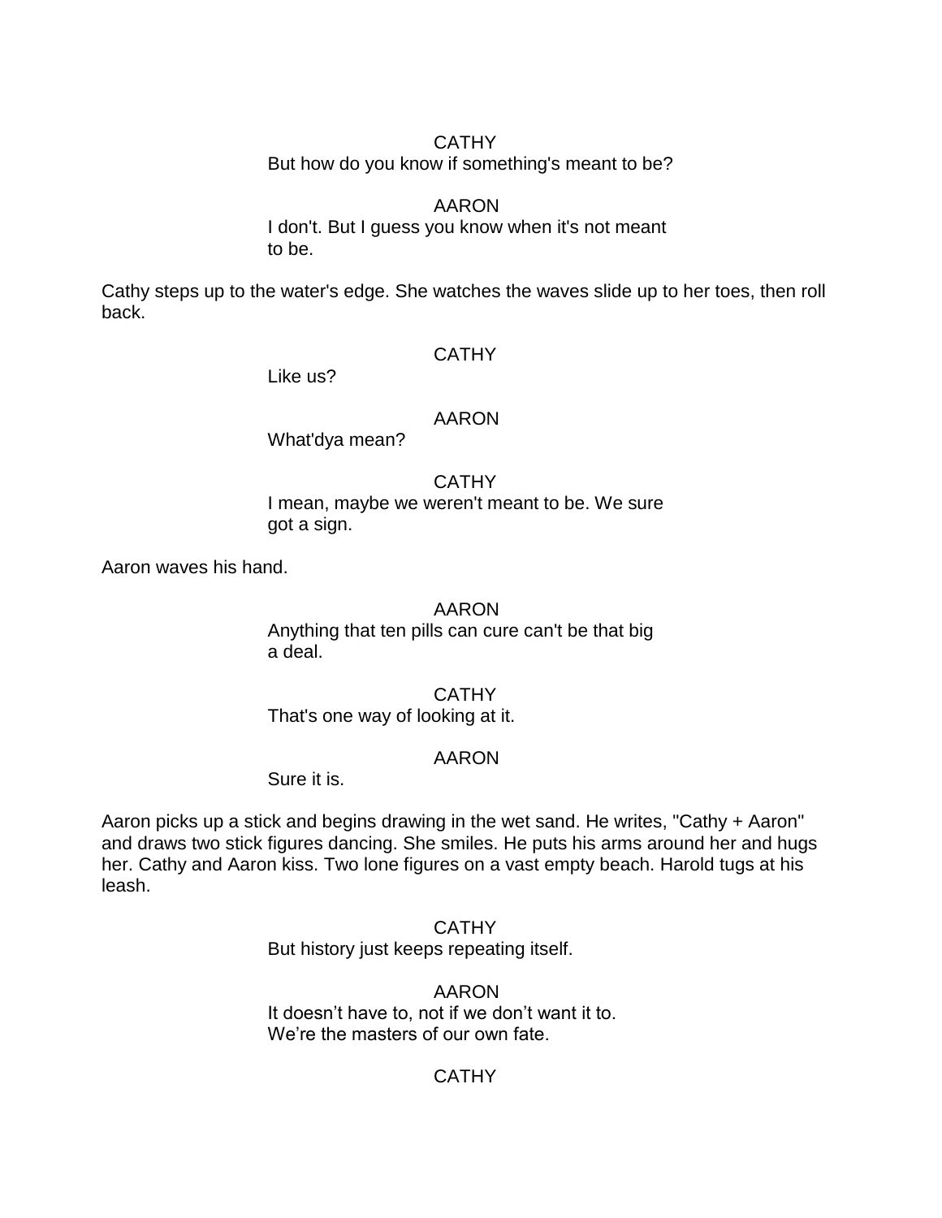CATHY

But how do you know if something's meant to be?

AARON

I don't. But I guess you know when it's not meant to be.

Cathy steps up to the water's edge. She watches the waves slide up to her toes, then roll back.

CATHY

Like us?

AARON

What'dya mean?

CATHY

I mean, maybe we weren't meant to be. We sure got a sign.

Aaron waves his hand.

AARON

Anything that ten pills can cure can't be that big a deal.

CATHY

That's one way of looking at it.

AARON

Sure it is.

Aaron picks up a stick and begins drawing in the wet sand. He writes, "Cathy + Aaron" and draws two stick figures dancing. She smiles. He puts his arms around her and hugs her. Cathy and Aaron kiss. Two lone figures on a vast empty beach. Harold tugs at his leash.

CATHY

But history just keeps repeating itself.

AARON

It doesn't have to, not if we don't want it to. We're the masters of our own fate.

CATHY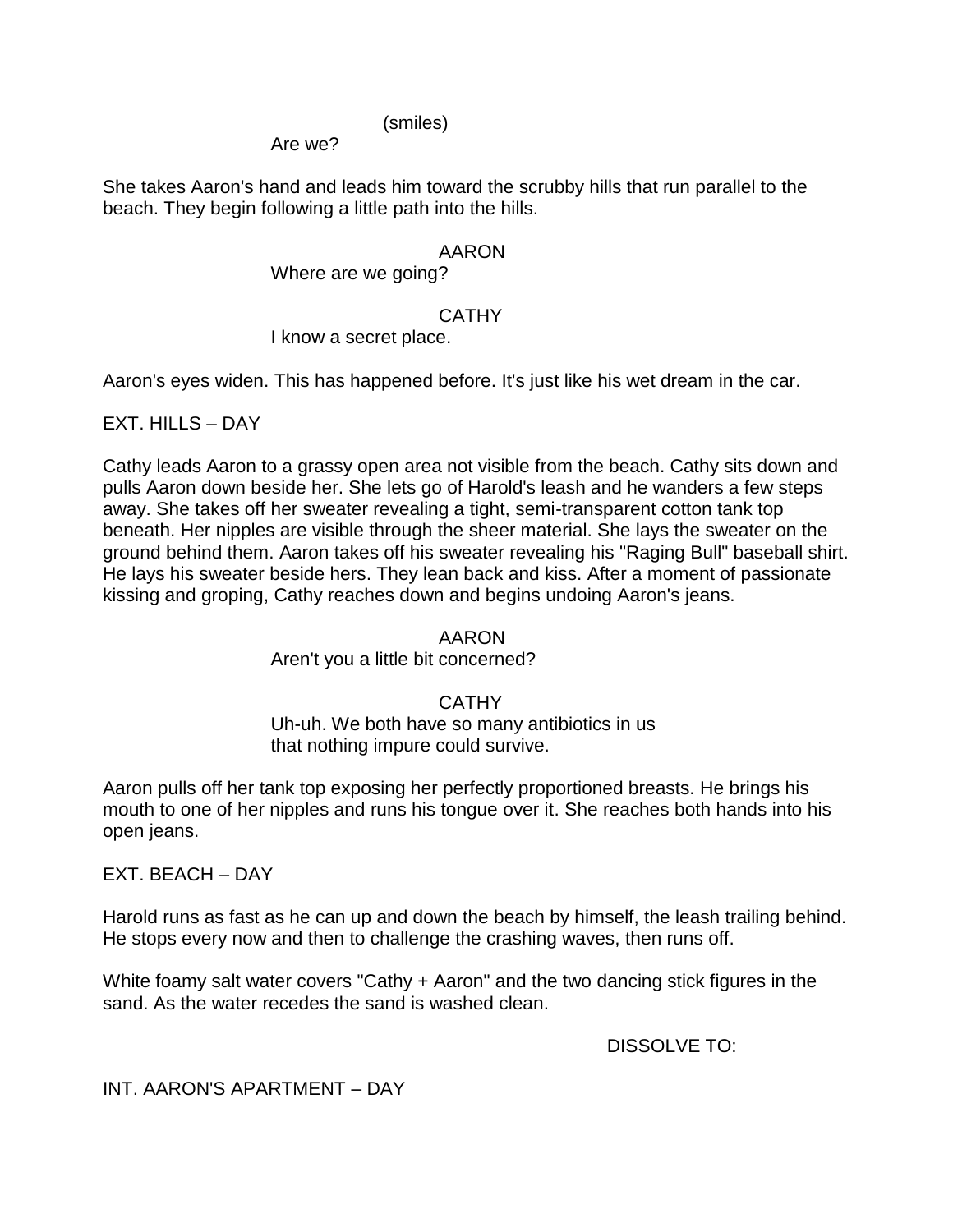(smiles)
Are we?

She takes Aaron's hand and leads him toward the scrubby hills that run parallel to the beach. They begin following a little path into the hills.

AARON
Where are we going?

CATHY
I know a secret place.

Aaron's eyes widen. This has happened before. It's just like his wet dream in the car.

EXT. HILLS – DAY

Cathy leads Aaron to a grassy open area not visible from the beach. Cathy sits down and pulls Aaron down beside her. She lets go of Harold's leash and he wanders a few steps away. She takes off her sweater revealing a tight, semi-transparent cotton tank top beneath. Her nipples are visible through the sheer material. She lays the sweater on the ground behind them. Aaron takes off his sweater revealing his "Raging Bull" baseball shirt. He lays his sweater beside hers. They lean back and kiss. After a moment of passionate kissing and groping, Cathy reaches down and begins undoing Aaron's jeans.

AARON
Aren't you a little bit concerned?

CATHY
Uh-uh. We both have so many antibiotics in us
that nothing impure could survive.

Aaron pulls off her tank top exposing her perfectly proportioned breasts. He brings his mouth to one of her nipples and runs his tongue over it. She reaches both hands into his open jeans.

EXT. BEACH – DAY

Harold runs as fast as he can up and down the beach by himself, the leash trailing behind. He stops every now and then to challenge the crashing waves, then runs off.

White foamy salt water covers "Cathy + Aaron" and the two dancing stick figures in the sand. As the water recedes the sand is washed clean.

DISSOLVE TO:

INT. AARON'S APARTMENT – DAY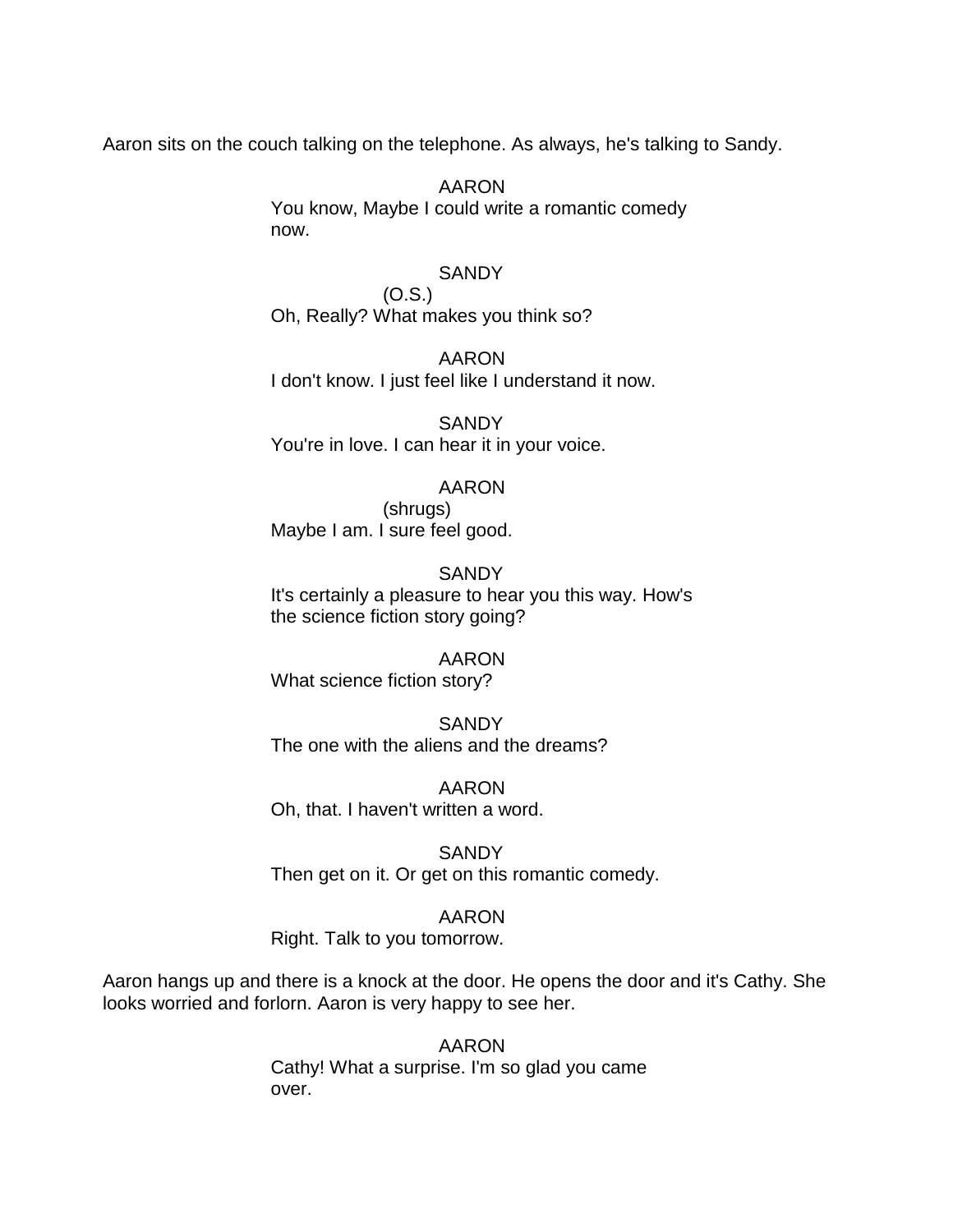Aaron sits on the couch talking on the telephone. As always, he's talking to Sandy.

AARON
You know, Maybe I could write a romantic comedy now.

SANDY
(O.S.)
Oh, Really? What makes you think so?

AARON
I don't know. I just feel like I understand it now.

SANDY
You're in love. I can hear it in your voice.

AARON
(shrugs)
Maybe I am. I sure feel good.

SANDY
It's certainly a pleasure to hear you this way. How's the science fiction story going?

AARON
What science fiction story?

SANDY
The one with the aliens and the dreams?

AARON
Oh, that. I haven't written a word.

SANDY
Then get on it. Or get on this romantic comedy.

AARON
Right. Talk to you tomorrow.

Aaron hangs up and there is a knock at the door. He opens the door and it's Cathy. She looks worried and forlorn. Aaron is very happy to see her.

AARON
Cathy! What a surprise. I'm so glad you came over.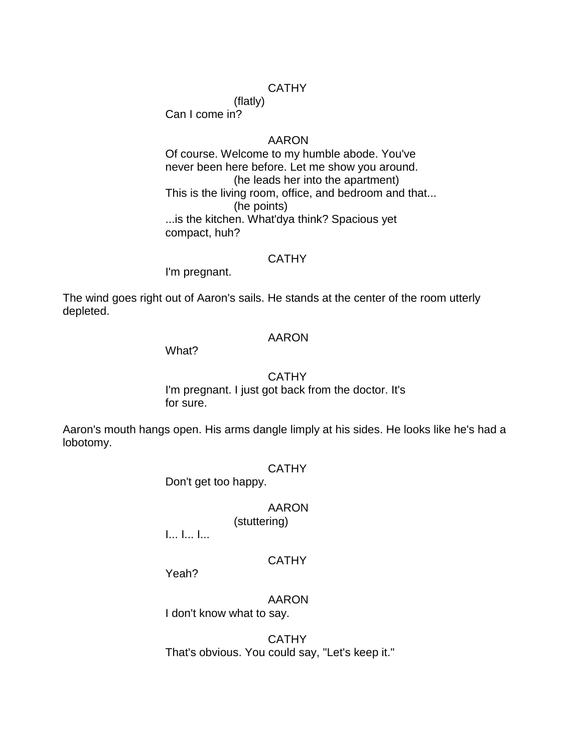CATHY
(flatly)
Can I come in?

AARON
Of course. Welcome to my humble abode. You've never been here before. Let me show you around.
(he leads her into the apartment)
This is the living room, office, and bedroom and that...
(he points)
...is the kitchen. What'dya think? Spacious yet compact, huh?

CATHY
I'm pregnant.

The wind goes right out of Aaron's sails. He stands at the center of the room utterly depleted.

AARON
What?

CATHY
I'm pregnant. I just got back from the doctor. It's for sure.

Aaron's mouth hangs open. His arms dangle limply at his sides. He looks like he's had a lobotomy.

CATHY
Don't get too happy.

AARON
(stuttering)
I... I... I...

CATHY
Yeah?

AARON
I don't know what to say.

CATHY
That's obvious. You could say, "Let's keep it."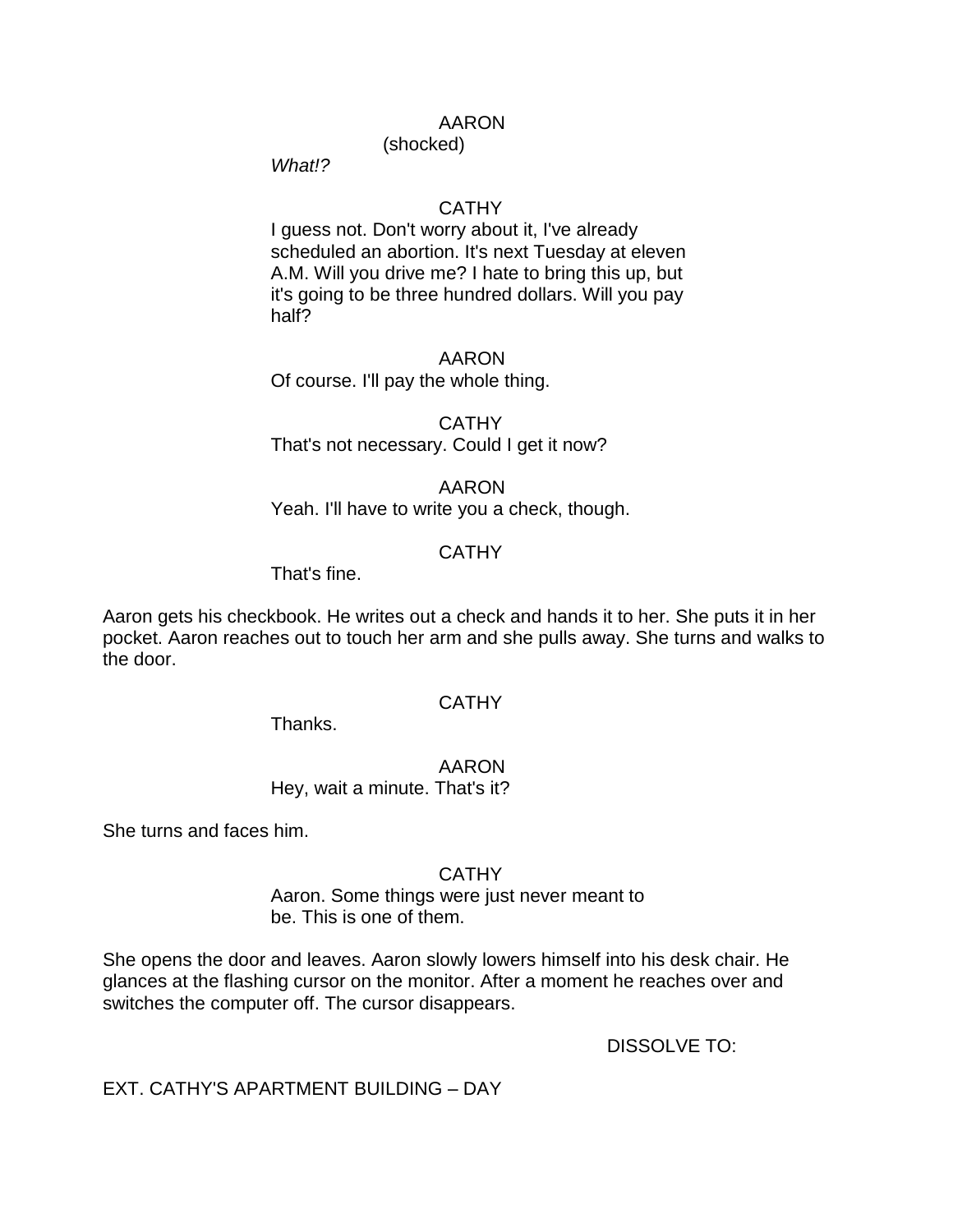AARON
(shocked)
*What!?*

CATHY
I guess not. Don't worry about it, I've already scheduled an abortion. It's next Tuesday at eleven A.M. Will you drive me? I hate to bring this up, but it's going to be three hundred dollars. Will you pay half?

AARON
Of course. I'll pay the whole thing.

CATHY
That's not necessary. Could I get it now?

AARON
Yeah. I'll have to write you a check, though.

CATHY
That's fine.

Aaron gets his checkbook. He writes out a check and hands it to her. She puts it in her pocket. Aaron reaches out to touch her arm and she pulls away. She turns and walks to the door.

CATHY
Thanks.

AARON
Hey, wait a minute. That's it?

She turns and faces him.

CATHY
Aaron. Some things were just never meant to be. This is one of them.

She opens the door and leaves. Aaron slowly lowers himself into his desk chair. He glances at the flashing cursor on the monitor. After a moment he reaches over and switches the computer off. The cursor disappears.

DISSOLVE TO:

EXT. CATHY'S APARTMENT BUILDING – DAY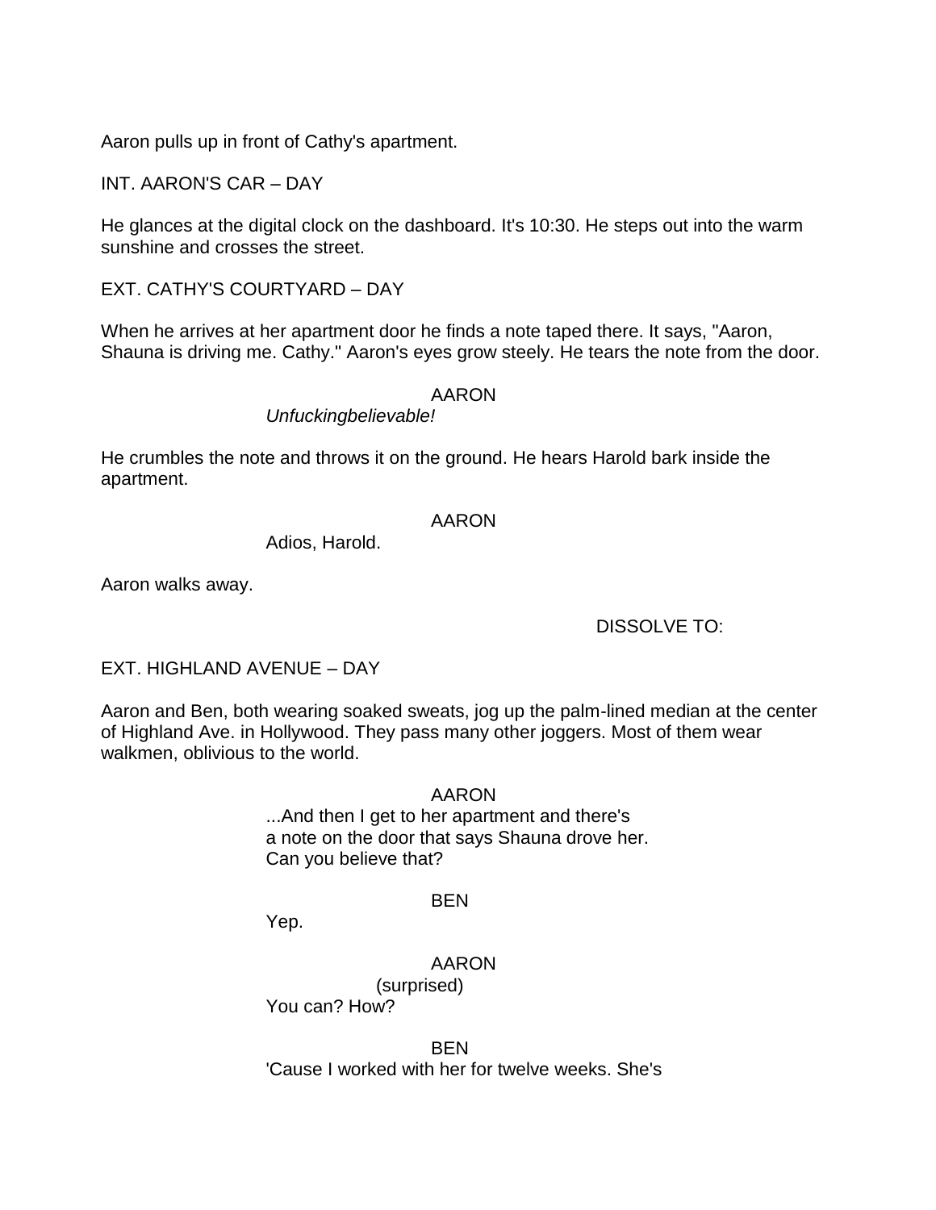Aaron pulls up in front of Cathy's apartment.

INT. AARON'S CAR – DAY

He glances at the digital clock on the dashboard. It's 10:30. He steps out into the warm sunshine and crosses the street.

EXT. CATHY'S COURTYARD – DAY

When he arrives at her apartment door he finds a note taped there. It says, "Aaron, Shauna is driving me. Cathy." Aaron's eyes grow steely. He tears the note from the door.

AARON

*Unfuckingbelievable!*

He crumbles the note and throws it on the ground. He hears Harold bark inside the apartment.

AARON

Adios, Harold.

Aaron walks away.

DISSOLVE TO:

EXT. HIGHLAND AVENUE – DAY

Aaron and Ben, both wearing soaked sweats, jog up the palm-lined median at the center of Highland Ave. in Hollywood. They pass many other joggers. Most of them wear walkmen, oblivious to the world.

AARON

...And then I get to her apartment and there's a note on the door that says Shauna drove her. Can you believe that?

BEN

Yep.

AARON

(surprised)

You can? How?

BEN

'Cause I worked with her for twelve weeks. She's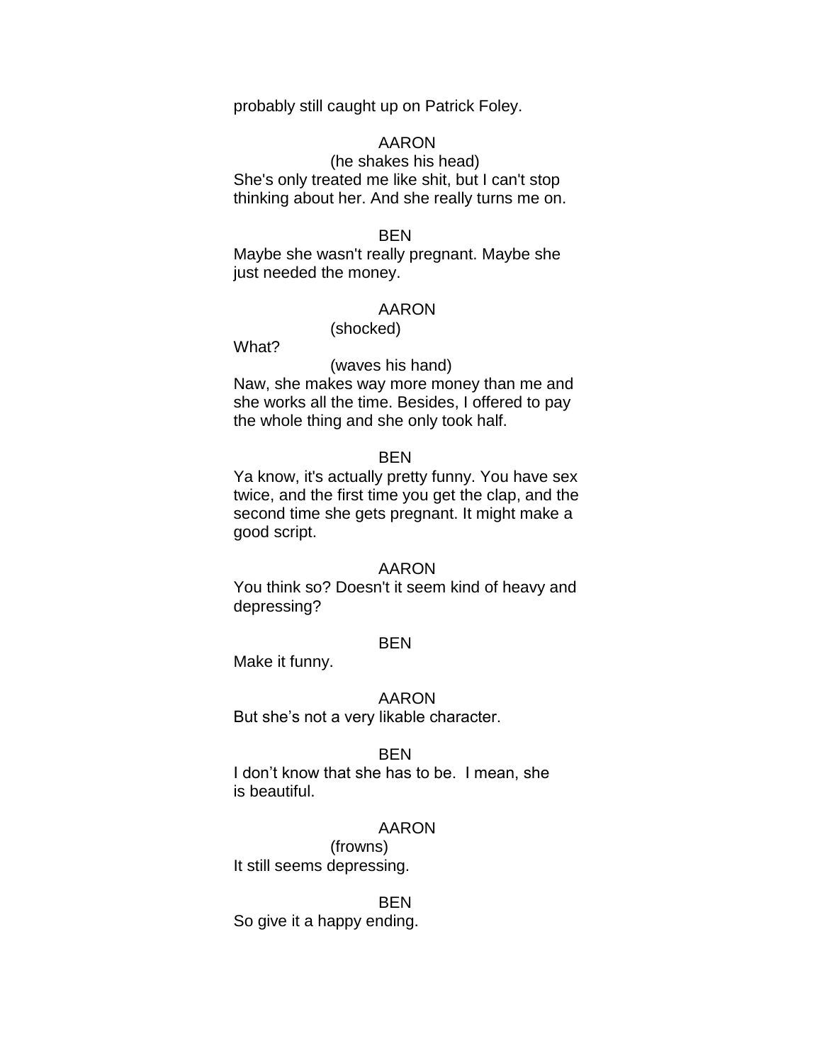probably still caught up on Patrick Foley.

AARON
(he shakes his head)
She's only treated me like shit, but I can't stop thinking about her. And she really turns me on.

BEN
Maybe she wasn't really pregnant. Maybe she just needed the money.

AARON
(shocked)
What?
(waves his hand)
Naw, she makes way more money than me and she works all the time. Besides, I offered to pay the whole thing and she only took half.

BEN
Ya know, it's actually pretty funny. You have sex twice, and the first time you get the clap, and the second time she gets pregnant. It might make a good script.

AARON
You think so? Doesn't it seem kind of heavy and depressing?

BEN
Make it funny.

AARON
But she's not a very likable character.

BEN
I don't know that she has to be. I mean, she is beautiful.

AARON
(frowns)
It still seems depressing.

BEN
So give it a happy ending.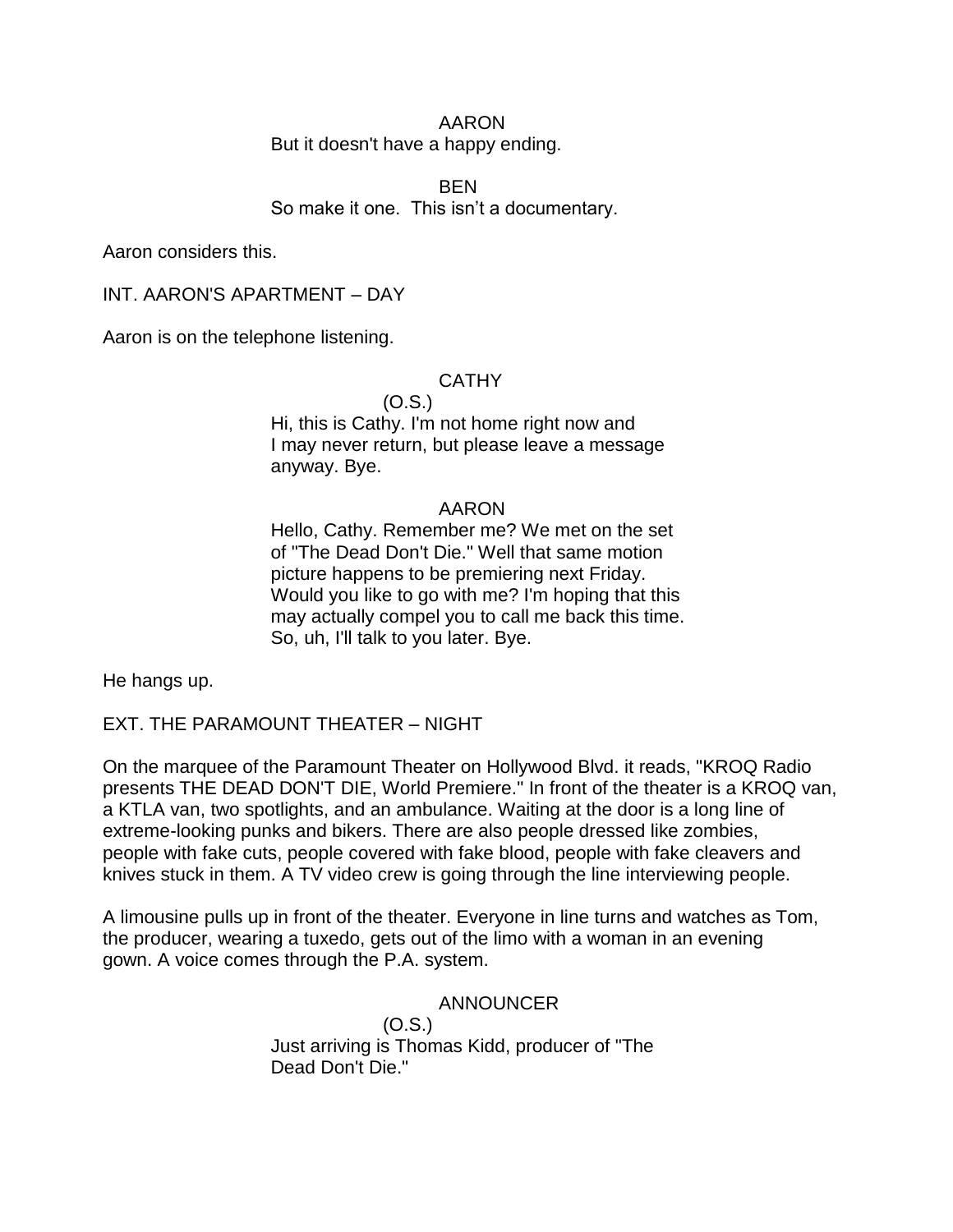AARON

But it doesn't have a happy ending.

BEN

So make it one.  This isn't a documentary.

Aaron considers this.

INT. AARON'S APARTMENT – DAY

Aaron is on the telephone listening.

CATHY

(O.S.)

Hi, this is Cathy. I'm not home right now and I may never return, but please leave a message anyway. Bye.

AARON

Hello, Cathy. Remember me? We met on the set of "The Dead Don't Die." Well that same motion picture happens to be premiering next Friday. Would you like to go with me? I'm hoping that this may actually compel you to call me back this time. So, uh, I'll talk to you later. Bye.

He hangs up.

EXT. THE PARAMOUNT THEATER – NIGHT

On the marquee of the Paramount Theater on Hollywood Blvd. it reads, "KROQ Radio presents THE DEAD DON'T DIE, World Premiere." In front of the theater is a KROQ van, a KTLA van, two spotlights, and an ambulance. Waiting at the door is a long line of extreme-looking punks and bikers. There are also people dressed like zombies, people with fake cuts, people covered with fake blood, people with fake cleavers and knives stuck in them. A TV video crew is going through the line interviewing people.

A limousine pulls up in front of the theater. Everyone in line turns and watches as Tom, the producer, wearing a tuxedo, gets out of the limo with a woman in an evening gown. A voice comes through the P.A. system.

ANNOUNCER

(O.S.)

Just arriving is Thomas Kidd, producer of "The Dead Don't Die."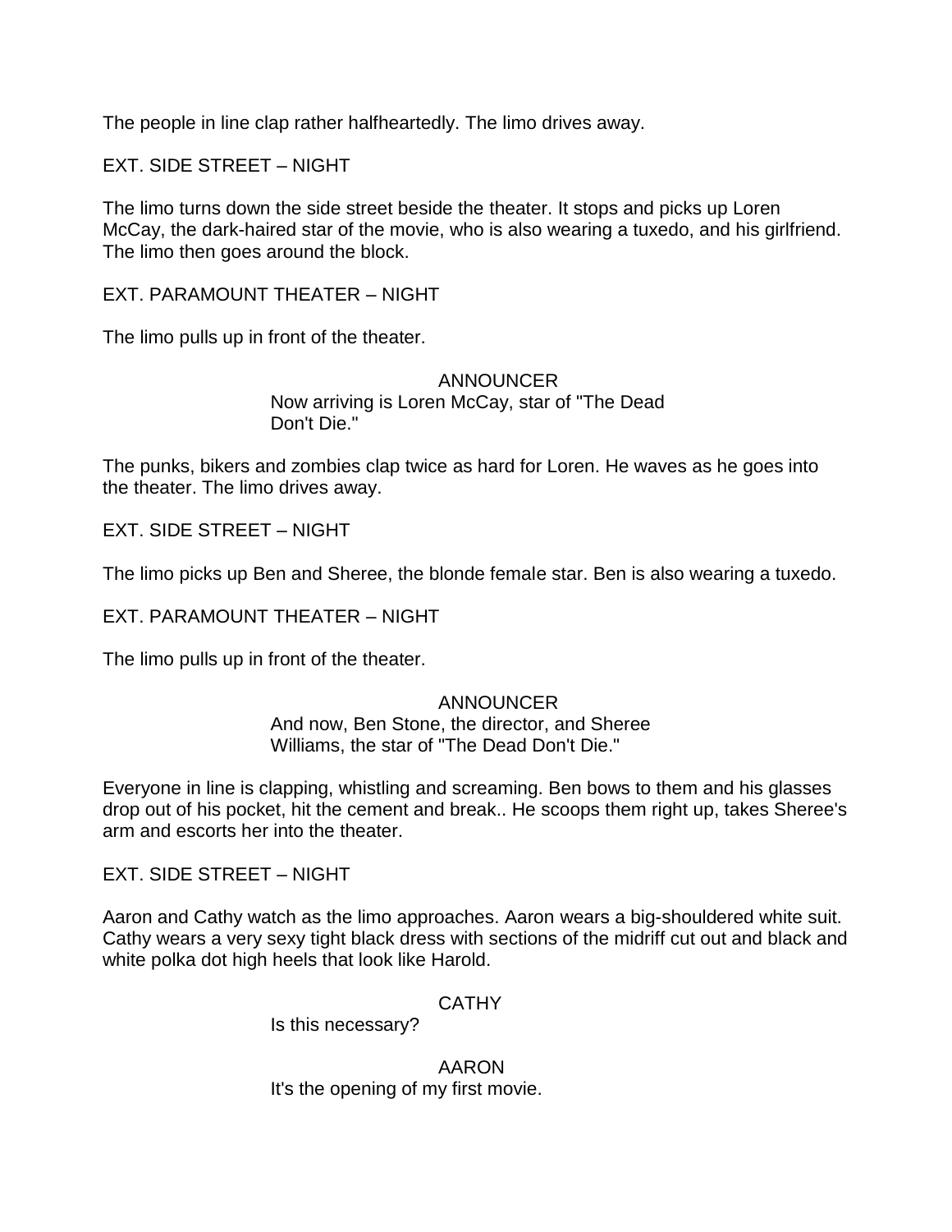The people in line clap rather halfheartedly. The limo drives away.

EXT. SIDE STREET – NIGHT

The limo turns down the side street beside the theater. It stops and picks up Loren McCay, the dark-haired star of the movie, who is also wearing a tuxedo, and his girlfriend. The limo then goes around the block.

EXT. PARAMOUNT THEATER – NIGHT

The limo pulls up in front of the theater.

ANNOUNCER
Now arriving is Loren McCay, star of "The Dead Don't Die."

The punks, bikers and zombies clap twice as hard for Loren. He waves as he goes into the theater. The limo drives away.

EXT. SIDE STREET – NIGHT

The limo picks up Ben and Sheree, the blonde female star. Ben is also wearing a tuxedo.

EXT. PARAMOUNT THEATER – NIGHT

The limo pulls up in front of the theater.

ANNOUNCER
And now, Ben Stone, the director, and Sheree Williams, the star of "The Dead Don't Die."

Everyone in line is clapping, whistling and screaming. Ben bows to them and his glasses drop out of his pocket, hit the cement and break.. He scoops them right up, takes Sheree's arm and escorts her into the theater.

EXT. SIDE STREET – NIGHT

Aaron and Cathy watch as the limo approaches. Aaron wears a big-shouldered white suit. Cathy wears a very sexy tight black dress with sections of the midriff cut out and black and white polka dot high heels that look like Harold.

CATHY
Is this necessary?

AARON
It's the opening of my first movie.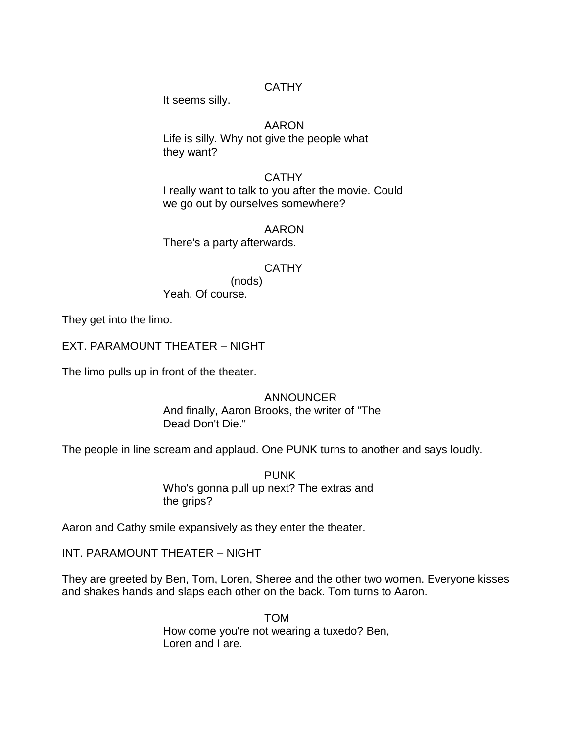CATHY

It seems silly.

AARON

Life is silly. Why not give the people what they want?

CATHY

I really want to talk to you after the movie. Could we go out by ourselves somewhere?

AARON

There's a party afterwards.

CATHY

(nods)

Yeah. Of course.

They get into the limo.

EXT. PARAMOUNT THEATER – NIGHT

The limo pulls up in front of the theater.

ANNOUNCER

And finally, Aaron Brooks, the writer of "The Dead Don't Die."

The people in line scream and applaud. One PUNK turns to another and says loudly.

PUNK

Who's gonna pull up next? The extras and the grips?

Aaron and Cathy smile expansively as they enter the theater.

INT. PARAMOUNT THEATER – NIGHT

They are greeted by Ben, Tom, Loren, Sheree and the other two women. Everyone kisses and shakes hands and slaps each other on the back. Tom turns to Aaron.

TOM

How come you're not wearing a tuxedo? Ben, Loren and I are.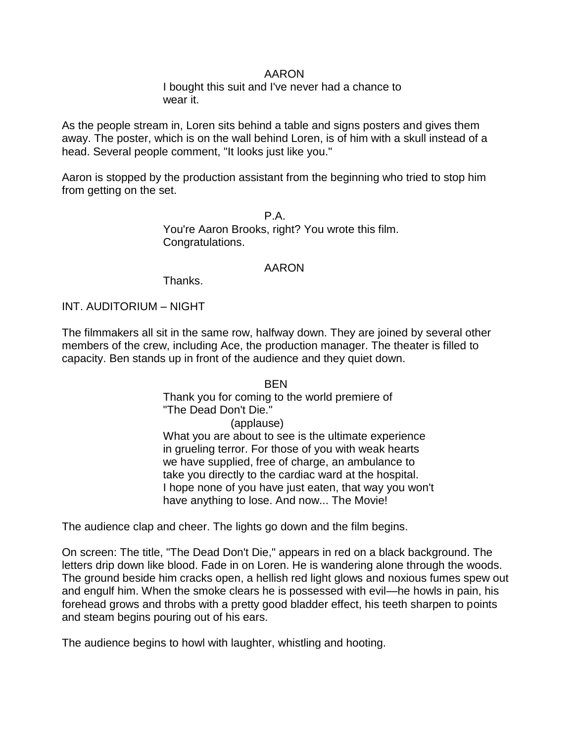AARON

I bought this suit and I've never had a chance to wear it.

As the people stream in, Loren sits behind a table and signs posters and gives them away. The poster, which is on the wall behind Loren, is of him with a skull instead of a head. Several people comment, "It looks just like you."

Aaron is stopped by the production assistant from the beginning who tried to stop him from getting on the set.

P.A.

You're Aaron Brooks, right? You wrote this film. Congratulations.

AARON

Thanks.

INT. AUDITORIUM – NIGHT

The filmmakers all sit in the same row, halfway down. They are joined by several other members of the crew, including Ace, the production manager. The theater is filled to capacity. Ben stands up in front of the audience and they quiet down.

BEN

Thank you for coming to the world premiere of "The Dead Don't Die."

(applause)

What you are about to see is the ultimate experience in grueling terror. For those of you with weak hearts we have supplied, free of charge, an ambulance to take you directly to the cardiac ward at the hospital. I hope none of you have just eaten, that way you won't have anything to lose. And now... The Movie!

The audience clap and cheer. The lights go down and the film begins.

On screen: The title, "The Dead Don't Die," appears in red on a black background. The letters drip down like blood. Fade in on Loren. He is wandering alone through the woods. The ground beside him cracks open, a hellish red light glows and noxious fumes spew out and engulf him. When the smoke clears he is possessed with evil—he howls in pain, his forehead grows and throbs with a pretty good bladder effect, his teeth sharpen to points and steam begins pouring out of his ears.

The audience begins to howl with laughter, whistling and hooting.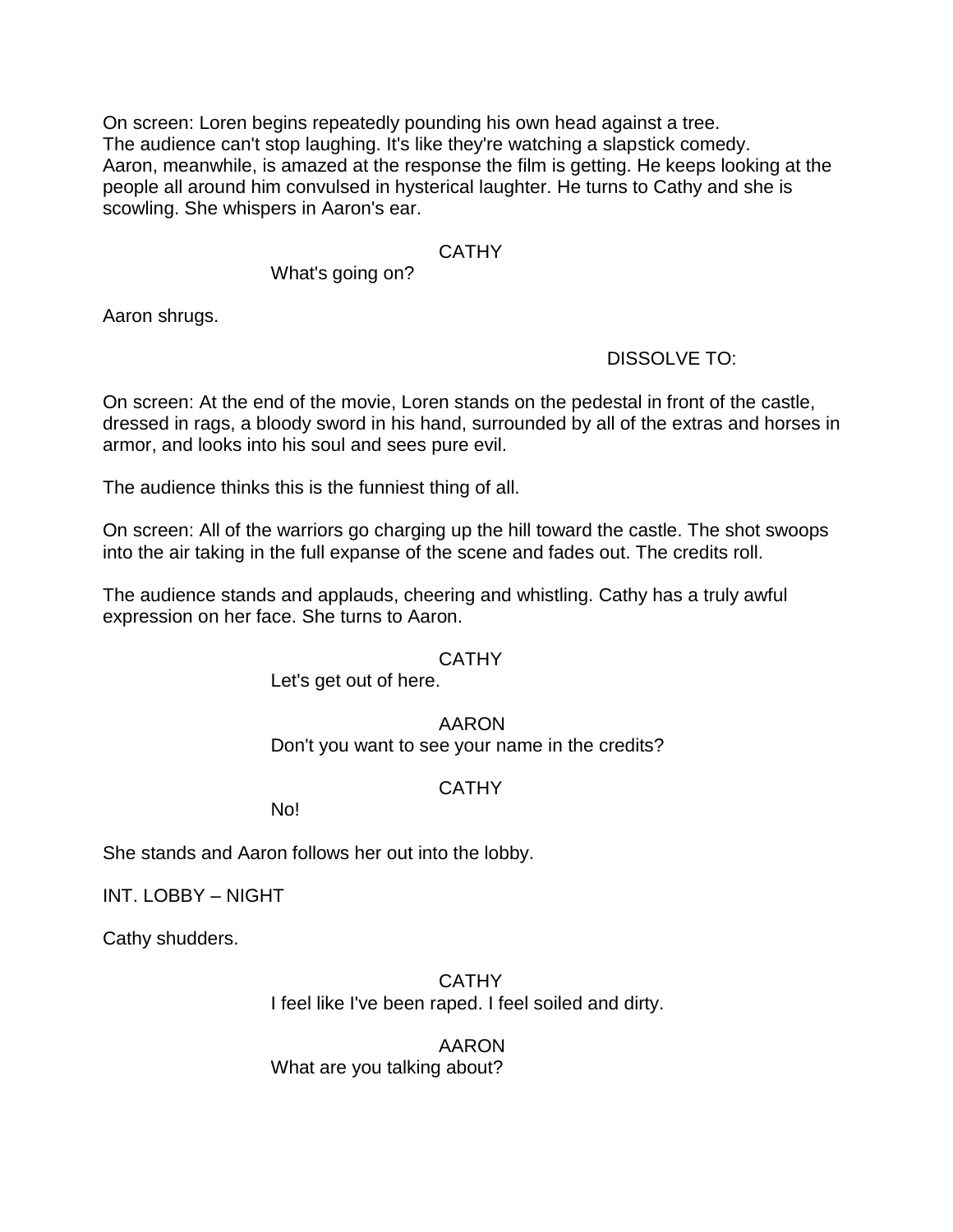On screen: Loren begins repeatedly pounding his own head against a tree.
The audience can't stop laughing. It's like they're watching a slapstick comedy.
Aaron, meanwhile, is amazed at the response the film is getting. He keeps looking at the people all around him convulsed in hysterical laughter. He turns to Cathy and she is scowling. She whispers in Aaron's ear.

CATHY
What's going on?

Aaron shrugs.

DISSOLVE TO:

On screen: At the end of the movie, Loren stands on the pedestal in front of the castle, dressed in rags, a bloody sword in his hand, surrounded by all of the extras and horses in armor, and looks into his soul and sees pure evil.

The audience thinks this is the funniest thing of all.

On screen: All of the warriors go charging up the hill toward the castle. The shot swoops into the air taking in the full expanse of the scene and fades out. The credits roll.

The audience stands and applauds, cheering and whistling. Cathy has a truly awful expression on her face. She turns to Aaron.

CATHY
Let's get out of here.

AARON
Don't you want to see your name in the credits?

CATHY
No!

She stands and Aaron follows her out into the lobby.

INT. LOBBY – NIGHT

Cathy shudders.

CATHY
I feel like I've been raped. I feel soiled and dirty.

AARON
What are you talking about?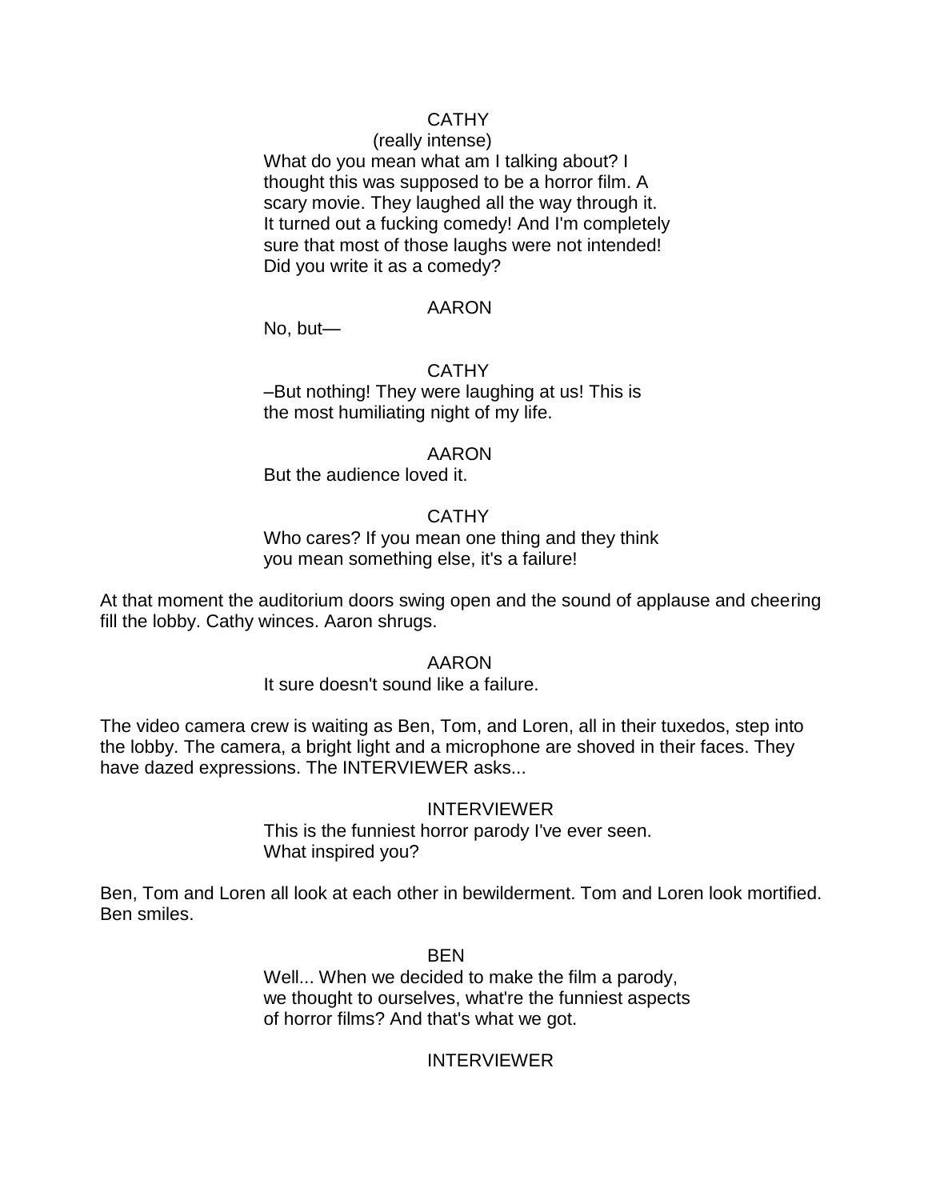CATHY
(really intense)
What do you mean what am I talking about? I thought this was supposed to be a horror film. A scary movie. They laughed all the way through it. It turned out a fucking comedy! And I'm completely sure that most of those laughs were not intended! Did you write it as a comedy?

AARON
No, but—

CATHY
–But nothing! They were laughing at us! This is the most humiliating night of my life.

AARON
But the audience loved it.

CATHY
Who cares? If you mean one thing and they think you mean something else, it's a failure!

At that moment the auditorium doors swing open and the sound of applause and cheering fill the lobby. Cathy winces. Aaron shrugs.

AARON
It sure doesn't sound like a failure.

The video camera crew is waiting as Ben, Tom, and Loren, all in their tuxedos, step into the lobby. The camera, a bright light and a microphone are shoved in their faces. They have dazed expressions. The INTERVIEWER asks...

INTERVIEWER
This is the funniest horror parody I've ever seen. What inspired you?

Ben, Tom and Loren all look at each other in bewilderment. Tom and Loren look mortified. Ben smiles.

BEN
Well... When we decided to make the film a parody, we thought to ourselves, what're the funniest aspects of horror films? And that's what we got.

INTERVIEWER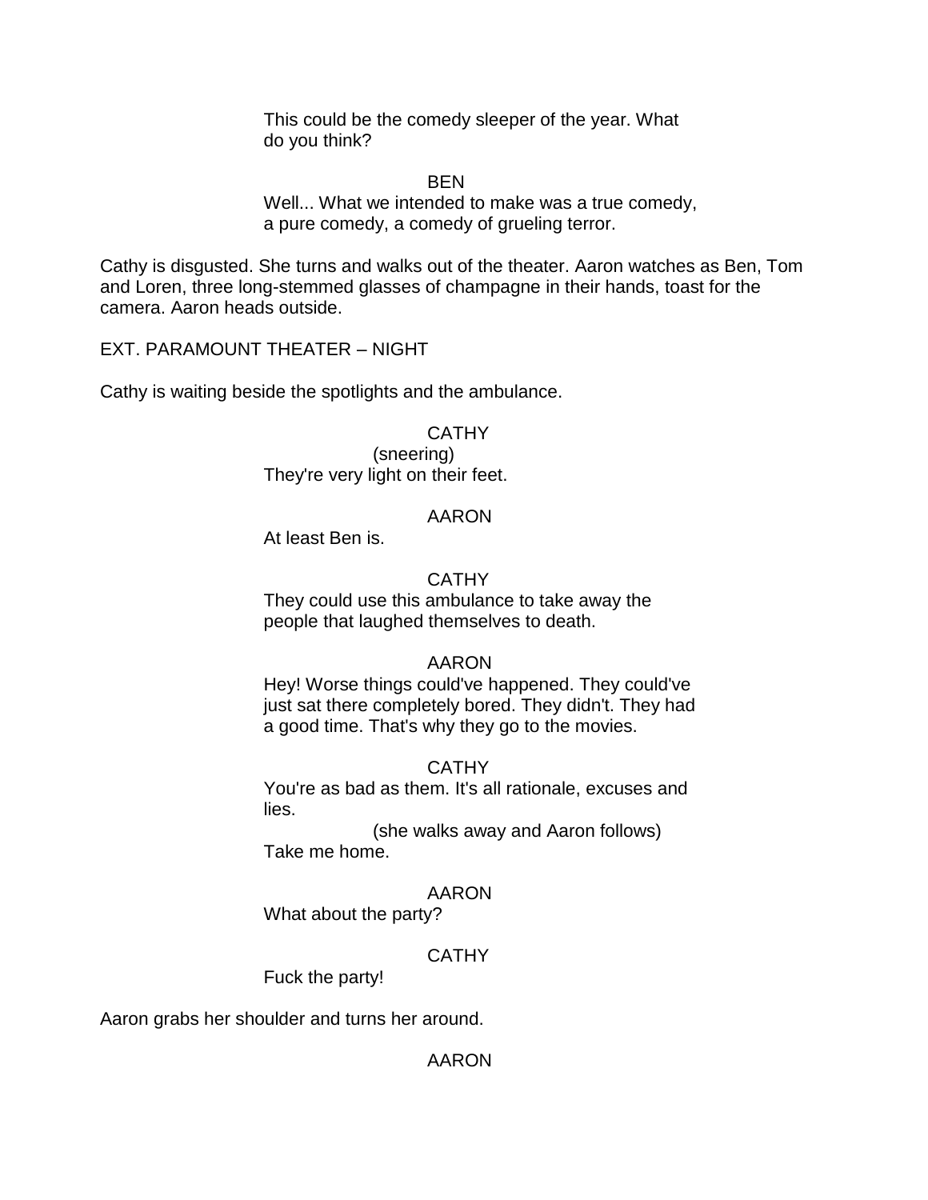This could be the comedy sleeper of the year. What do you think?

BEN

Well... What we intended to make was a true comedy, a pure comedy, a comedy of grueling terror.

Cathy is disgusted. She turns and walks out of the theater. Aaron watches as Ben, Tom and Loren, three long-stemmed glasses of champagne in their hands, toast for the camera. Aaron heads outside.

EXT. PARAMOUNT THEATER – NIGHT

Cathy is waiting beside the spotlights and the ambulance.

CATHY

(sneering)

They're very light on their feet.

AARON

At least Ben is.

CATHY

They could use this ambulance to take away the people that laughed themselves to death.

AARON

Hey! Worse things could've happened. They could've just sat there completely bored. They didn't. They had a good time. That's why they go to the movies.

CATHY

You're as bad as them. It's all rationale, excuses and lies.

(she walks away and Aaron follows)

Take me home.

AARON

What about the party?

CATHY

Fuck the party!

Aaron grabs her shoulder and turns her around.

AARON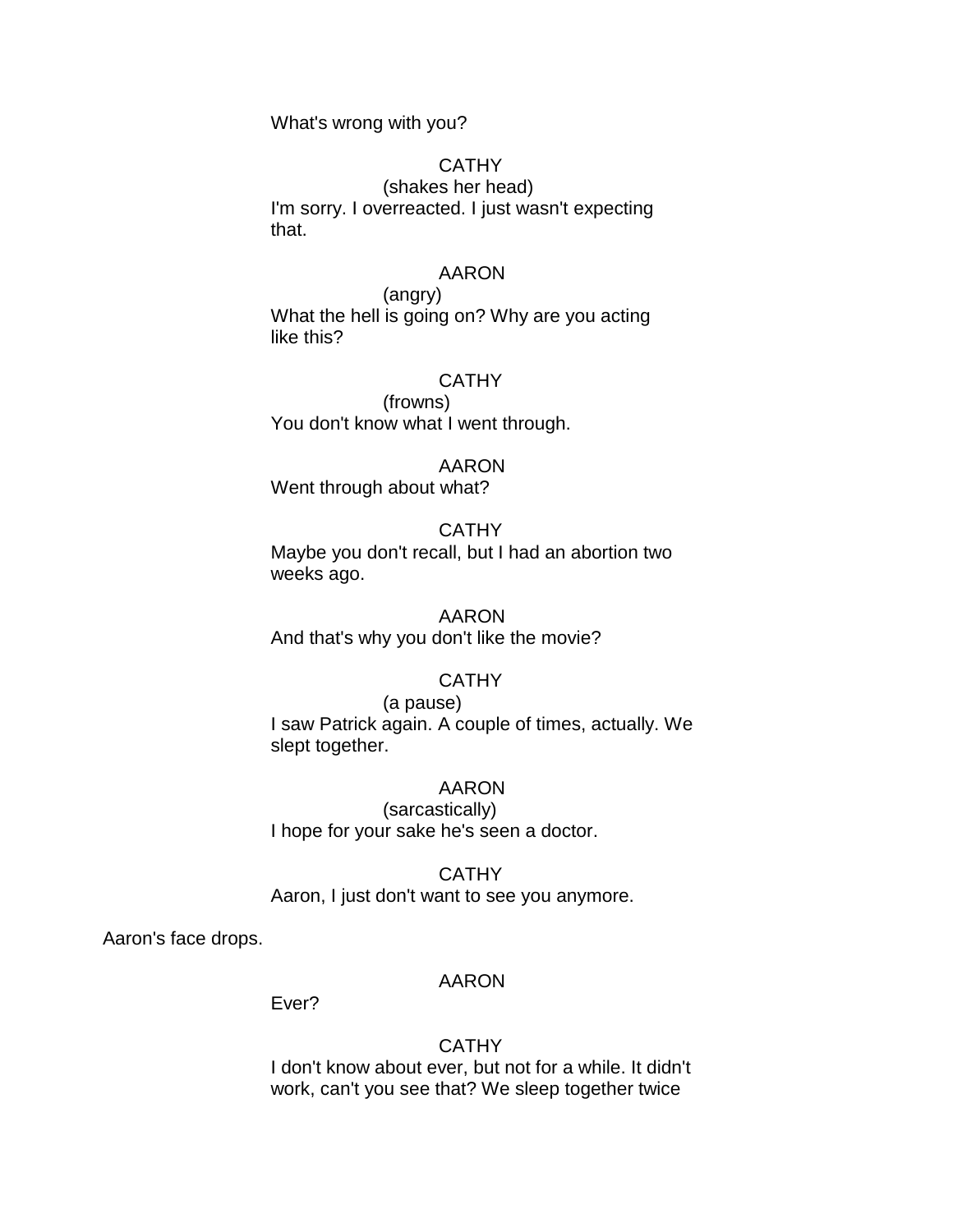What's wrong with you?

CATHY
(shakes her head)
I'm sorry. I overreacted. I just wasn't expecting that.

AARON
(angry)
What the hell is going on? Why are you acting like this?

CATHY
(frowns)
You don't know what I went through.

AARON
Went through about what?

CATHY
Maybe you don't recall, but I had an abortion two weeks ago.

AARON
And that's why you don't like the movie?

CATHY
(a pause)
I saw Patrick again. A couple of times, actually. We slept together.

AARON
(sarcastically)
I hope for your sake he's seen a doctor.

CATHY
Aaron, I just don't want to see you anymore.

Aaron's face drops.

AARON
Ever?

CATHY
I don't know about ever, but not for a while. It didn't work, can't you see that? We sleep together twice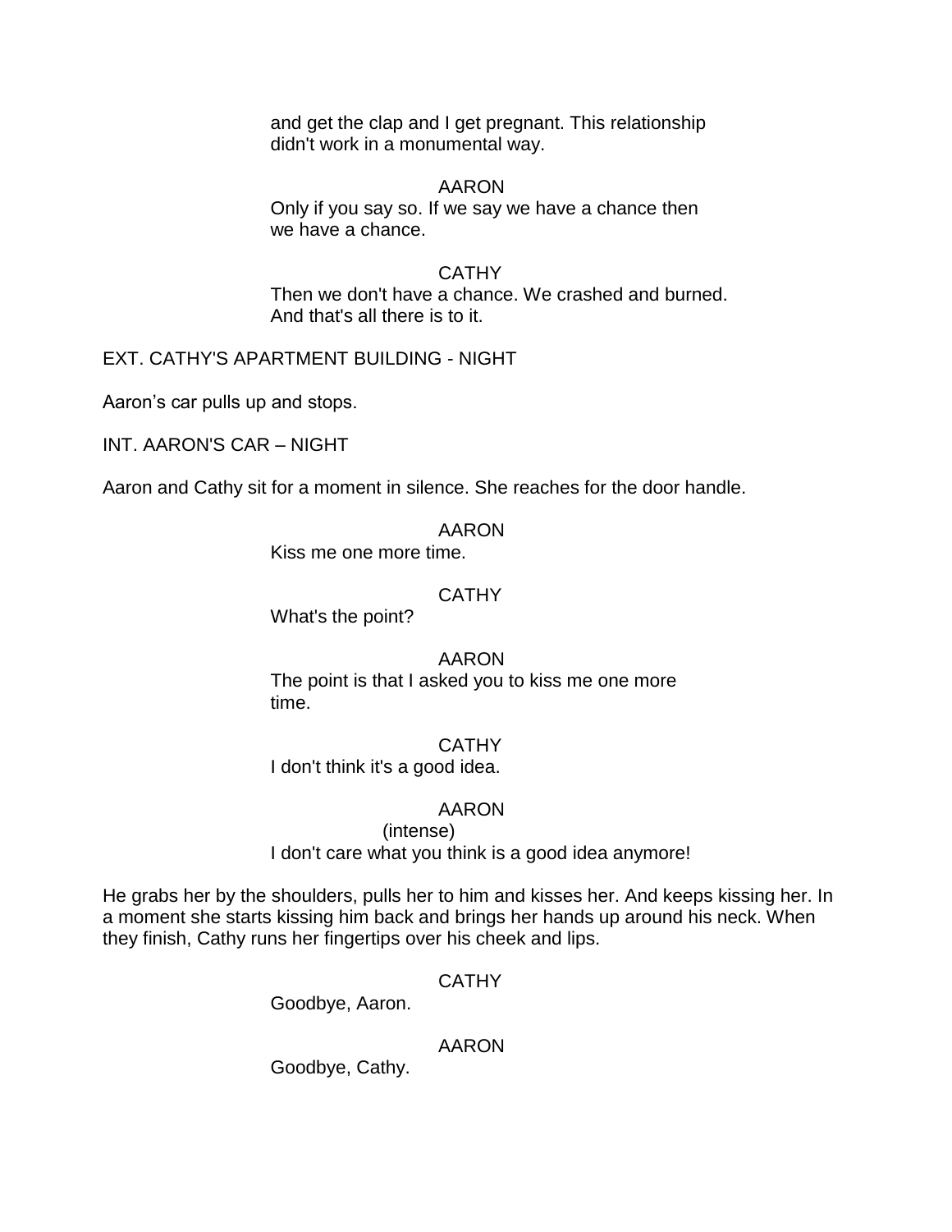and get the clap and I get pregnant. This relationship didn't work in a monumental way.

AARON

Only if you say so. If we say we have a chance then we have a chance.

CATHY

Then we don't have a chance. We crashed and burned. And that's all there is to it.

EXT. CATHY'S APARTMENT BUILDING - NIGHT

Aaron's car pulls up and stops.

INT. AARON'S CAR – NIGHT

Aaron and Cathy sit for a moment in silence. She reaches for the door handle.

AARON

Kiss me one more time.

CATHY

What's the point?

AARON

The point is that I asked you to kiss me one more time.

CATHY

I don't think it's a good idea.

AARON

(intense)

I don't care what you think is a good idea anymore!

He grabs her by the shoulders, pulls her to him and kisses her. And keeps kissing her. In a moment she starts kissing him back and brings her hands up around his neck. When they finish, Cathy runs her fingertips over his cheek and lips.

CATHY

Goodbye, Aaron.

AARON

Goodbye, Cathy.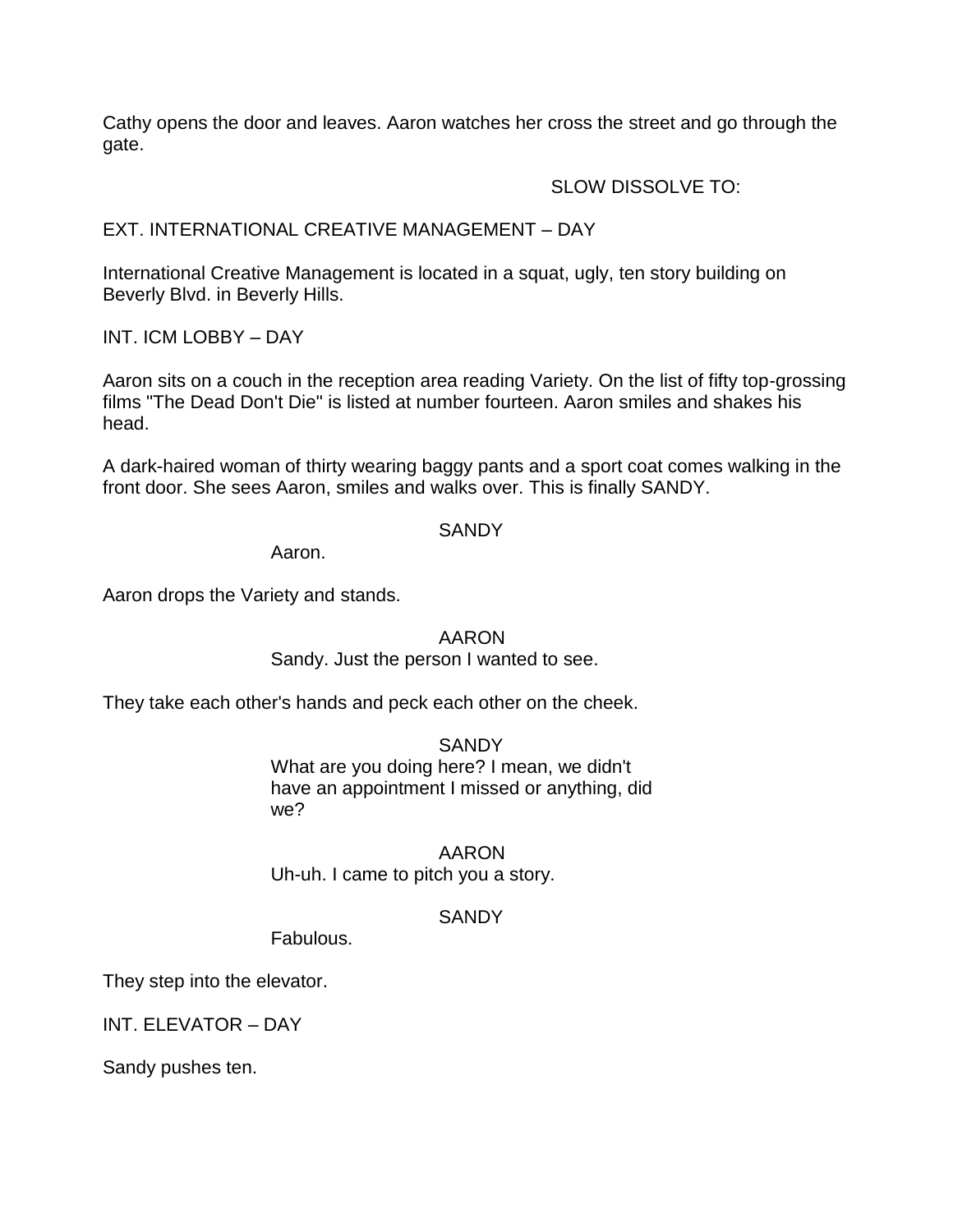Cathy opens the door and leaves. Aaron watches her cross the street and go through the gate.

SLOW DISSOLVE TO:

EXT. INTERNATIONAL CREATIVE MANAGEMENT – DAY

International Creative Management is located in a squat, ugly, ten story building on Beverly Blvd. in Beverly Hills.

INT. ICM LOBBY – DAY

Aaron sits on a couch in the reception area reading Variety. On the list of fifty top-grossing films "The Dead Don't Die" is listed at number fourteen. Aaron smiles and shakes his head.

A dark-haired woman of thirty wearing baggy pants and a sport coat comes walking in the front door. She sees Aaron, smiles and walks over. This is finally SANDY.

SANDY

Aaron.

Aaron drops the Variety and stands.

AARON

Sandy. Just the person I wanted to see.

They take each other's hands and peck each other on the cheek.

SANDY

What are you doing here? I mean, we didn't have an appointment I missed or anything, did we?

AARON

Uh-uh. I came to pitch you a story.

SANDY

Fabulous.

They step into the elevator.

INT. ELEVATOR – DAY

Sandy pushes ten.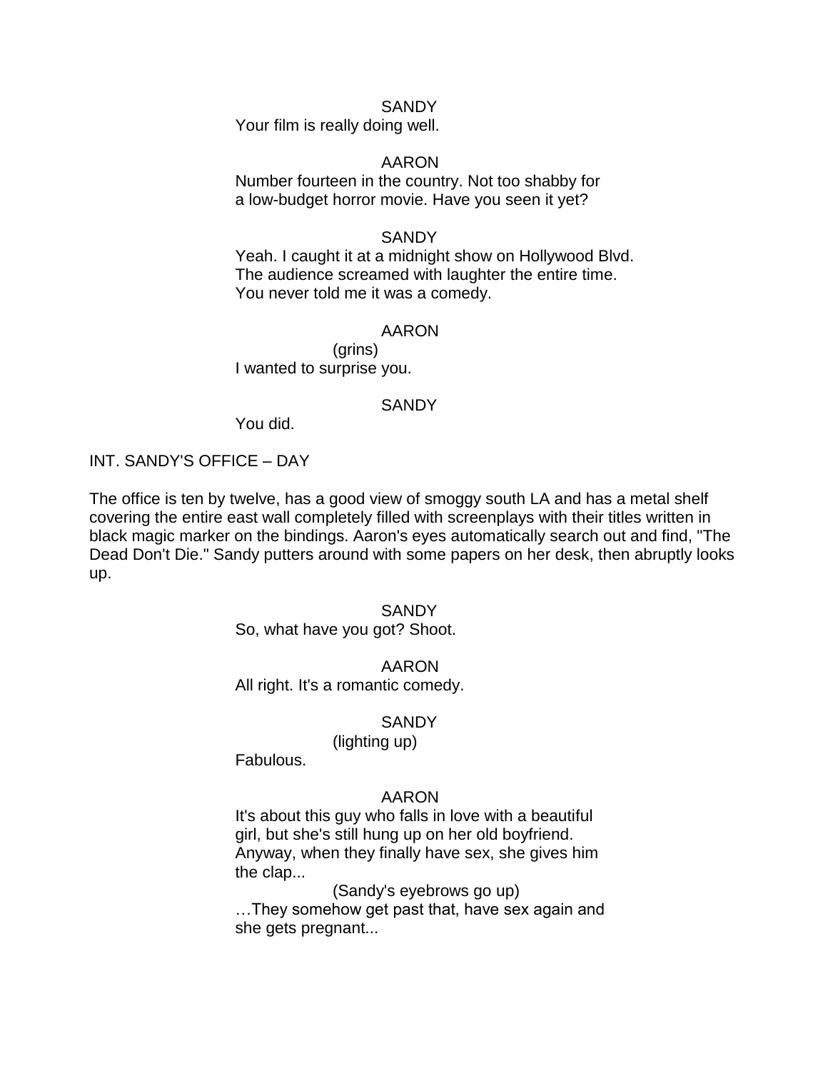SANDY

Your film is really doing well.

AARON

Number fourteen in the country. Not too shabby for a low-budget horror movie. Have you seen it yet?

SANDY

Yeah. I caught it at a midnight show on Hollywood Blvd. The audience screamed with laughter the entire time. You never told me it was a comedy.

AARON

(grins)

I wanted to surprise you.

SANDY

You did.

INT. SANDY'S OFFICE – DAY

The office is ten by twelve, has a good view of smoggy south LA and has a metal shelf covering the entire east wall completely filled with screenplays with their titles written in black magic marker on the bindings. Aaron's eyes automatically search out and find, "The Dead Don't Die." Sandy putters around with some papers on her desk, then abruptly looks up.

SANDY

So, what have you got? Shoot.

AARON

All right. It's a romantic comedy.

SANDY

(lighting up)

Fabulous.

AARON

It's about this guy who falls in love with a beautiful girl, but she's still hung up on her old boyfriend. Anyway, when they finally have sex, she gives him the clap...

(Sandy's eyebrows go up)

…They somehow get past that, have sex again and she gets pregnant...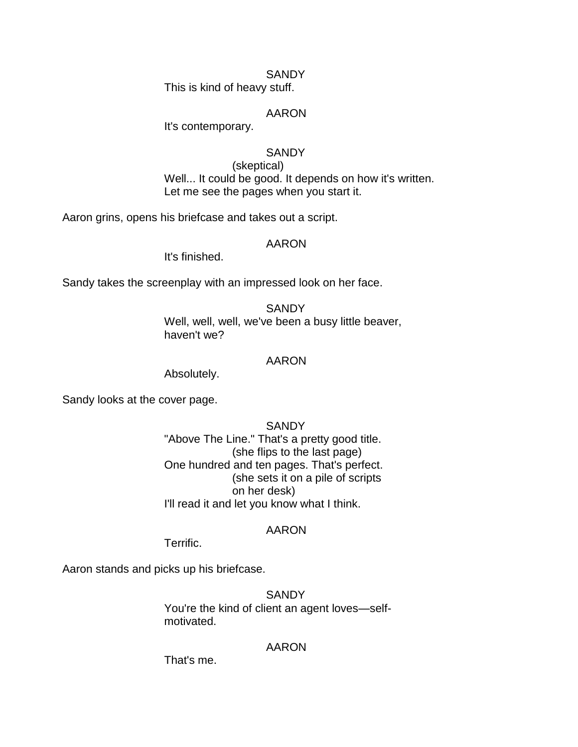SANDY

This is kind of heavy stuff.

AARON

It's contemporary.

SANDY

(skeptical)

Well... It could be good. It depends on how it's written. Let me see the pages when you start it.

Aaron grins, opens his briefcase and takes out a script.

AARON

It's finished.

Sandy takes the screenplay with an impressed look on her face.

SANDY

Well, well, well, we've been a busy little beaver, haven't we?

AARON

Absolutely.

Sandy looks at the cover page.

SANDY

"Above The Line." That's a pretty good title.

(she flips to the last page)

One hundred and ten pages. That's perfect.

(she sets it on a pile of scripts on her desk)

I'll read it and let you know what I think.

AARON

Terrific.

Aaron stands and picks up his briefcase.

SANDY

You're the kind of client an agent loves—self-motivated.

AARON

That's me.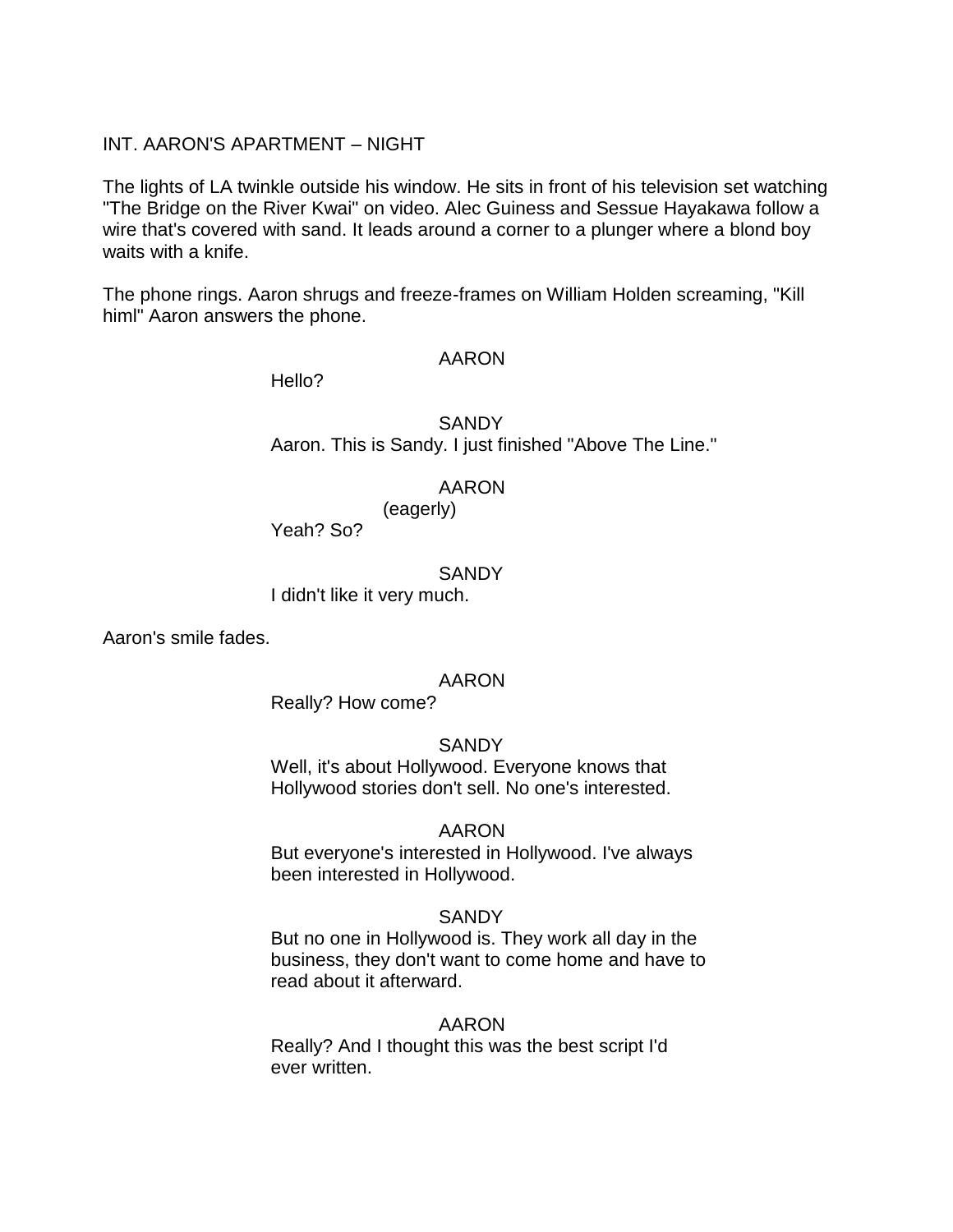INT. AARON'S APARTMENT – NIGHT

The lights of LA twinkle outside his window. He sits in front of his television set watching "The Bridge on the River Kwai" on video. Alec Guiness and Sessue Hayakawa follow a wire that's covered with sand. It leads around a corner to a plunger where a blond boy waits with a knife.

The phone rings. Aaron shrugs and freeze-frames on William Holden screaming, "Kill himl" Aaron answers the phone.

AARON
Hello?

SANDY
Aaron. This is Sandy. I just finished "Above The Line."

AARON
(eagerly)
Yeah? So?

SANDY
I didn't like it very much.

Aaron's smile fades.

AARON
Really? How come?

SANDY
Well, it's about Hollywood. Everyone knows that Hollywood stories don't sell. No one's interested.

AARON
But everyone's interested in Hollywood. I've always been interested in Hollywood.

SANDY
But no one in Hollywood is. They work all day in the business, they don't want to come home and have to read about it afterward.

AARON
Really? And I thought this was the best script I'd ever written.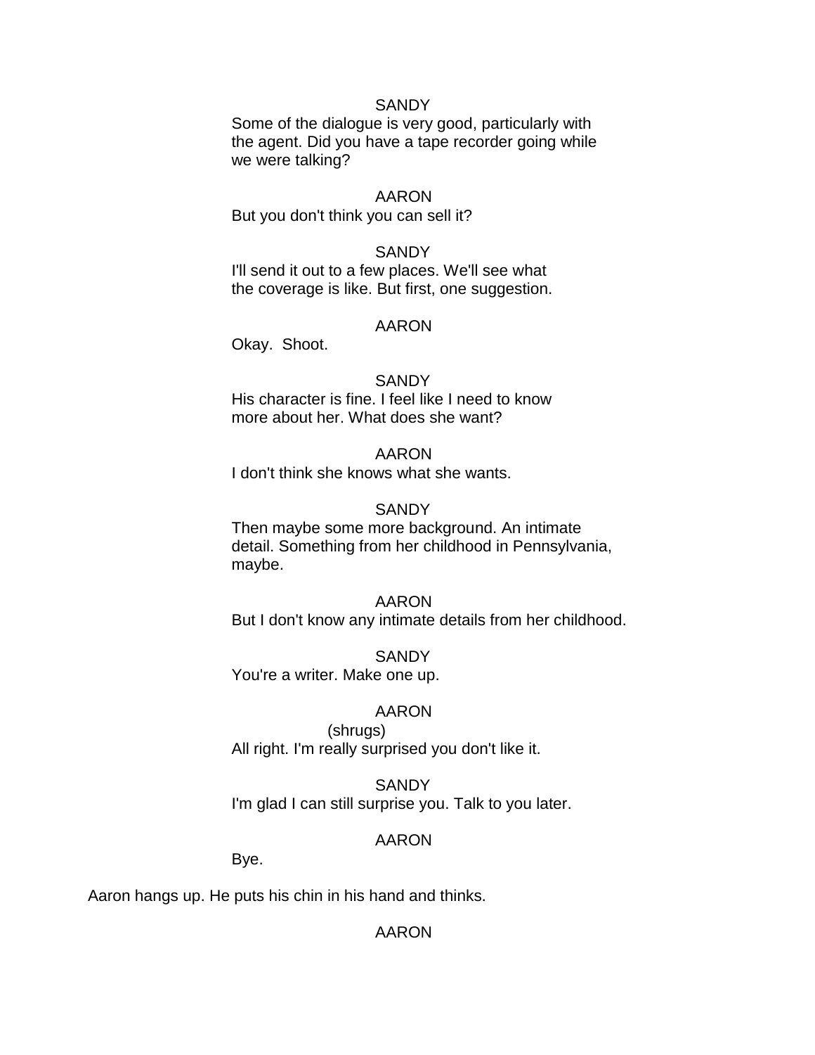SANDY

Some of the dialogue is very good, particularly with the agent. Did you have a tape recorder going while we were talking?

AARON

But you don't think you can sell it?

SANDY

I'll send it out to a few places. We'll see what the coverage is like. But first, one suggestion.

AARON

Okay. Shoot.

SANDY

His character is fine. I feel like I need to know more about her. What does she want?

AARON

I don't think she knows what she wants.

SANDY

Then maybe some more background. An intimate detail. Something from her childhood in Pennsylvania, maybe.

AARON

But I don't know any intimate details from her childhood.

SANDY

You're a writer. Make one up.

AARON

(shrugs)

All right. I'm really surprised you don't like it.

SANDY

I'm glad I can still surprise you. Talk to you later.

AARON

Bye.

Aaron hangs up. He puts his chin in his hand and thinks.

AARON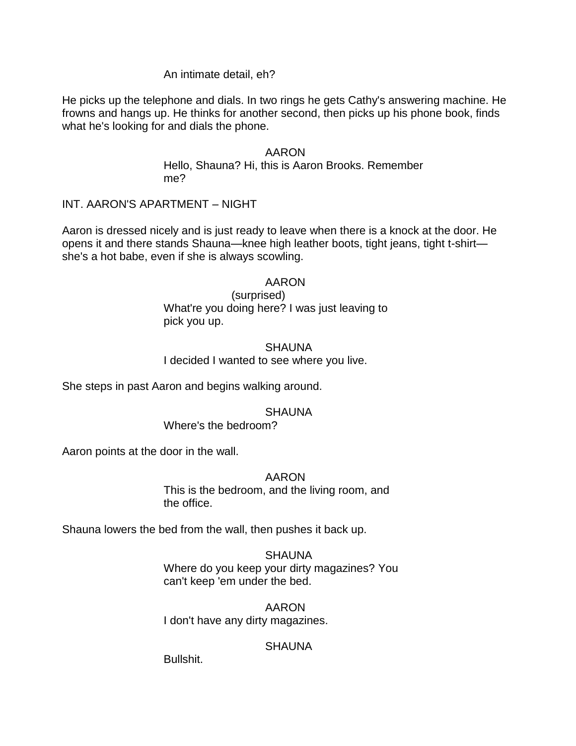An intimate detail, eh?

He picks up the telephone and dials. In two rings he gets Cathy's answering machine. He frowns and hangs up. He thinks for another second, then picks up his phone book, finds what he's looking for and dials the phone.

AARON
Hello, Shauna? Hi, this is Aaron Brooks. Remember me?

INT. AARON'S APARTMENT – NIGHT

Aaron is dressed nicely and is just ready to leave when there is a knock at the door. He opens it and there stands Shauna—knee high leather boots, tight jeans, tight t-shirt—she's a hot babe, even if she is always scowling.

AARON
(surprised)
What're you doing here? I was just leaving to pick you up.

SHAUNA
I decided I wanted to see where you live.

She steps in past Aaron and begins walking around.

SHAUNA
Where's the bedroom?

Aaron points at the door in the wall.

AARON
This is the bedroom, and the living room, and the office.

Shauna lowers the bed from the wall, then pushes it back up.

SHAUNA
Where do you keep your dirty magazines? You can't keep 'em under the bed.

AARON
I don't have any dirty magazines.

SHAUNA
Bullshit.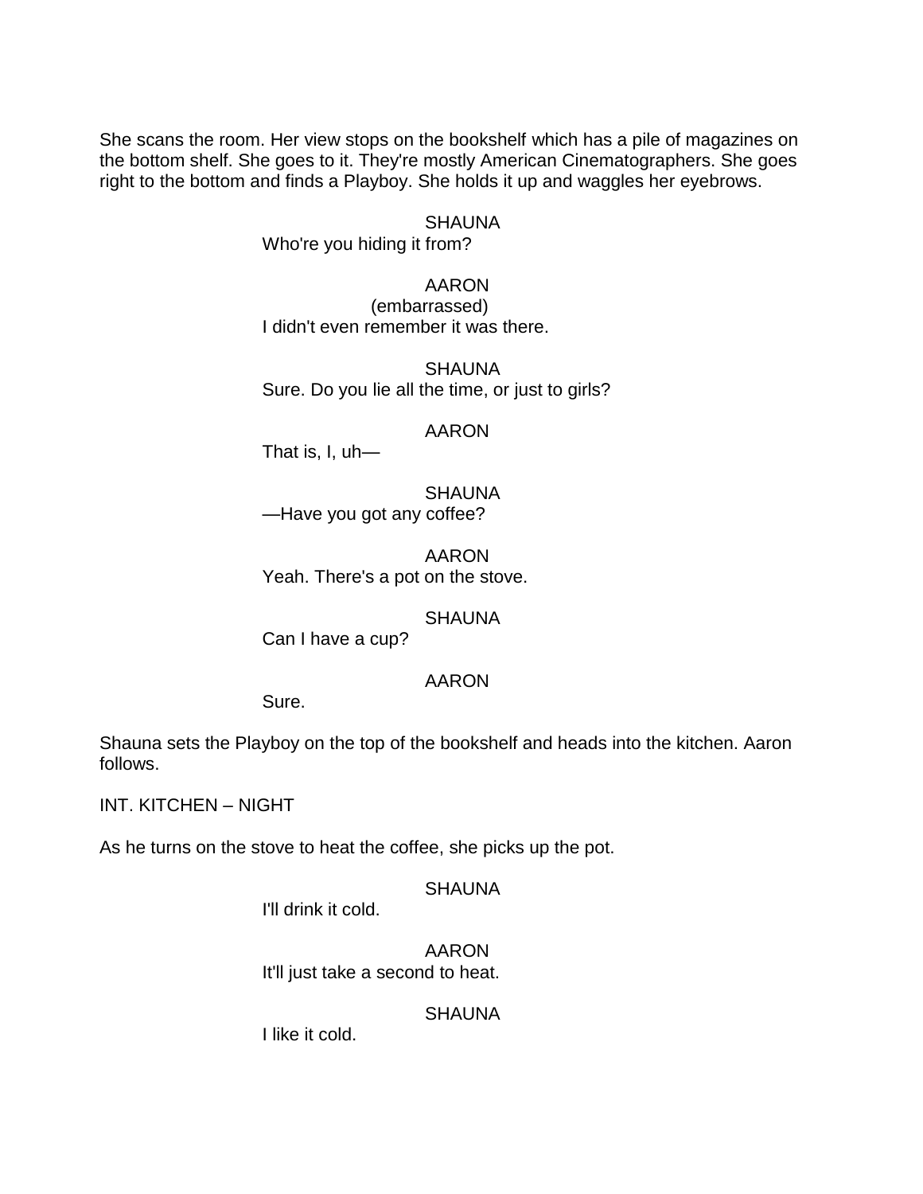She scans the room. Her view stops on the bookshelf which has a pile of magazines on the bottom shelf. She goes to it. They're mostly American Cinematographers. She goes right to the bottom and finds a Playboy. She holds it up and waggles her eyebrows.

SHAUNA
Who're you hiding it from?

AARON
(embarrassed)
I didn't even remember it was there.

SHAUNA
Sure. Do you lie all the time, or just to girls?

AARON
That is, I, uh—

SHAUNA
—Have you got any coffee?

AARON
Yeah. There's a pot on the stove.

SHAUNA
Can I have a cup?

AARON
Sure.

Shauna sets the Playboy on the top of the bookshelf and heads into the kitchen. Aaron follows.

INT. KITCHEN – NIGHT

As he turns on the stove to heat the coffee, she picks up the pot.

SHAUNA
I'll drink it cold.

AARON
It'll just take a second to heat.

SHAUNA
I like it cold.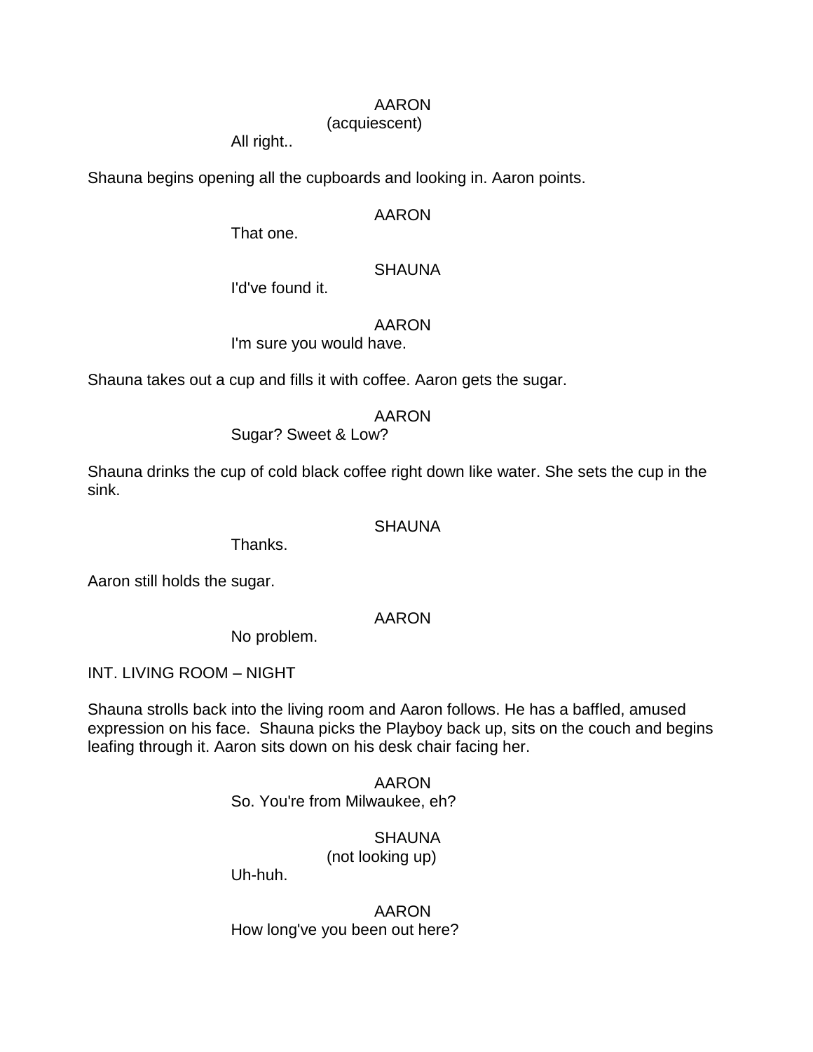AARON
(acquiescent)
All right..

Shauna begins opening all the cupboards and looking in. Aaron points.

AARON
That one.

SHAUNA
I'd've found it.

AARON
I'm sure you would have.

Shauna takes out a cup and fills it with coffee. Aaron gets the sugar.

AARON
Sugar? Sweet & Low?

Shauna drinks the cup of cold black coffee right down like water. She sets the cup in the sink.

SHAUNA
Thanks.

Aaron still holds the sugar.

AARON
No problem.

INT. LIVING ROOM – NIGHT

Shauna strolls back into the living room and Aaron follows. He has a baffled, amused expression on his face. Shauna picks the Playboy back up, sits on the couch and begins leafing through it. Aaron sits down on his desk chair facing her.

AARON
So. You're from Milwaukee, eh?

SHAUNA
(not looking up)
Uh-huh.

AARON
How long've you been out here?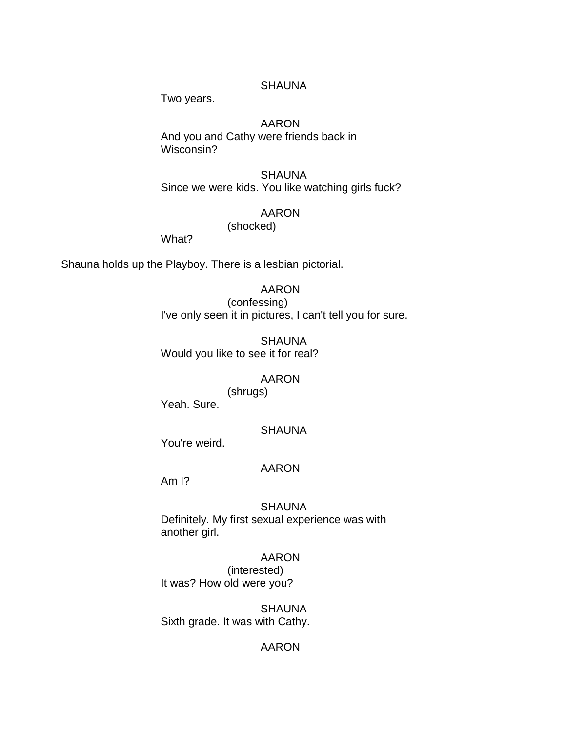SHAUNA
Two years.

AARON
And you and Cathy were friends back in Wisconsin?

SHAUNA
Since we were kids. You like watching girls fuck?

AARON
(shocked)
What?

Shauna holds up the Playboy. There is a lesbian pictorial.

AARON
(confessing)
I've only seen it in pictures, I can't tell you for sure.

SHAUNA
Would you like to see it for real?

AARON
(shrugs)
Yeah. Sure.

SHAUNA
You're weird.

AARON
Am I?

SHAUNA
Definitely. My first sexual experience was with another girl.

AARON
(interested)
It was? How old were you?

SHAUNA
Sixth grade. It was with Cathy.

AARON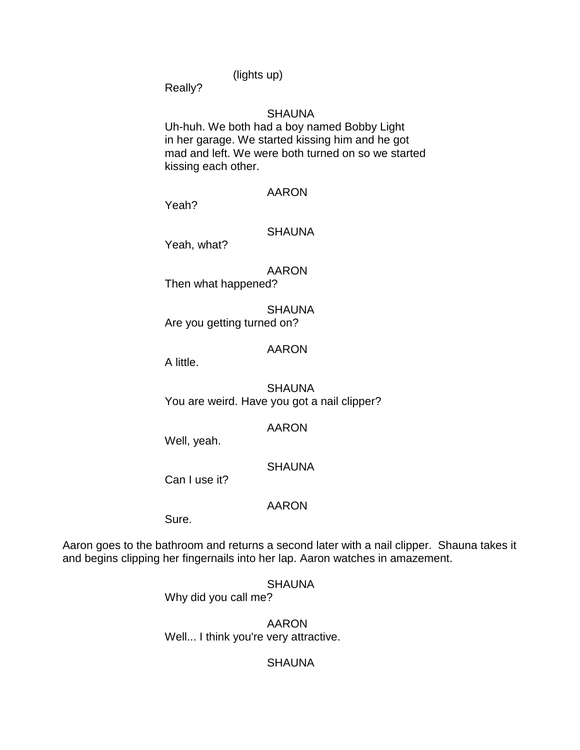(lights up)

Really?

SHAUNA

Uh-huh. We both had a boy named Bobby Light in her garage. We started kissing him and he got mad and left. We were both turned on so we started kissing each other.

AARON

Yeah?

SHAUNA

Yeah, what?

AARON

Then what happened?

SHAUNA

Are you getting turned on?

AARON

A little.

SHAUNA

You are weird. Have you got a nail clipper?

AARON

Well, yeah.

SHAUNA

Can I use it?

AARON

Sure.

Aaron goes to the bathroom and returns a second later with a nail clipper. Shauna takes it and begins clipping her fingernails into her lap. Aaron watches in amazement.

SHAUNA

Why did you call me?

AARON

Well... I think you're very attractive.

SHAUNA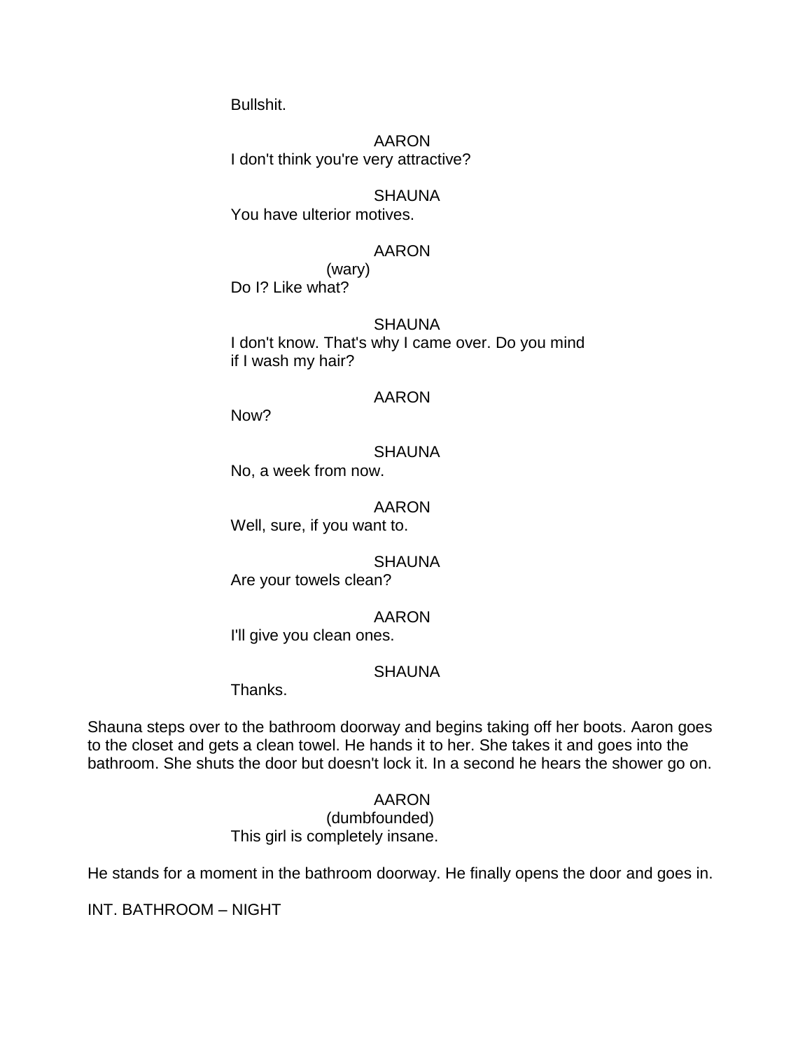Bullshit.

AARON
I don't think you're very attractive?

SHAUNA
You have ulterior motives.

AARON
(wary)
Do I? Like what?

SHAUNA
I don't know. That's why I came over. Do you mind if I wash my hair?

AARON
Now?

SHAUNA
No, a week from now.

AARON
Well, sure, if you want to.

SHAUNA
Are your towels clean?

AARON
I'll give you clean ones.

SHAUNA
Thanks.

Shauna steps over to the bathroom doorway and begins taking off her boots. Aaron goes to the closet and gets a clean towel. He hands it to her. She takes it and goes into the bathroom. She shuts the door but doesn't lock it. In a second he hears the shower go on.

AARON
(dumbfounded)
This girl is completely insane.

He stands for a moment in the bathroom doorway. He finally opens the door and goes in.

INT. BATHROOM – NIGHT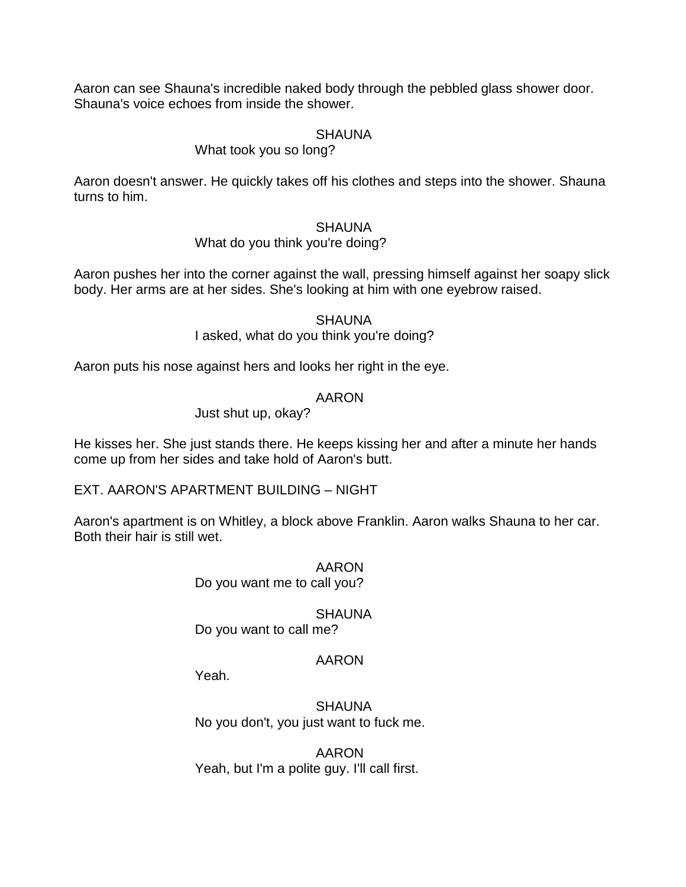Aaron can see Shauna's incredible naked body through the pebbled glass shower door. Shauna's voice echoes from inside the shower.

SHAUNA
What took you so long?

Aaron doesn't answer. He quickly takes off his clothes and steps into the shower. Shauna turns to him.

SHAUNA
What do you think you're doing?

Aaron pushes her into the corner against the wall, pressing himself against her soapy slick body. Her arms are at her sides. She's looking at him with one eyebrow raised.

SHAUNA
I asked, what do you think you're doing?

Aaron puts his nose against hers and looks her right in the eye.

AARON
Just shut up, okay?

He kisses her. She just stands there. He keeps kissing her and after a minute her hands come up from her sides and take hold of Aaron's butt.

EXT. AARON'S APARTMENT BUILDING – NIGHT

Aaron's apartment is on Whitley, a block above Franklin. Aaron walks Shauna to her car. Both their hair is still wet.

AARON
Do you want me to call you?

SHAUNA
Do you want to call me?

AARON
Yeah.

SHAUNA
No you don't, you just want to fuck me.

AARON
Yeah, but I'm a polite guy. I'll call first.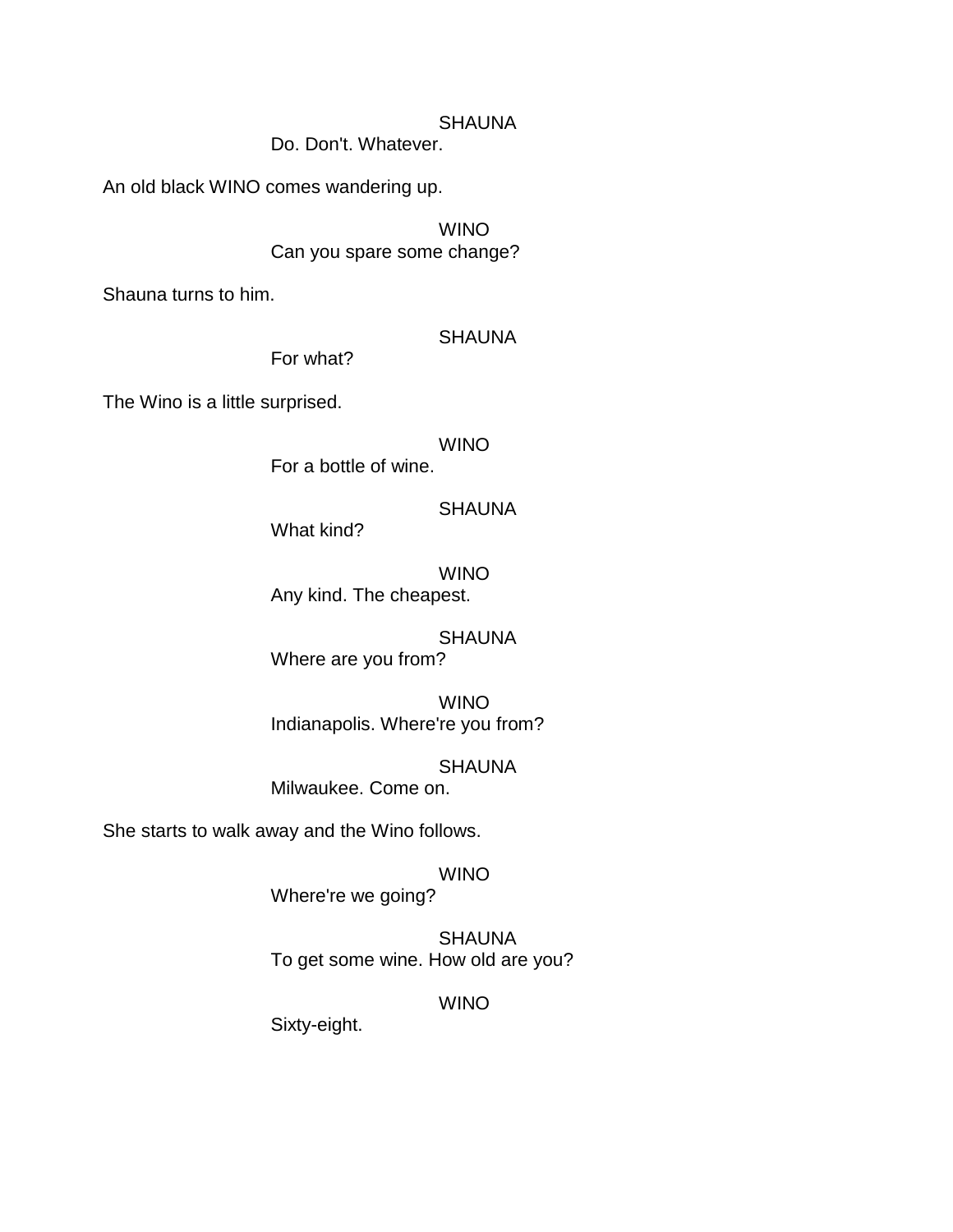SHAUNA

Do. Don't. Whatever.

An old black WINO comes wandering up.

WINO

Can you spare some change?

Shauna turns to him.

SHAUNA

For what?

The Wino is a little surprised.

WINO

For a bottle of wine.

SHAUNA

What kind?

WINO

Any kind. The cheapest.

SHAUNA

Where are you from?

WINO

Indianapolis. Where're you from?

SHAUNA

Milwaukee. Come on.

She starts to walk away and the Wino follows.

WINO

Where're we going?

SHAUNA

To get some wine. How old are you?

WINO

Sixty-eight.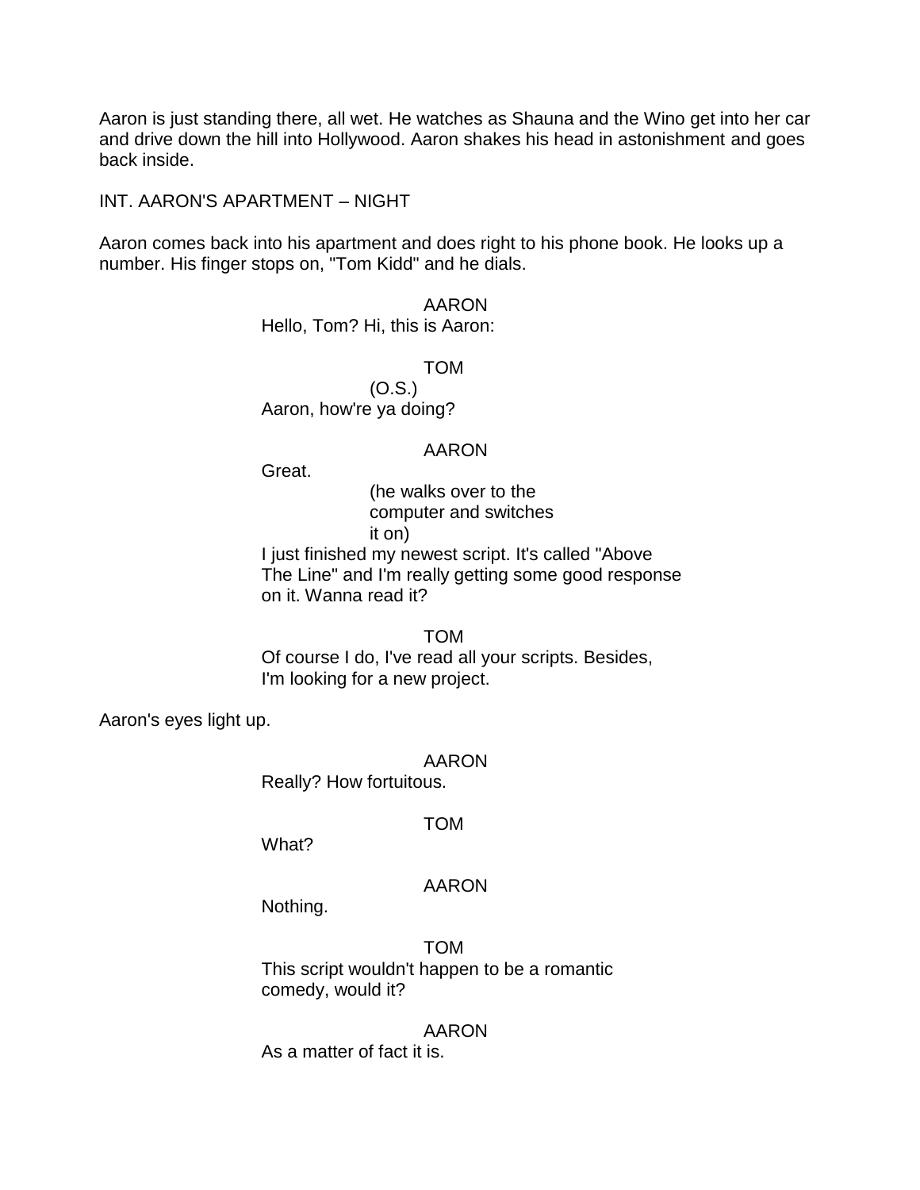Aaron is just standing there, all wet. He watches as Shauna and the Wino get into her car and drive down the hill into Hollywood. Aaron shakes his head in astonishment and goes back inside.

INT. AARON'S APARTMENT – NIGHT

Aaron comes back into his apartment and does right to his phone book. He looks up a number. His finger stops on, "Tom Kidd" and he dials.

AARON
Hello, Tom? Hi, this is Aaron:

TOM
(O.S.)
Aaron, how're ya doing?

AARON
Great.
(he walks over to the computer and switches it on)
I just finished my newest script. It's called "Above The Line" and I'm really getting some good response on it. Wanna read it?

TOM
Of course I do, I've read all your scripts. Besides, I'm looking for a new project.

Aaron's eyes light up.

AARON
Really? How fortuitous.

TOM
What?

AARON
Nothing.

TOM
This script wouldn't happen to be a romantic comedy, would it?

AARON
As a matter of fact it is.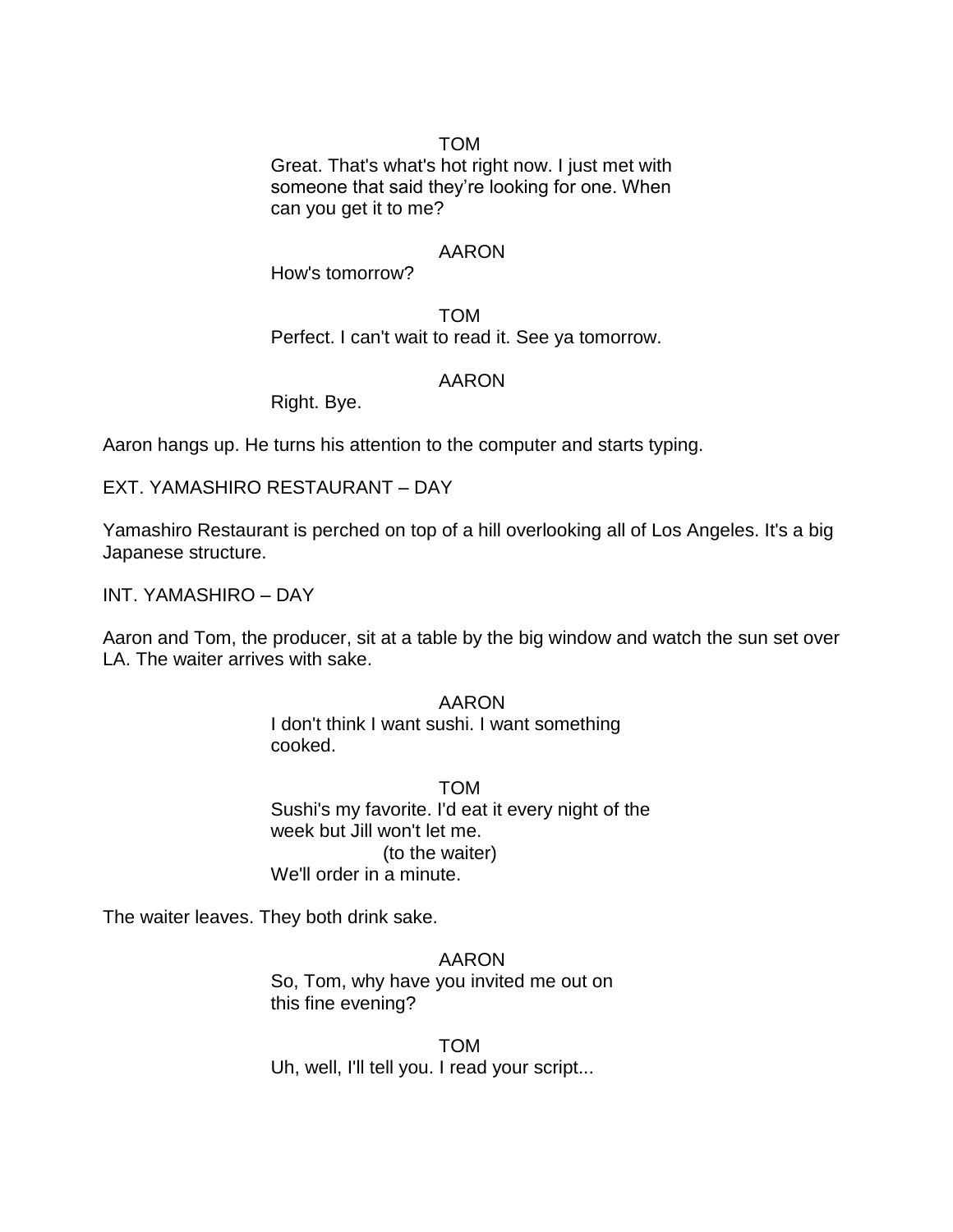TOM

Great. That's what's hot right now. I just met with someone that said they're looking for one. When can you get it to me?

AARON

How's tomorrow?

TOM

Perfect. I can't wait to read it. See ya tomorrow.

AARON

Right. Bye.

Aaron hangs up. He turns his attention to the computer and starts typing.

EXT. YAMASHIRO RESTAURANT – DAY

Yamashiro Restaurant is perched on top of a hill overlooking all of Los Angeles. It's a big Japanese structure.

INT. YAMASHIRO – DAY

Aaron and Tom, the producer, sit at a table by the big window and watch the sun set over LA. The waiter arrives with sake.

AARON

I don't think I want sushi. I want something cooked.

TOM

Sushi's my favorite. I'd eat it every night of the week but Jill won't let me.

(to the waiter)

We'll order in a minute.

The waiter leaves. They both drink sake.

AARON

So, Tom, why have you invited me out on this fine evening?

TOM

Uh, well, I'll tell you. I read your script...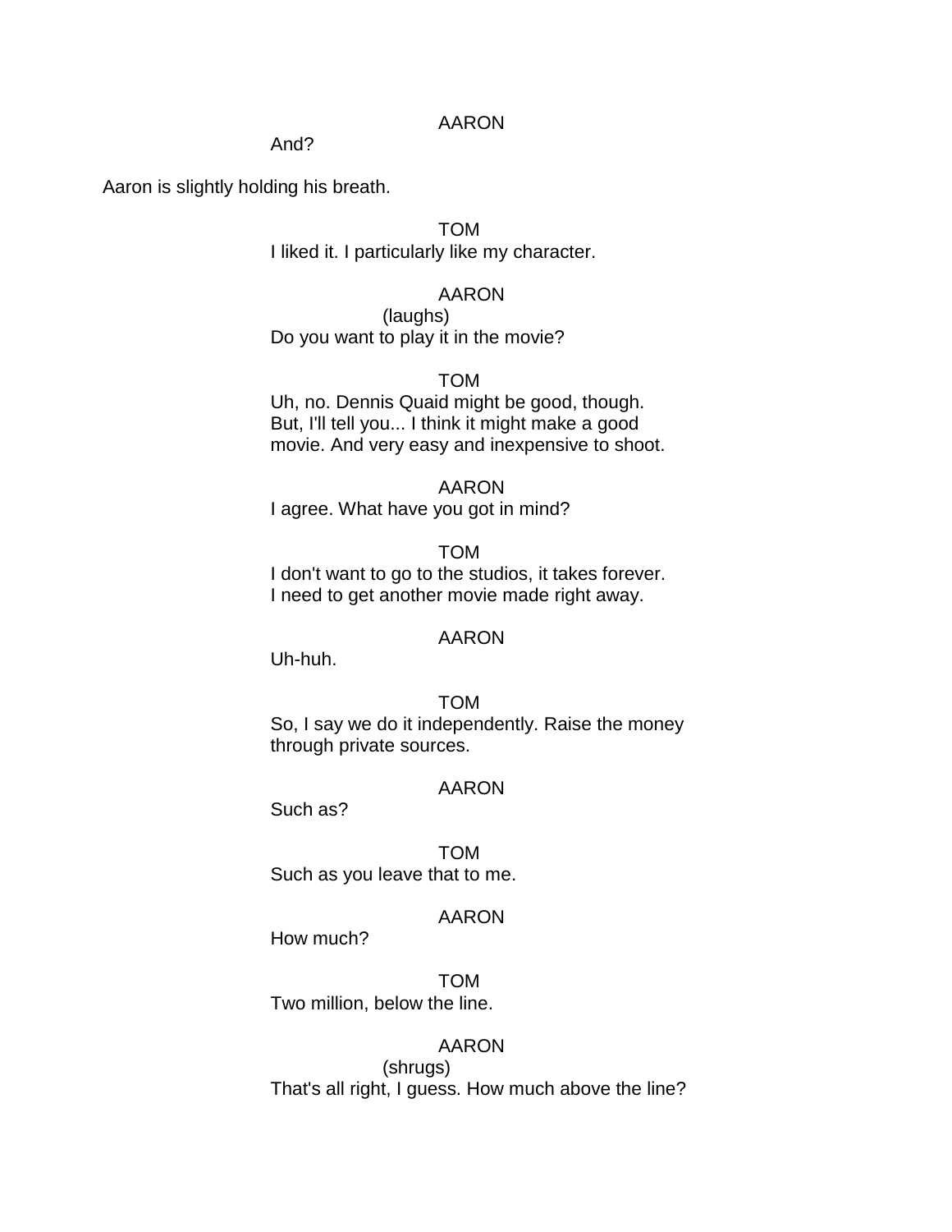AARON

And?

Aaron is slightly holding his breath.

TOM

I liked it. I particularly like my character.

AARON

(laughs)

Do you want to play it in the movie?

TOM

Uh, no. Dennis Quaid might be good, though. But, I'll tell you... I think it might make a good movie. And very easy and inexpensive to shoot.

AARON

I agree. What have you got in mind?

TOM

I don't want to go to the studios, it takes forever. I need to get another movie made right away.

AARON

Uh-huh.

TOM

So, I say we do it independently. Raise the money through private sources.

AARON

Such as?

TOM

Such as you leave that to me.

AARON

How much?

TOM

Two million, below the line.

AARON

(shrugs)

That's all right, I guess. How much above the line?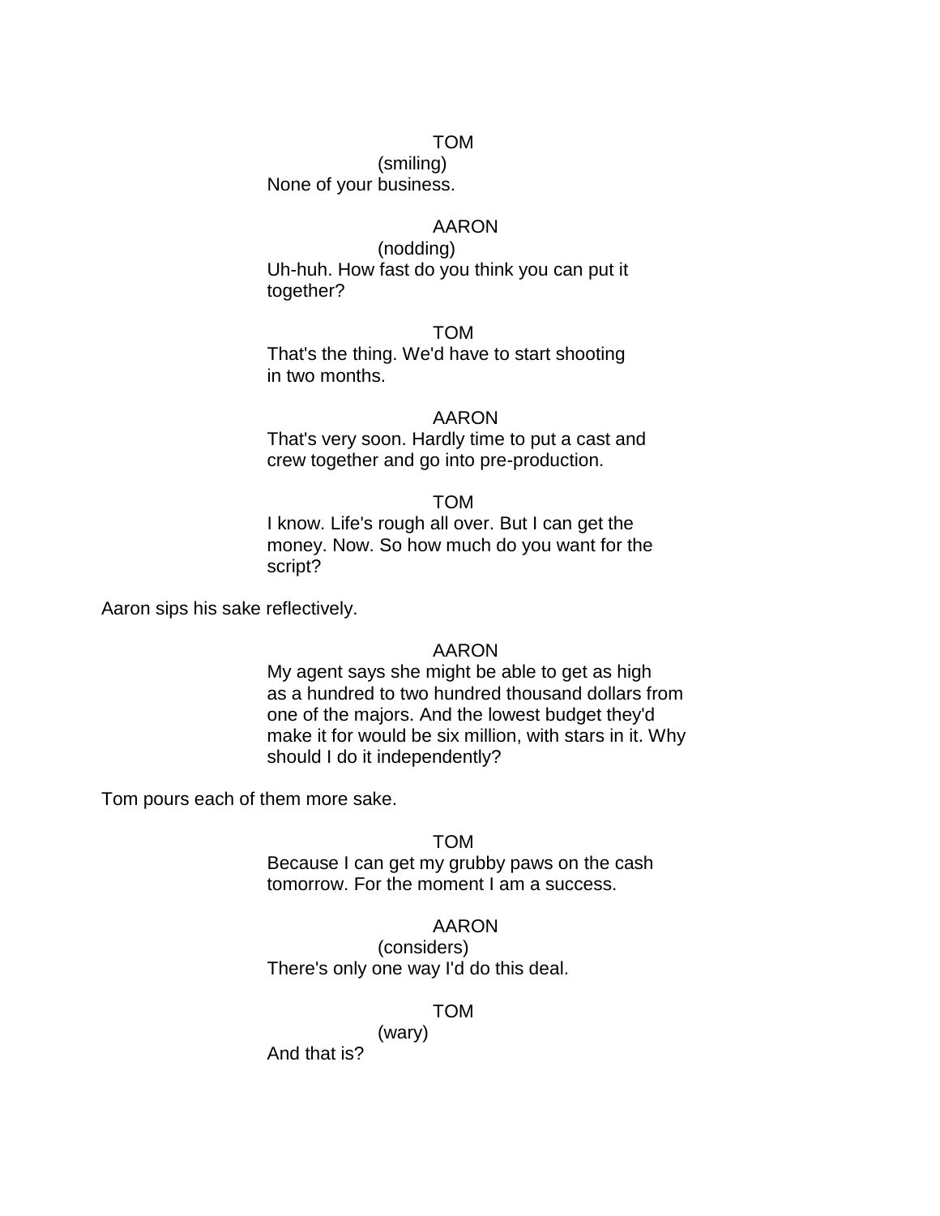TOM
(smiling)
None of your business.

AARON
(nodding)
Uh-huh. How fast do you think you can put it together?

TOM
That's the thing. We'd have to start shooting in two months.

AARON
That's very soon. Hardly time to put a cast and crew together and go into pre-production.

TOM
I know. Life's rough all over. But I can get the money. Now. So how much do you want for the script?

Aaron sips his sake reflectively.

AARON
My agent says she might be able to get as high as a hundred to two hundred thousand dollars from one of the majors. And the lowest budget they'd make it for would be six million, with stars in it. Why should I do it independently?

Tom pours each of them more sake.

TOM
Because I can get my grubby paws on the cash tomorrow. For the moment I am a success.

AARON
(considers)
There's only one way I'd do this deal.

TOM
(wary)
And that is?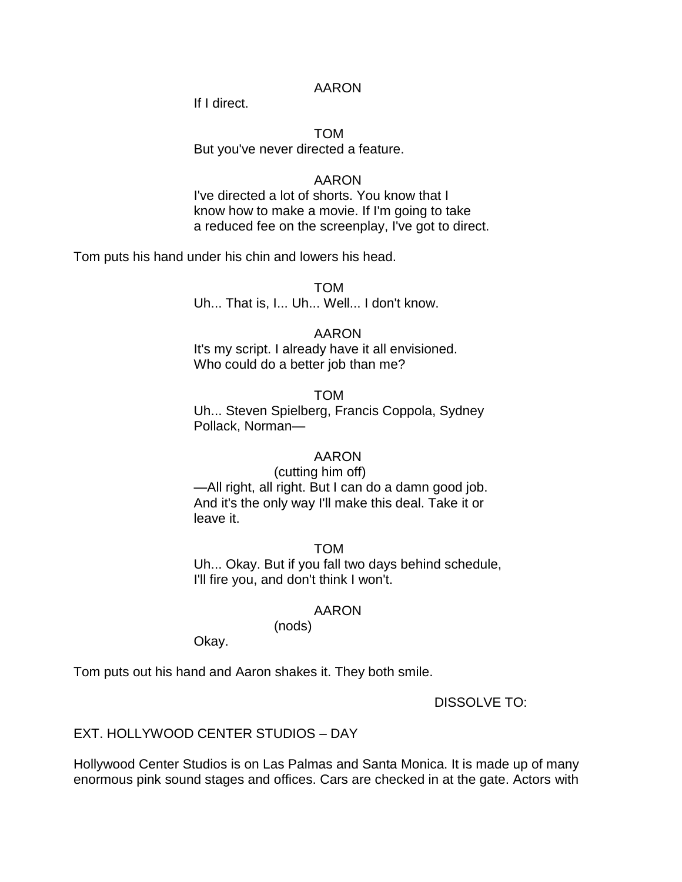AARON

If I direct.

TOM

But you've never directed a feature.

AARON

I've directed a lot of shorts. You know that I know how to make a movie. If I'm going to take a reduced fee on the screenplay, I've got to direct.

Tom puts his hand under his chin and lowers his head.

TOM

Uh... That is, I... Uh... Well... I don't know.

AARON

It's my script. I already have it all envisioned. Who could do a better job than me?

TOM

Uh... Steven Spielberg, Francis Coppola, Sydney Pollack, Norman—

AARON

(cutting him off)

—All right, all right. But I can do a damn good job. And it's the only way I'll make this deal. Take it or leave it.

TOM

Uh... Okay. But if you fall two days behind schedule, I'll fire you, and don't think I won't.

AARON

(nods)

Okay.

Tom puts out his hand and Aaron shakes it. They both smile.

DISSOLVE TO:

EXT. HOLLYWOOD CENTER STUDIOS – DAY

Hollywood Center Studios is on Las Palmas and Santa Monica. It is made up of many enormous pink sound stages and offices. Cars are checked in at the gate. Actors with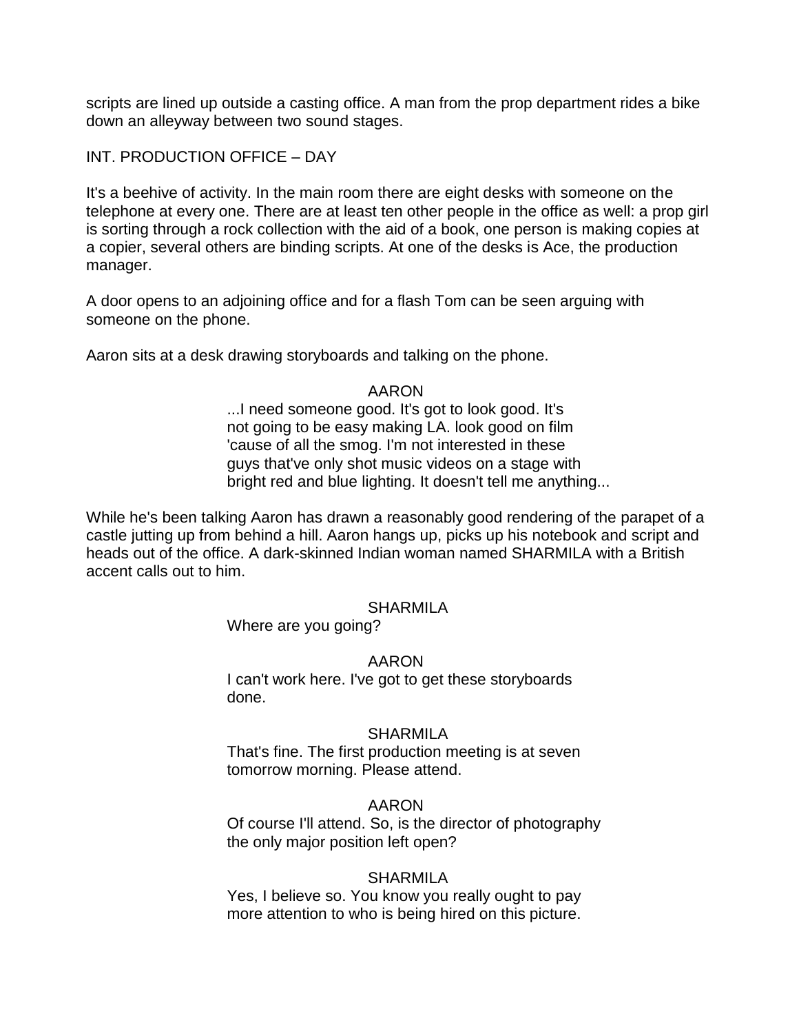scripts are lined up outside a casting office. A man from the prop department rides a bike down an alleyway between two sound stages.

INT. PRODUCTION OFFICE – DAY

It's a beehive of activity. In the main room there are eight desks with someone on the telephone at every one. There are at least ten other people in the office as well: a prop girl is sorting through a rock collection with the aid of a book, one person is making copies at a copier, several others are binding scripts. At one of the desks is Ace, the production manager.

A door opens to an adjoining office and for a flash Tom can be seen arguing with someone on the phone.

Aaron sits at a desk drawing storyboards and talking on the phone.

AARON

...I need someone good. It's got to look good. It's not going to be easy making LA. look good on film 'cause of all the smog. I'm not interested in these guys that've only shot music videos on a stage with bright red and blue lighting. It doesn't tell me anything...

While he's been talking Aaron has drawn a reasonably good rendering of the parapet of a castle jutting up from behind a hill. Aaron hangs up, picks up his notebook and script and heads out of the office. A dark-skinned Indian woman named SHARMILA with a British accent calls out to him.

SHARMILA

Where are you going?

AARON

I can't work here. I've got to get these storyboards done.

SHARMILA

That's fine. The first production meeting is at seven tomorrow morning. Please attend.

AARON

Of course I'll attend. So, is the director of photography the only major position left open?

SHARMILA

Yes, I believe so. You know you really ought to pay more attention to who is being hired on this picture.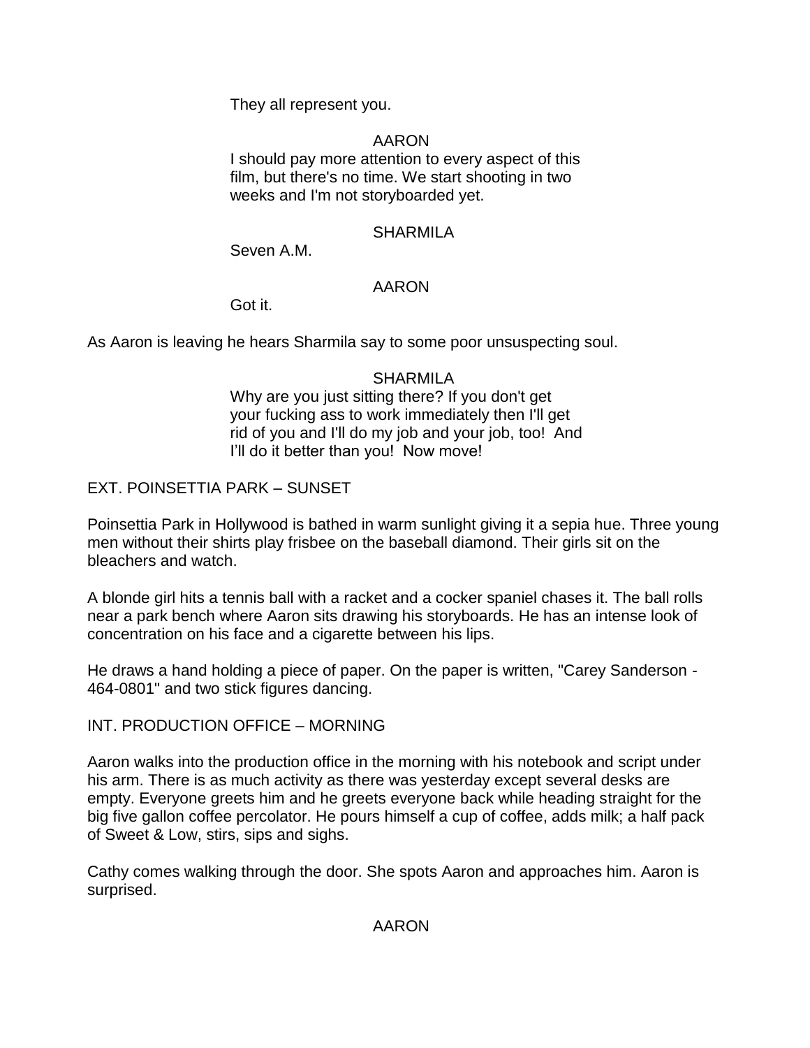They all represent you.

AARON

I should pay more attention to every aspect of this film, but there's no time. We start shooting in two weeks and I'm not storyboarded yet.

SHARMILA

Seven A.M.

AARON

Got it.

As Aaron is leaving he hears Sharmila say to some poor unsuspecting soul.

SHARMILA

Why are you just sitting there? If you don't get your fucking ass to work immediately then I'll get rid of you and I'll do my job and your job, too! And I'll do it better than you! Now move!

EXT. POINSETTIA PARK – SUNSET

Poinsettia Park in Hollywood is bathed in warm sunlight giving it a sepia hue. Three young men without their shirts play frisbee on the baseball diamond. Their girls sit on the bleachers and watch.

A blonde girl hits a tennis ball with a racket and a cocker spaniel chases it. The ball rolls near a park bench where Aaron sits drawing his storyboards. He has an intense look of concentration on his face and a cigarette between his lips.

He draws a hand holding a piece of paper. On the paper is written, "Carey Sanderson - 464-0801" and two stick figures dancing.

INT. PRODUCTION OFFICE – MORNING

Aaron walks into the production office in the morning with his notebook and script under his arm. There is as much activity as there was yesterday except several desks are empty. Everyone greets him and he greets everyone back while heading straight for the big five gallon coffee percolator. He pours himself a cup of coffee, adds milk; a half pack of Sweet & Low, stirs, sips and sighs.

Cathy comes walking through the door. She spots Aaron and approaches him. Aaron is surprised.

AARON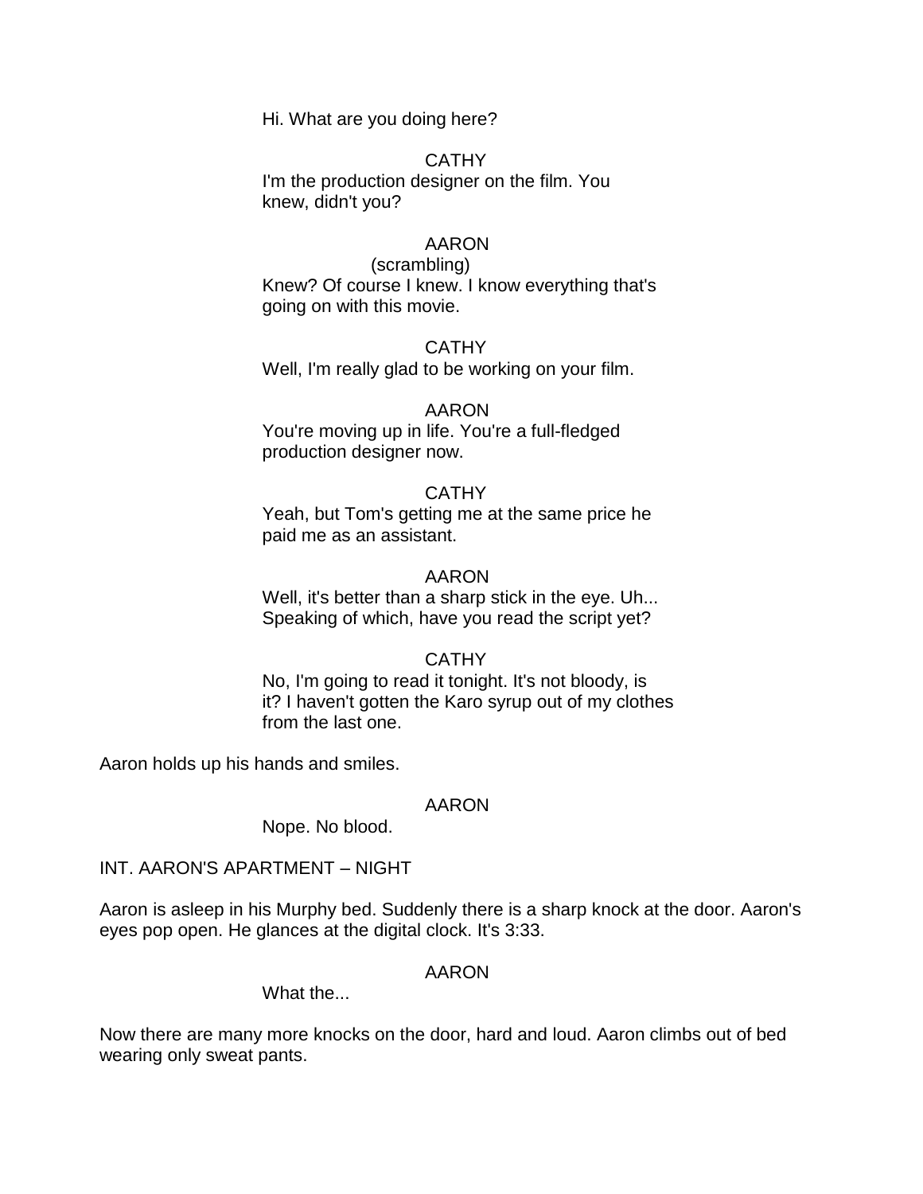Hi. What are you doing here?

CATHY

I'm the production designer on the film. You knew, didn't you?

AARON

(scrambling)

Knew? Of course I knew. I know everything that's going on with this movie.

CATHY

Well, I'm really glad to be working on your film.

AARON

You're moving up in life. You're a full-fledged production designer now.

CATHY

Yeah, but Tom's getting me at the same price he paid me as an assistant.

AARON

Well, it's better than a sharp stick in the eye. Uh... Speaking of which, have you read the script yet?

CATHY

No, I'm going to read it tonight. It's not bloody, is it? I haven't gotten the Karo syrup out of my clothes from the last one.

Aaron holds up his hands and smiles.

AARON

Nope. No blood.

INT. AARON'S APARTMENT – NIGHT

Aaron is asleep in his Murphy bed. Suddenly there is a sharp knock at the door. Aaron's eyes pop open. He glances at the digital clock. It's 3:33.

AARON

What the...

Now there are many more knocks on the door, hard and loud. Aaron climbs out of bed wearing only sweat pants.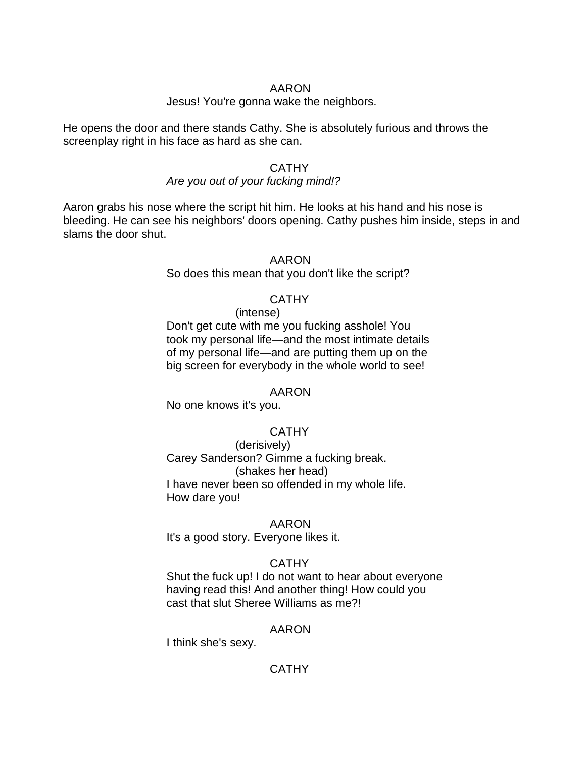AARON

Jesus! You're gonna wake the neighbors.

He opens the door and there stands Cathy. She is absolutely furious and throws the screenplay right in his face as hard as she can.

CATHY

*Are you out of your fucking mind!?*

Aaron grabs his nose where the script hit him. He looks at his hand and his nose is bleeding. He can see his neighbors' doors opening. Cathy pushes him inside, steps in and slams the door shut.

AARON

So does this mean that you don't like the script?

CATHY

(intense)

Don't get cute with me you fucking asshole! You took my personal life—and the most intimate details of my personal life—and are putting them up on the big screen for everybody in the whole world to see!

AARON

No one knows it's you.

CATHY

(derisively)

Carey Sanderson? Gimme a fucking break.

(shakes her head)

I have never been so offended in my whole life. How dare you!

AARON

It's a good story. Everyone likes it.

CATHY

Shut the fuck up! I do not want to hear about everyone having read this! And another thing! How could you cast that slut Sheree Williams as me?!

AARON

I think she's sexy.

CATHY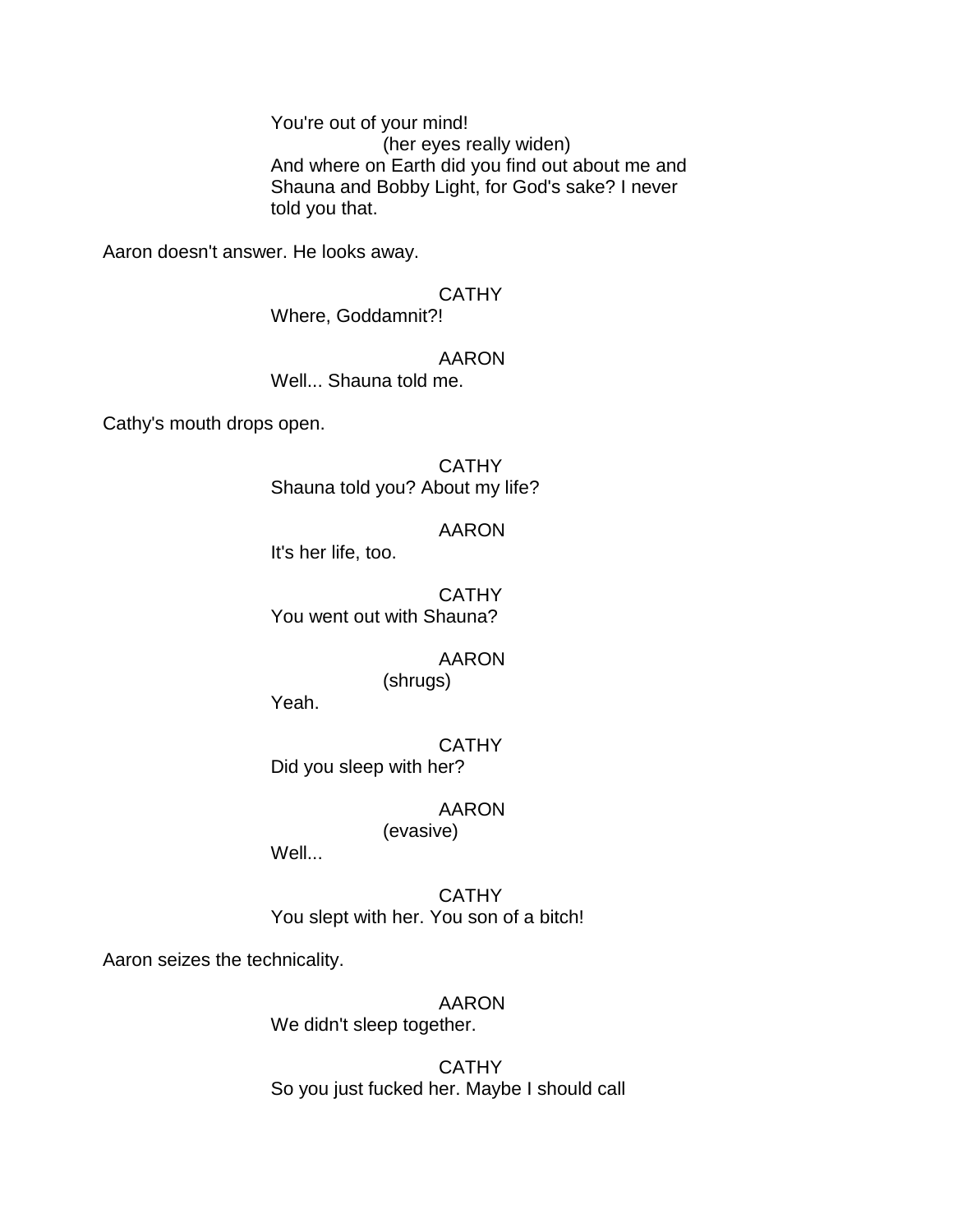You're out of your mind!

(her eyes really widen)

And where on Earth did you find out about me and Shauna and Bobby Light, for God's sake? I never told you that.

Aaron doesn't answer. He looks away.

CATHY

Where, Goddamnit?!

AARON

Well... Shauna told me.

Cathy's mouth drops open.

CATHY

Shauna told you? About my life?

AARON

It's her life, too.

CATHY

You went out with Shauna?

AARON

(shrugs)

Yeah.

CATHY

Did you sleep with her?

AARON

(evasive)

Well...

CATHY

You slept with her. You son of a bitch!

Aaron seizes the technicality.

AARON

We didn't sleep together.

CATHY

So you just fucked her. Maybe I should call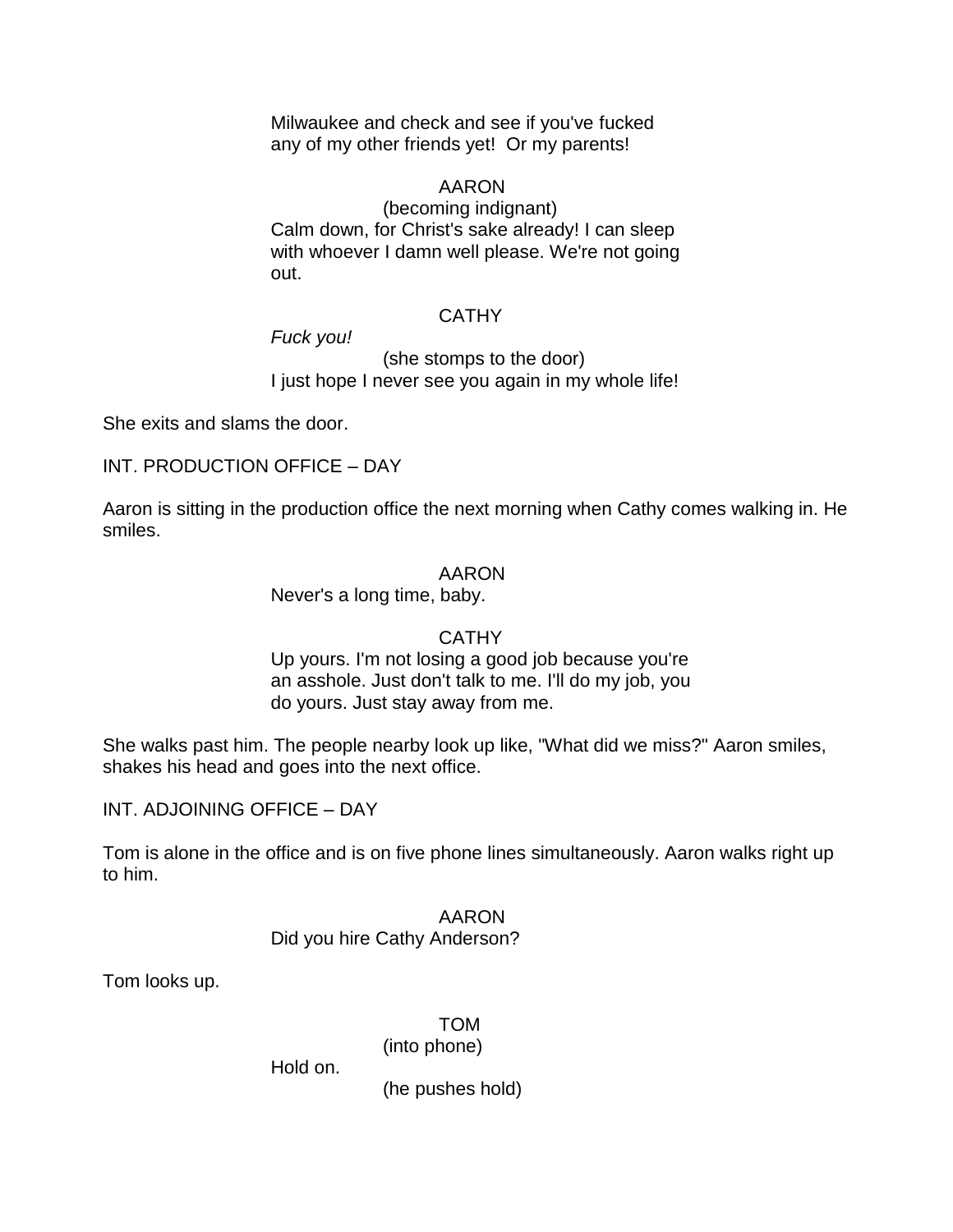Milwaukee and check and see if you've fucked any of my other friends yet!  Or my parents!

AARON
(becoming indignant)
Calm down, for Christ's sake already! I can sleep with whoever I damn well please. We're not going out.

CATHY
*Fuck you!*
(she stomps to the door)
I just hope I never see you again in my whole life!

She exits and slams the door.

INT. PRODUCTION OFFICE – DAY

Aaron is sitting in the production office the next morning when Cathy comes walking in. He smiles.

AARON
Never's a long time, baby.

CATHY
Up yours. I'm not losing a good job because you're an asshole. Just don't talk to me. I'll do my job, you do yours. Just stay away from me.

She walks past him. The people nearby look up like, "What did we miss?" Aaron smiles, shakes his head and goes into the next office.

INT. ADJOINING OFFICE – DAY

Tom is alone in the office and is on five phone lines simultaneously. Aaron walks right up to him.

AARON
Did you hire Cathy Anderson?

Tom looks up.

TOM
(into phone)
Hold on.
(he pushes hold)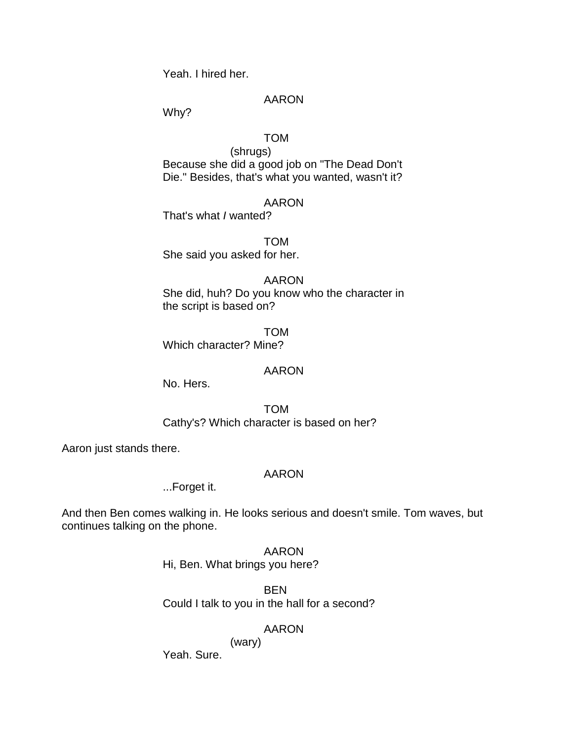Yeah. I hired her.

AARON

Why?

TOM

(shrugs)

Because she did a good job on "The Dead Don't Die." Besides, that's what you wanted, wasn't it?

AARON

That's what *I* wanted?

TOM

She said you asked for her.

AARON

She did, huh? Do you know who the character in the script is based on?

TOM

Which character? Mine?

AARON

No. Hers.

TOM

Cathy's? Which character is based on her?

Aaron just stands there.

AARON

...Forget it.

And then Ben comes walking in. He looks serious and doesn't smile. Tom waves, but continues talking on the phone.

AARON

Hi, Ben. What brings you here?

BEN

Could I talk to you in the hall for a second?

AARON

(wary)

Yeah. Sure.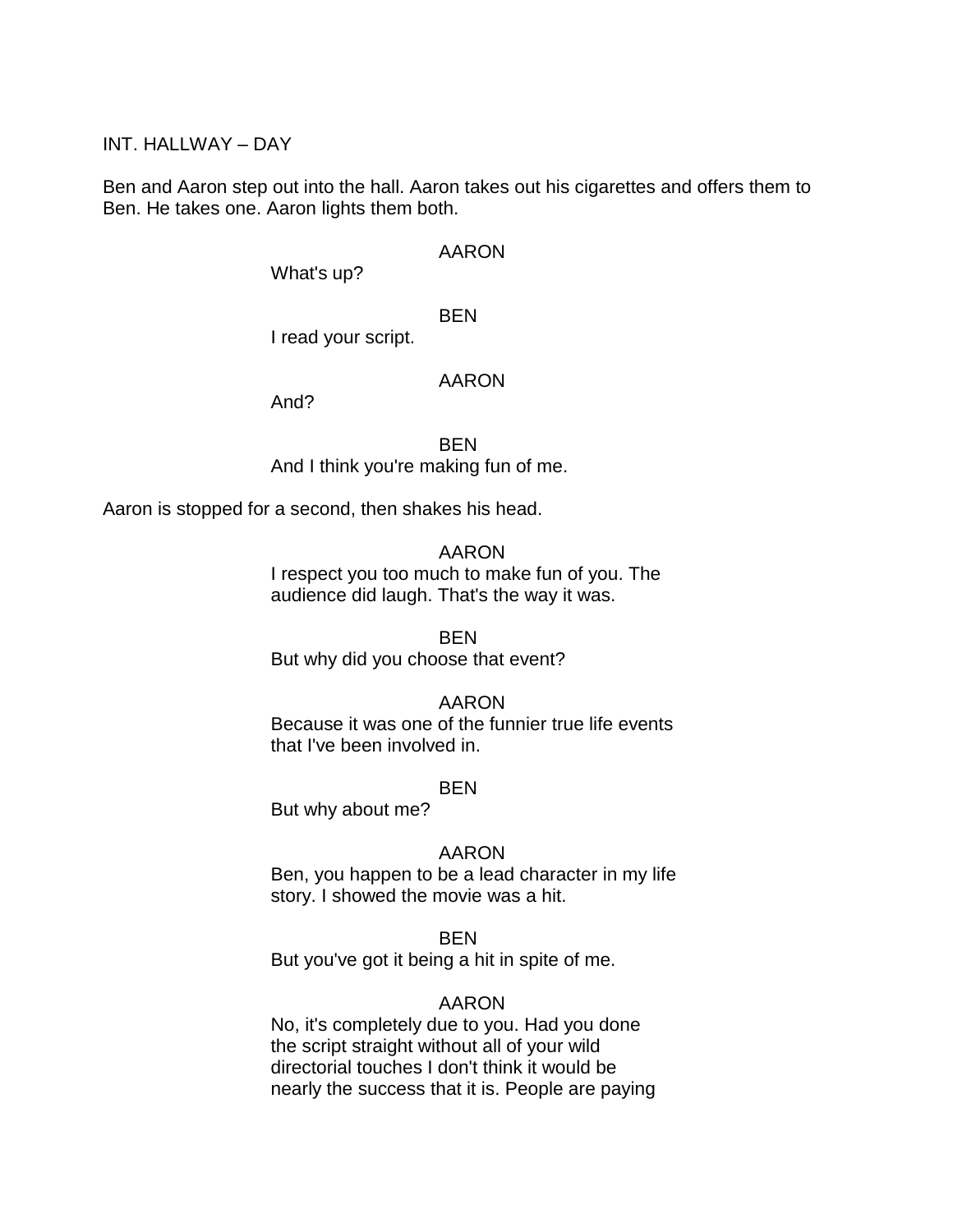INT. HALLWAY – DAY

Ben and Aaron step out into the hall. Aaron takes out his cigarettes and offers them to Ben. He takes one. Aaron lights them both.

AARON

What's up?

BEN

I read your script.

AARON

And?

BEN

And I think you're making fun of me.

Aaron is stopped for a second, then shakes his head.

AARON

I respect you too much to make fun of you. The audience did laugh. That's the way it was.

BEN

But why did you choose that event?

AARON

Because it was one of the funnier true life events that I've been involved in.

BEN

But why about me?

AARON

Ben, you happen to be a lead character in my life story. I showed the movie was a hit.

BEN

But you've got it being a hit in spite of me.

AARON

No, it's completely due to you. Had you done the script straight without all of your wild directorial touches I don't think it would be nearly the success that it is. People are paying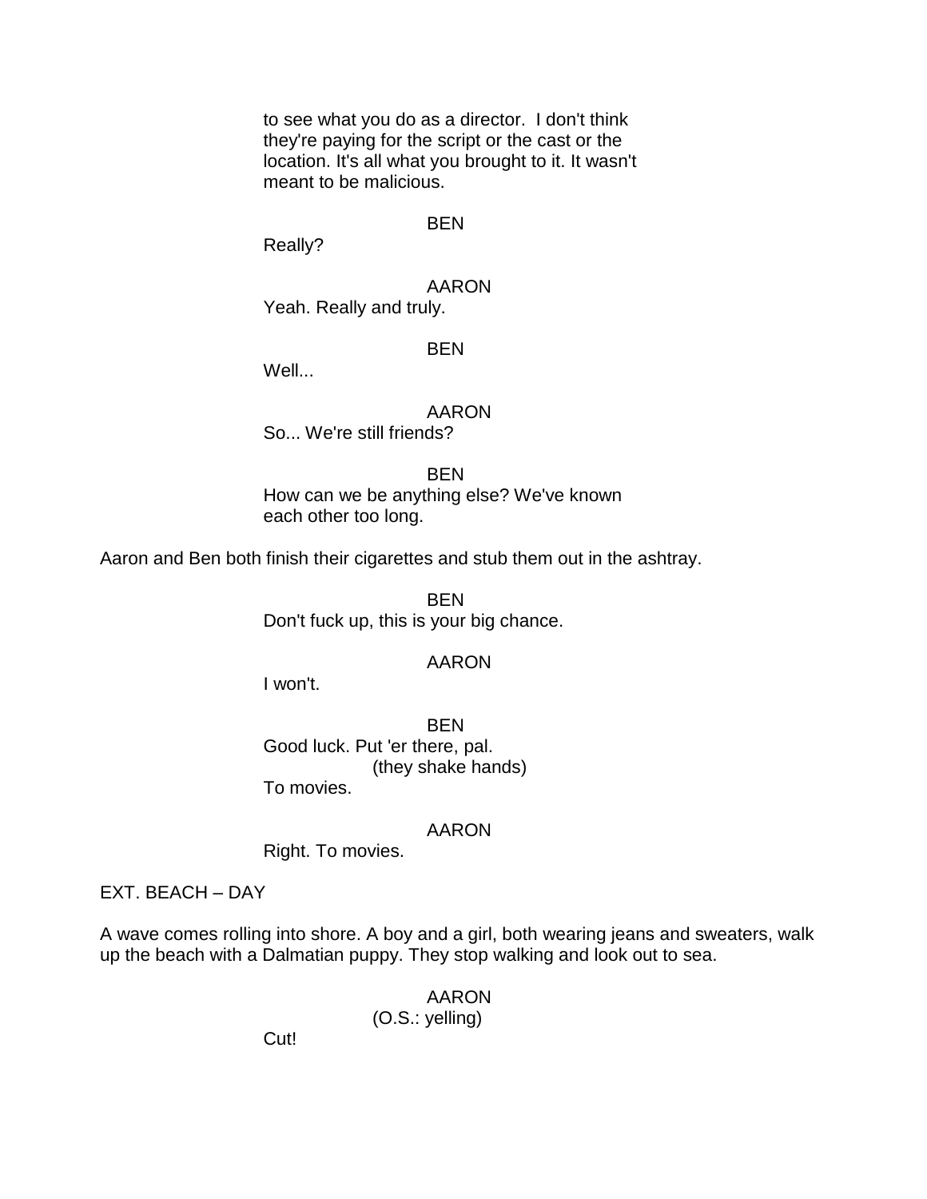to see what you do as a director. I don't think they're paying for the script or the cast or the location. It's all what you brought to it. It wasn't meant to be malicious.

BEN

Really?

AARON

Yeah. Really and truly.

BEN

Well...

AARON

So... We're still friends?

BEN

How can we be anything else? We've known each other too long.

Aaron and Ben both finish their cigarettes and stub them out in the ashtray.

BEN

Don't fuck up, this is your big chance.

AARON

I won't.

BEN

Good luck. Put 'er there, pal.
(they shake hands)
To movies.

AARON

Right. To movies.

EXT. BEACH – DAY

A wave comes rolling into shore. A boy and a girl, both wearing jeans and sweaters, walk up the beach with a Dalmatian puppy. They stop walking and look out to sea.

AARON
(O.S.: yelling)

Cut!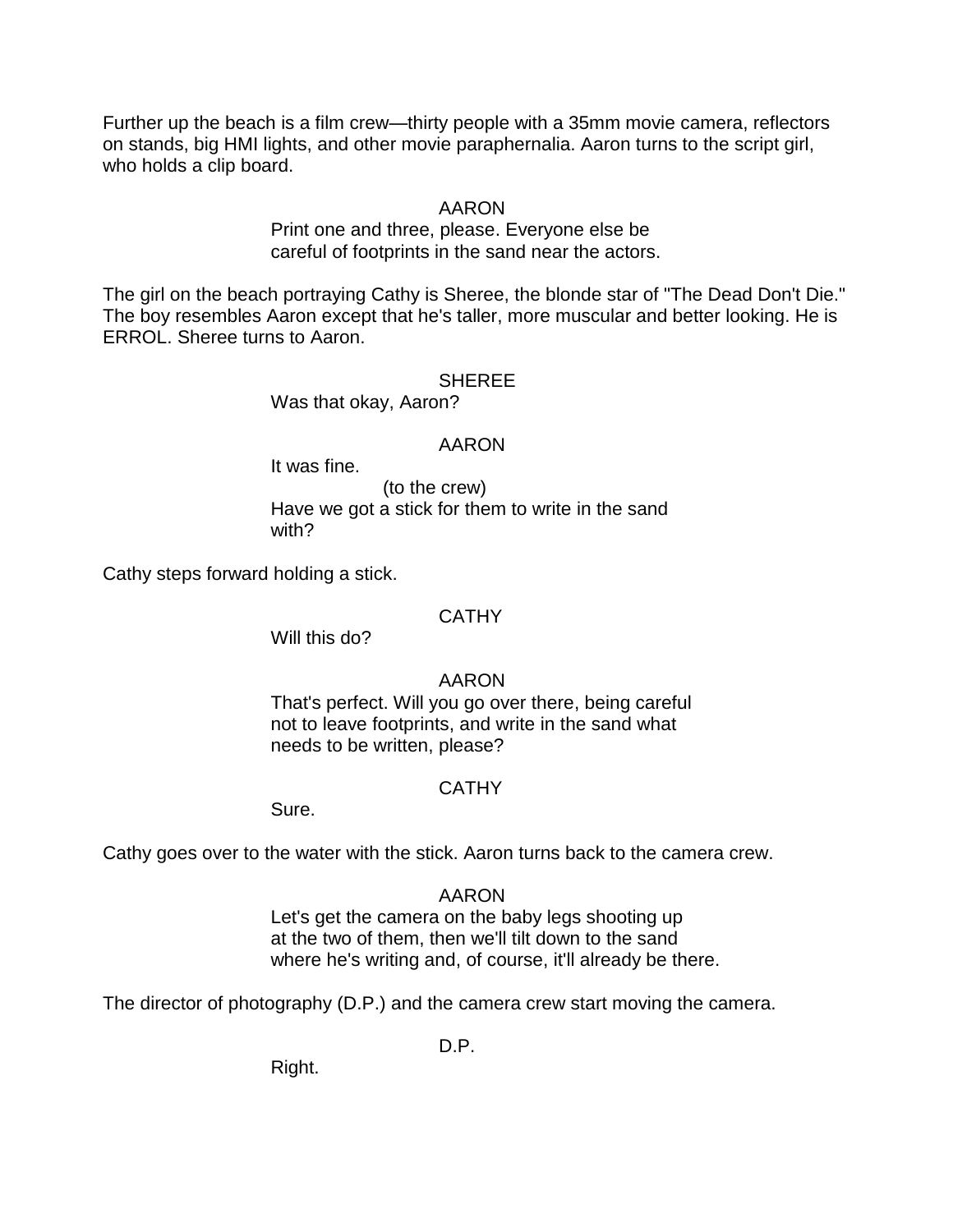Further up the beach is a film crew—thirty people with a 35mm movie camera, reflectors on stands, big HMI lights, and other movie paraphernalia. Aaron turns to the script girl, who holds a clip board.

AARON
Print one and three, please. Everyone else be careful of footprints in the sand near the actors.

The girl on the beach portraying Cathy is Sheree, the blonde star of "The Dead Don't Die." The boy resembles Aaron except that he's taller, more muscular and better looking. He is ERROL. Sheree turns to Aaron.

SHEREE
Was that okay, Aaron?

AARON
It was fine.
(to the crew)
Have we got a stick for them to write in the sand with?

Cathy steps forward holding a stick.

CATHY
Will this do?

AARON
That's perfect. Will you go over there, being careful not to leave footprints, and write in the sand what needs to be written, please?

CATHY
Sure.

Cathy goes over to the water with the stick. Aaron turns back to the camera crew.

AARON
Let's get the camera on the baby legs shooting up at the two of them, then we'll tilt down to the sand where he's writing and, of course, it'll already be there.

The director of photography (D.P.) and the camera crew start moving the camera.

D.P.
Right.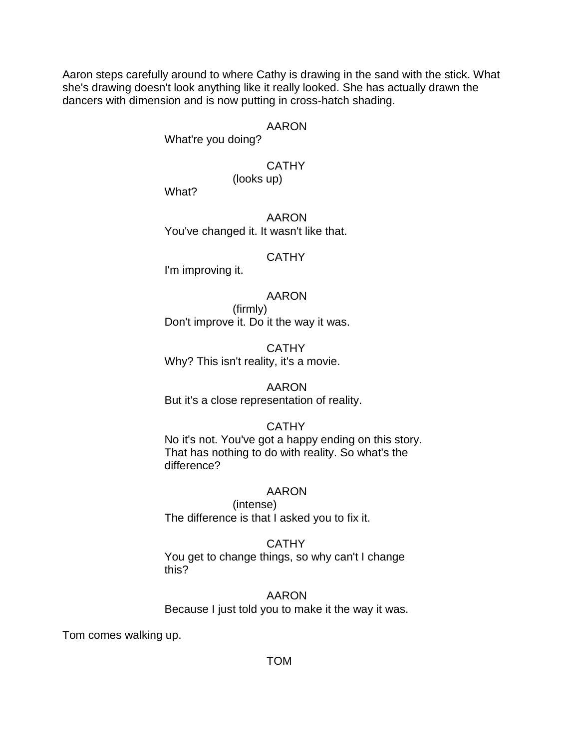Aaron steps carefully around to where Cathy is drawing in the sand with the stick. What she's drawing doesn't look anything like it really looked. She has actually drawn the dancers with dimension and is now putting in cross-hatch shading.

AARON
What're you doing?

CATHY
(looks up)
What?

AARON
You've changed it. It wasn't like that.

CATHY
I'm improving it.

AARON
(firmly)
Don't improve it. Do it the way it was.

CATHY
Why? This isn't reality, it's a movie.

AARON
But it's a close representation of reality.

CATHY
No it's not. You've got a happy ending on this story. That has nothing to do with reality. So what's the difference?

AARON
(intense)
The difference is that I asked you to fix it.

CATHY
You get to change things, so why can't I change this?

AARON
Because I just told you to make it the way it was.

Tom comes walking up.

TOM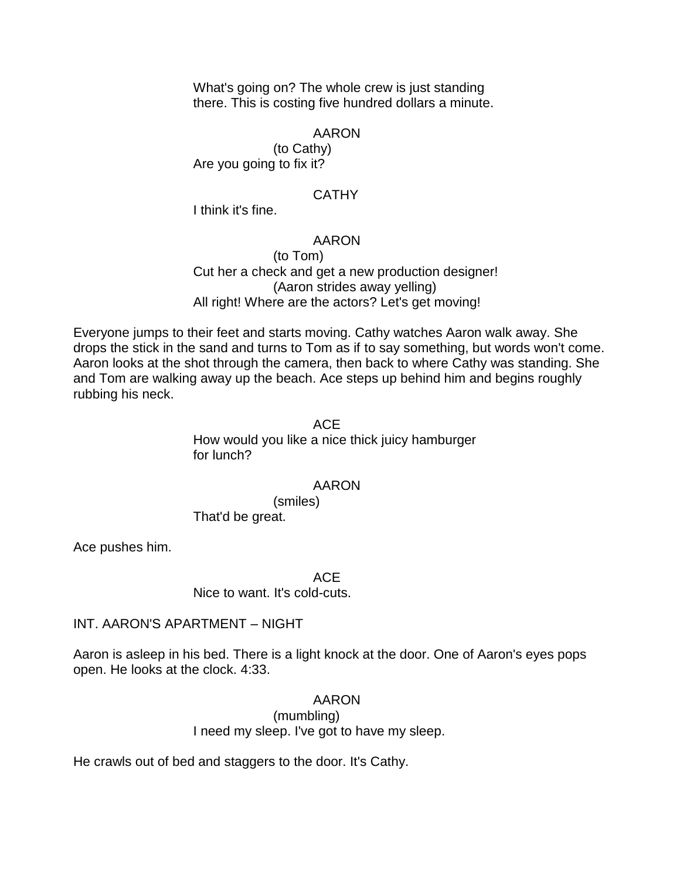What's going on? The whole crew is just standing there. This is costing five hundred dollars a minute.

AARON
(to Cathy)
Are you going to fix it?

CATHY
I think it's fine.

AARON
(to Tom)
Cut her a check and get a new production designer!
(Aaron strides away yelling)
All right! Where are the actors? Let's get moving!

Everyone jumps to their feet and starts moving. Cathy watches Aaron walk away. She drops the stick in the sand and turns to Tom as if to say something, but words won't come. Aaron looks at the shot through the camera, then back to where Cathy was standing. She and Tom are walking away up the beach. Ace steps up behind him and begins roughly rubbing his neck.

ACE
How would you like a nice thick juicy hamburger for lunch?

AARON
(smiles)
That'd be great.

Ace pushes him.

ACE
Nice to want. It's cold-cuts.

INT. AARON'S APARTMENT – NIGHT

Aaron is asleep in his bed. There is a light knock at the door. One of Aaron's eyes pops open. He looks at the clock. 4:33.

AARON
(mumbling)
I need my sleep. I've got to have my sleep.

He crawls out of bed and staggers to the door. It's Cathy.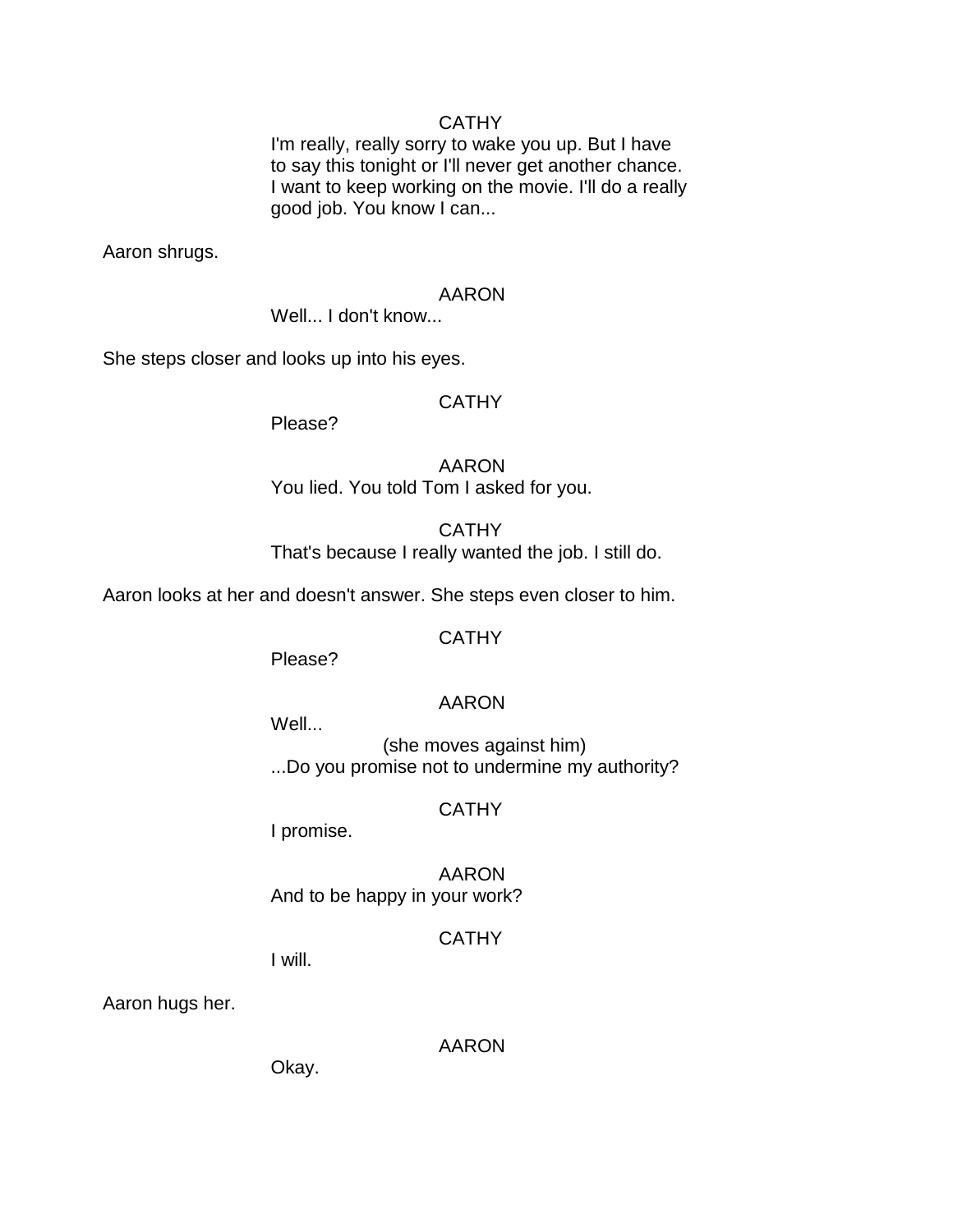CATHY

I'm really, really sorry to wake you up. But I have to say this tonight or I'll never get another chance. I want to keep working on the movie. I'll do a really good job. You know I can...

Aaron shrugs.

AARON

Well... I don't know...

She steps closer and looks up into his eyes.

CATHY

Please?

AARON

You lied. You told Tom I asked for you.

CATHY

That's because I really wanted the job. I still do.

Aaron looks at her and doesn't answer. She steps even closer to him.

CATHY

Please?

AARON

Well...

(she moves against him)

...Do you promise not to undermine my authority?

CATHY

I promise.

AARON

And to be happy in your work?

CATHY

I will.

Aaron hugs her.

AARON

Okay.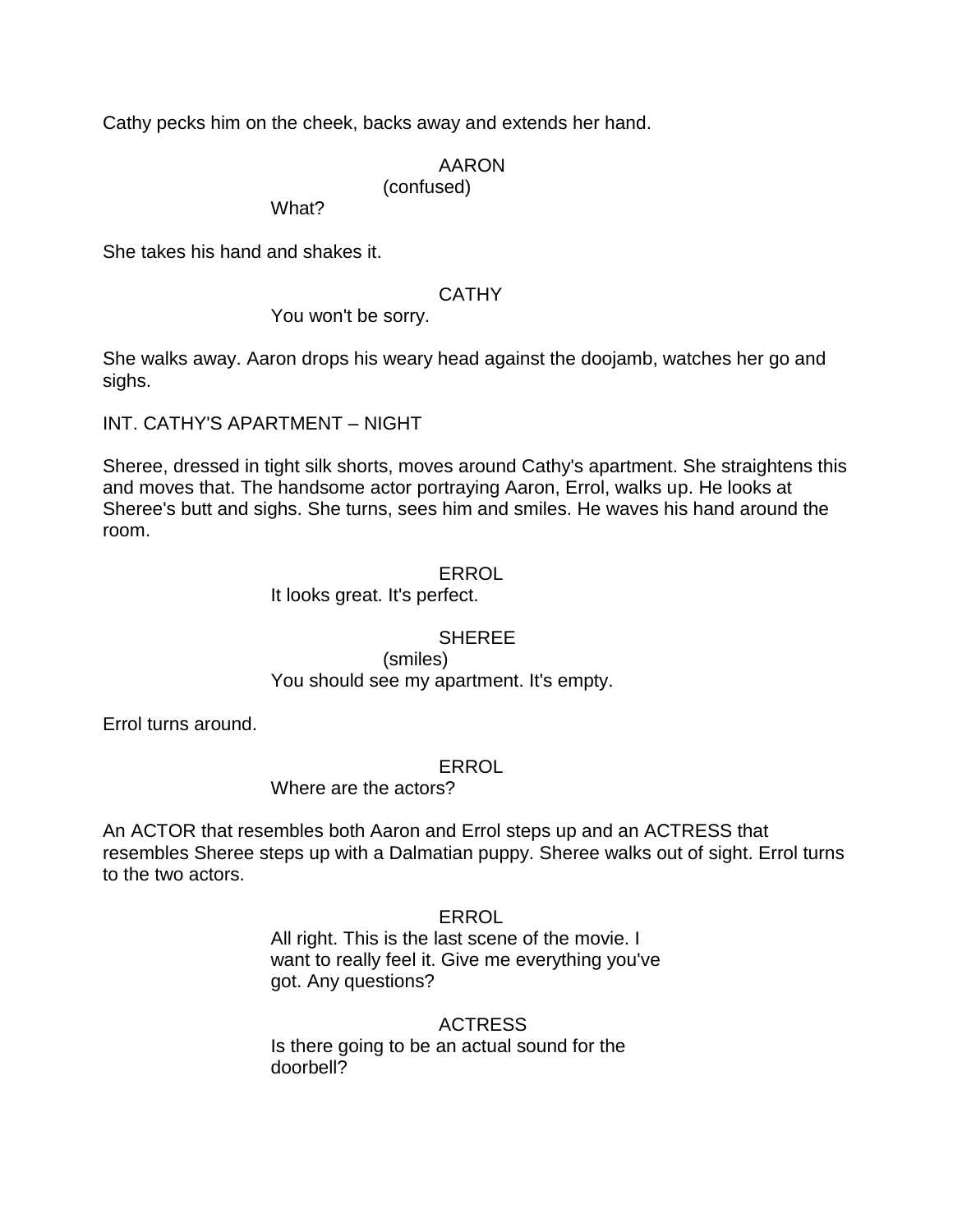Cathy pecks him on the cheek, backs away and extends her hand.

AARON
(confused)
What?

She takes his hand and shakes it.

CATHY
You won't be sorry.

She walks away. Aaron drops his weary head against the doojamb, watches her go and sighs.

INT. CATHY'S APARTMENT – NIGHT

Sheree, dressed in tight silk shorts, moves around Cathy's apartment. She straightens this and moves that. The handsome actor portraying Aaron, Errol, walks up. He looks at Sheree's butt and sighs. She turns, sees him and smiles. He waves his hand around the room.

ERROL
It looks great. It's perfect.

SHEREE
(smiles)
You should see my apartment. It's empty.

Errol turns around.

ERROL
Where are the actors?

An ACTOR that resembles both Aaron and Errol steps up and an ACTRESS that resembles Sheree steps up with a Dalmatian puppy. Sheree walks out of sight. Errol turns to the two actors.

ERROL
All right. This is the last scene of the movie. I want to really feel it. Give me everything you've got. Any questions?

ACTRESS
Is there going to be an actual sound for the doorbell?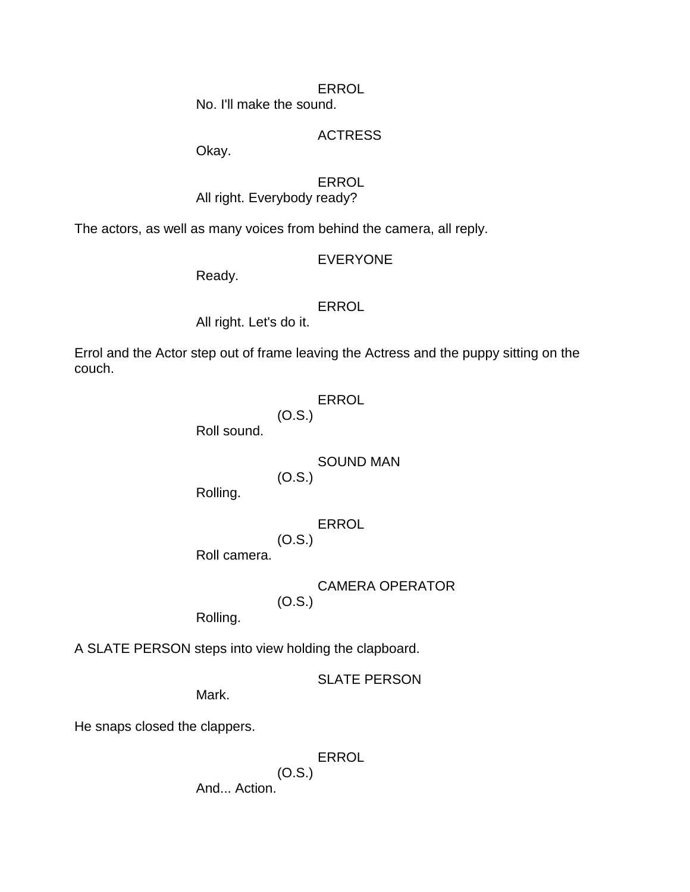ERROL

No. I'll make the sound.

ACTRESS

Okay.

ERROL

All right. Everybody ready?

The actors, as well as many voices from behind the camera, all reply.

EVERYONE

Ready.

ERROL

All right. Let's do it.

Errol and the Actor step out of frame leaving the Actress and the puppy sitting on the couch.

ERROL
(O.S.)

Roll sound.

SOUND MAN
(O.S.)

Rolling.

ERROL
(O.S.)

Roll camera.

CAMERA OPERATOR
(O.S.)

Rolling.

A SLATE PERSON steps into view holding the clapboard.

SLATE PERSON

Mark.

He snaps closed the clappers.

ERROL
(O.S.)

And... Action.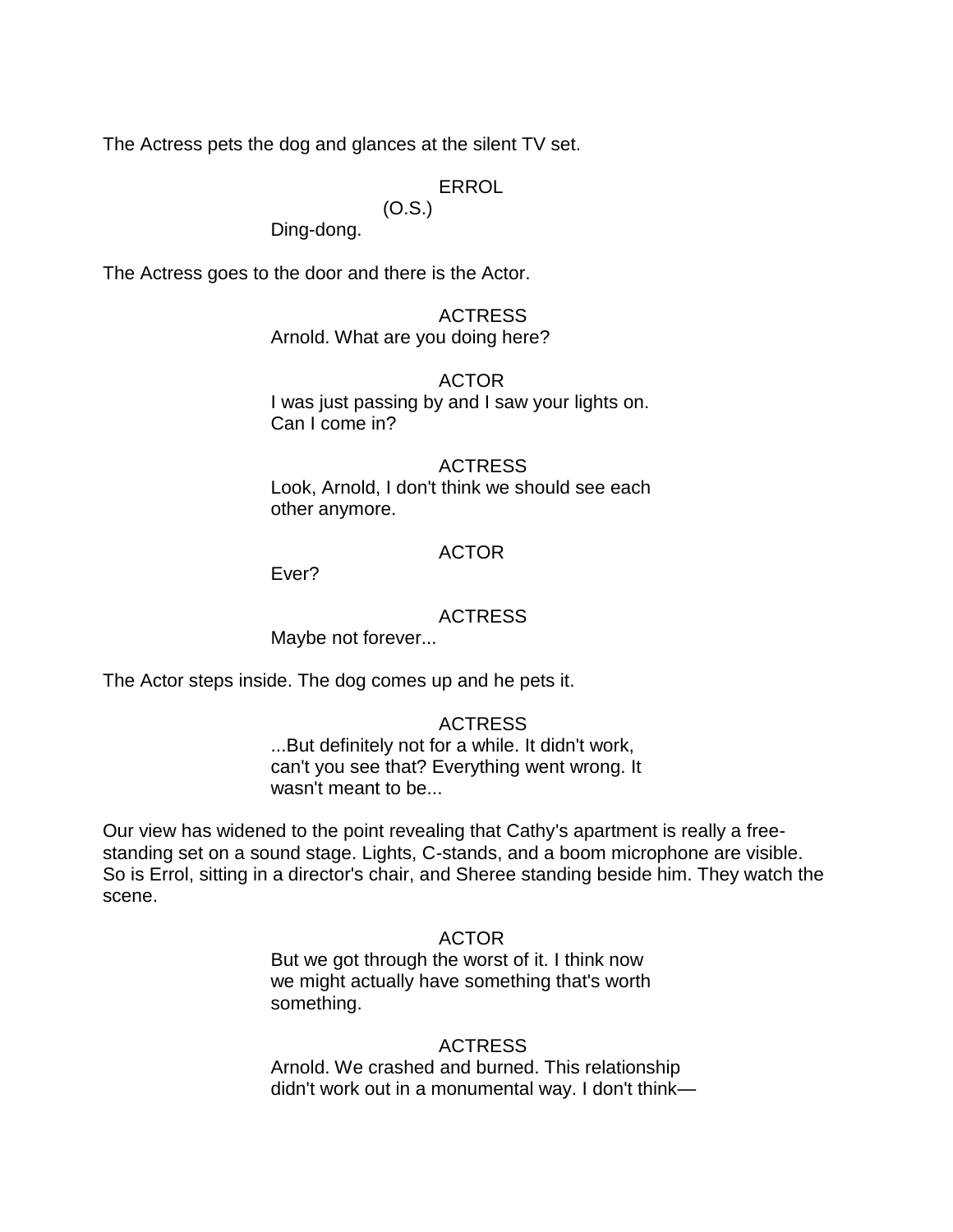The Actress pets the dog and glances at the silent TV set.

ERROL
(O.S.)
Ding-dong.

The Actress goes to the door and there is the Actor.

ACTRESS
Arnold. What are you doing here?

ACTOR
I was just passing by and I saw your lights on. Can I come in?

ACTRESS
Look, Arnold, I don't think we should see each other anymore.

ACTOR
Ever?

ACTRESS
Maybe not forever...

The Actor steps inside. The dog comes up and he pets it.

ACTRESS
...But definitely not for a while. It didn't work, can't you see that? Everything went wrong. It wasn't meant to be...

Our view has widened to the point revealing that Cathy's apartment is really a free-standing set on a sound stage. Lights, C-stands, and a boom microphone are visible. So is Errol, sitting in a director's chair, and Sheree standing beside him. They watch the scene.

ACTOR
But we got through the worst of it. I think now we might actually have something that's worth something.

ACTRESS
Arnold. We crashed and burned. This relationship didn't work out in a monumental way. I don't think—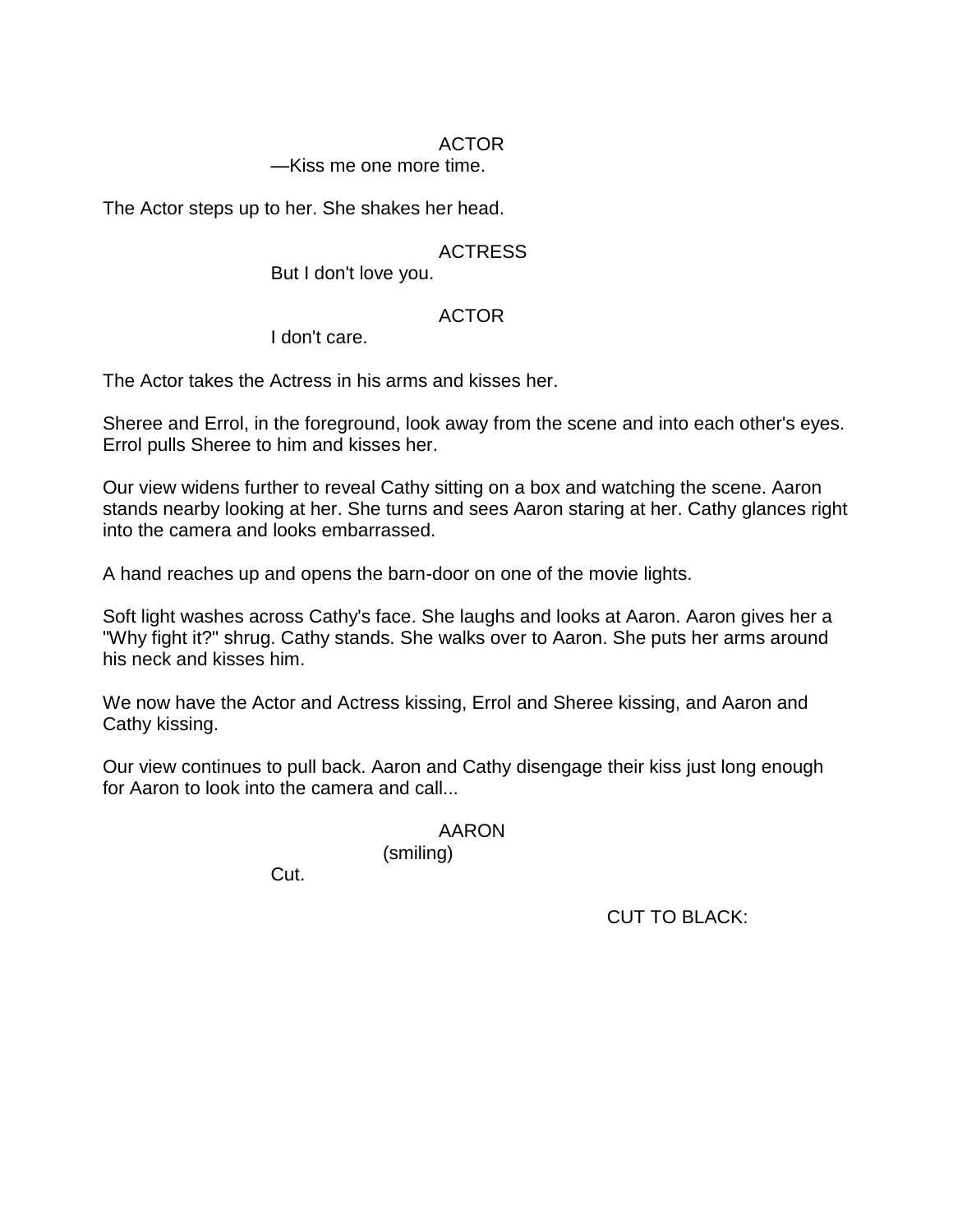ACTOR

—Kiss me one more time.

The Actor steps up to her. She shakes her head.

ACTRESS

But I don't love you.

ACTOR

I don't care.

The Actor takes the Actress in his arms and kisses her.

Sheree and Errol, in the foreground, look away from the scene and into each other's eyes. Errol pulls Sheree to him and kisses her.

Our view widens further to reveal Cathy sitting on a box and watching the scene. Aaron stands nearby looking at her. She turns and sees Aaron staring at her. Cathy glances right into the camera and looks embarrassed.

A hand reaches up and opens the barn-door on one of the movie lights.

Soft light washes across Cathy's face. She laughs and looks at Aaron. Aaron gives her a "Why fight it?" shrug. Cathy stands. She walks over to Aaron. She puts her arms around his neck and kisses him.

We now have the Actor and Actress kissing, Errol and Sheree kissing, and Aaron and Cathy kissing.

Our view continues to pull back. Aaron and Cathy disengage their kiss just long enough for Aaron to look into the camera and call...

AARON

(smiling)

Cut.

CUT TO BLACK: